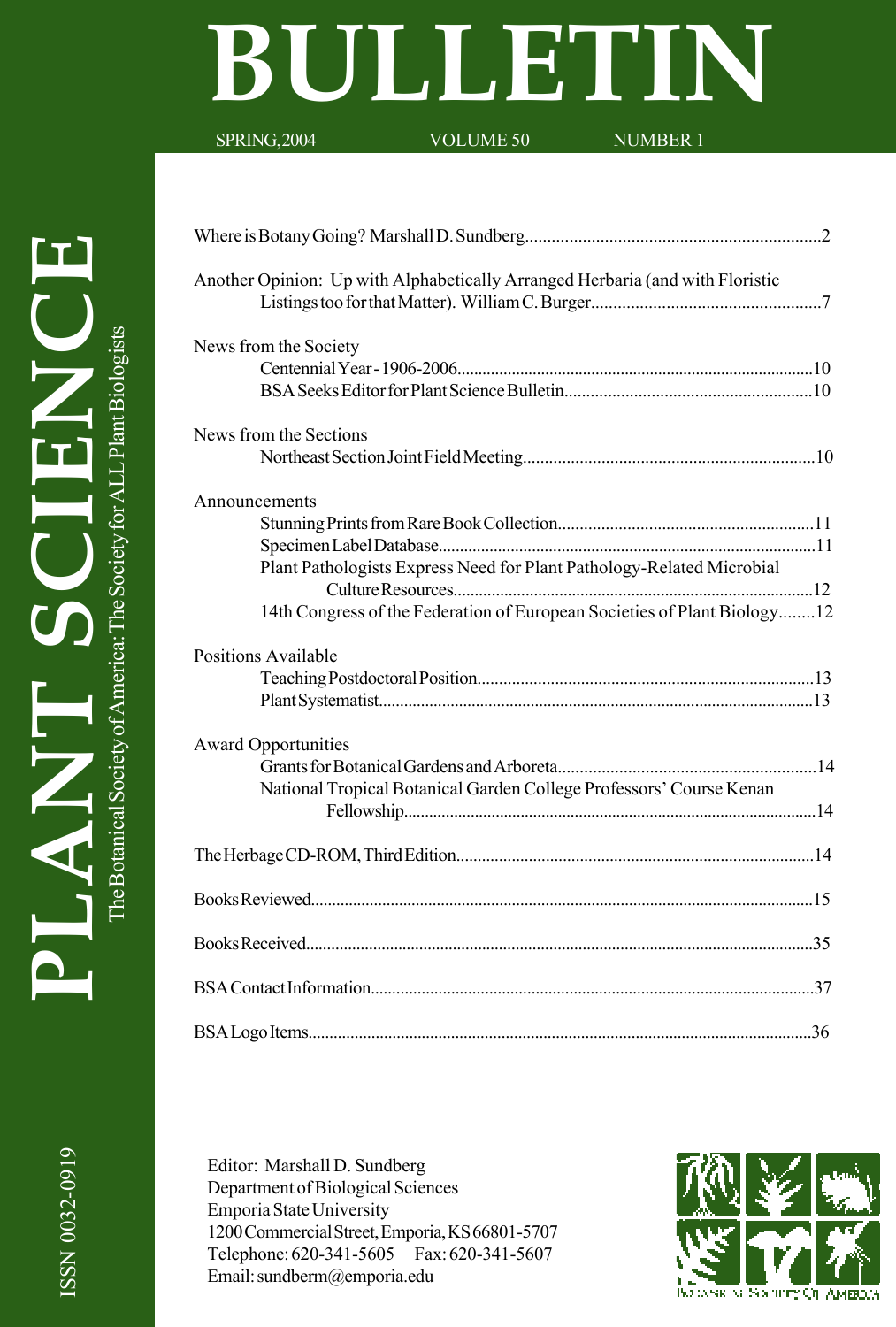# PLANT SCIENCE BULLETIN

The Botanical Society of America: The Society for ALL Plant Biologists

SPRING, 2004 VOLUME 50 NUMBER 1

Where is Botany Going? Marshall D. Sundberg....................2

Another Opinion: Up with Alphabetically Arranged Herbaria (and with Floristic Listings too for that Matter). William C. Burger....................7

News from the Society
- Centennial Year - 1906-2006....................10
- BSA Seeks Editor for Plant Science Bulletin....................10

News from the Sections
- Northeast Section Joint Field Meeting....................10

Announcements
- Stunning Prints from Rare Book Collection....................11
- Specimen Label Database....................11
- Plant Pathologists Express Need for Plant Pathology-Related Microbial Culture Resources....................12
- 14th Congress of the Federation of European Societies of Plant Biology........12

Positions Available
- Teaching Postdoctoral Position....................13
- Plant Systematist....................13

Award Opportunities
- Grants for Botanical Gardens and Arboreta....................14
- National Tropical Botanical Garden College Professors' Course Kenan Fellowship....................14

The Herbage CD-ROM, Third Edition....................14

Books Reviewed....................15

Books Received....................35

BSA Contact Information....................37

BSA Logo Items....................36

Editor: Marshall D. Sundberg
Department of Biological Sciences
Emporia State University
1200 Commercial Street, Emporia, KS 66801-5707
Telephone: 620-341-5605 Fax: 620-341-5607
Email: sundberm@emporia.edu

ISSN 0032-0919

Botanical Society of America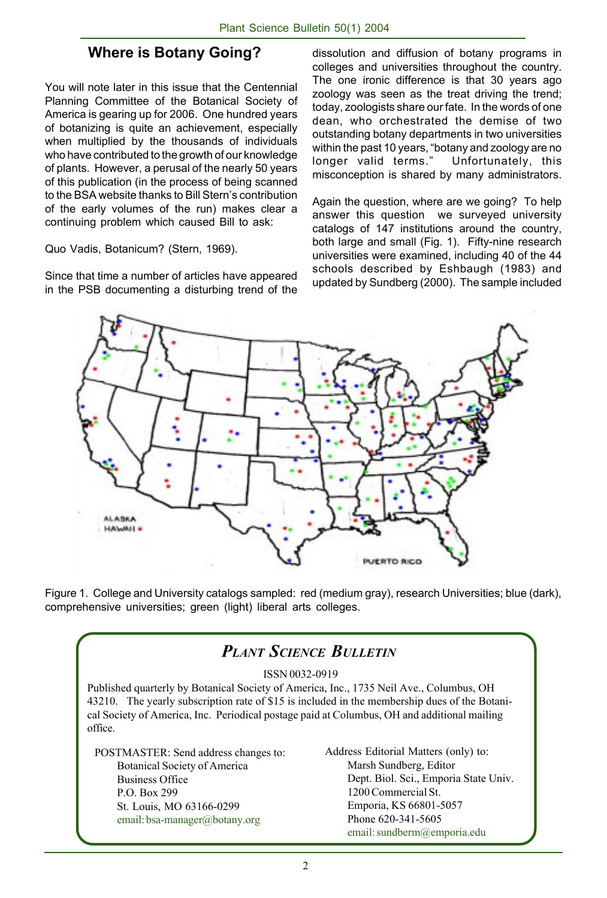## Where is Botany Going?

You will note later in this issue that the Centennial Planning Committee of the Botanical Society of America is gearing up for 2006. One hundred years of botanizing is quite an achievement, especially when multiplied by the thousands of individuals who have contributed to the growth of our knowledge of plants. However, a perusal of the nearly 50 years of this publication (in the process of being scanned to the BSA website thanks to Bill Stern's contribution of the early volumes of the run) makes clear a continuing problem which caused Bill to ask:

Quo Vadis, Botanicum? (Stern, 1969).

Since that time a number of articles have appeared in the PSB documenting a disturbing trend of the dissolution and diffusion of botany programs in colleges and universities throughout the country. The one ironic difference is that 30 years ago zoology was seen as the treat driving the trend; today, zoologists share our fate. In the words of one dean, who orchestrated the demise of two outstanding botany departments in two universities within the past 10 years, "botany and zoology are no longer valid terms." Unfortunately, this misconception is shared by many administrators.

Again the question, where are we going? To help answer this question we surveyed university catalogs of 147 institutions around the country, both large and small (Fig. 1). Fifty-nine research universities were examined, including 40 of the 44 schools described by Eshbaugh (1983) and updated by Sundberg (2000). The sample included

Figure 1. College and University catalogs sampled: red (medium gray), research Universities; blue (dark), comprehensive universities; green (light) liberal arts colleges.

### *Plant Science Bulletin*

ISSN 0032-0919

Published quarterly by Botanical Society of America, Inc., 1735 Neil Ave., Columbus, OH 43210. The yearly subscription rate of $15 is included in the membership dues of the Botanical Society of America, Inc. Periodical postage paid at Columbus, OH and additional mailing office.

POSTMASTER: Send address changes to:
Botanical Society of America
Business Office
P.O. Box 299
St. Louis, MO 63166-0299
email: bsa-manager@botany.org

Address Editorial Matters (only) to:
Marsh Sundberg, Editor
Dept. Biol. Sci., Emporia State Univ.
1200 Commercial St.
Emporia, KS 66801-5057
Phone 620-341-5605
email: sundberm@emporia.edu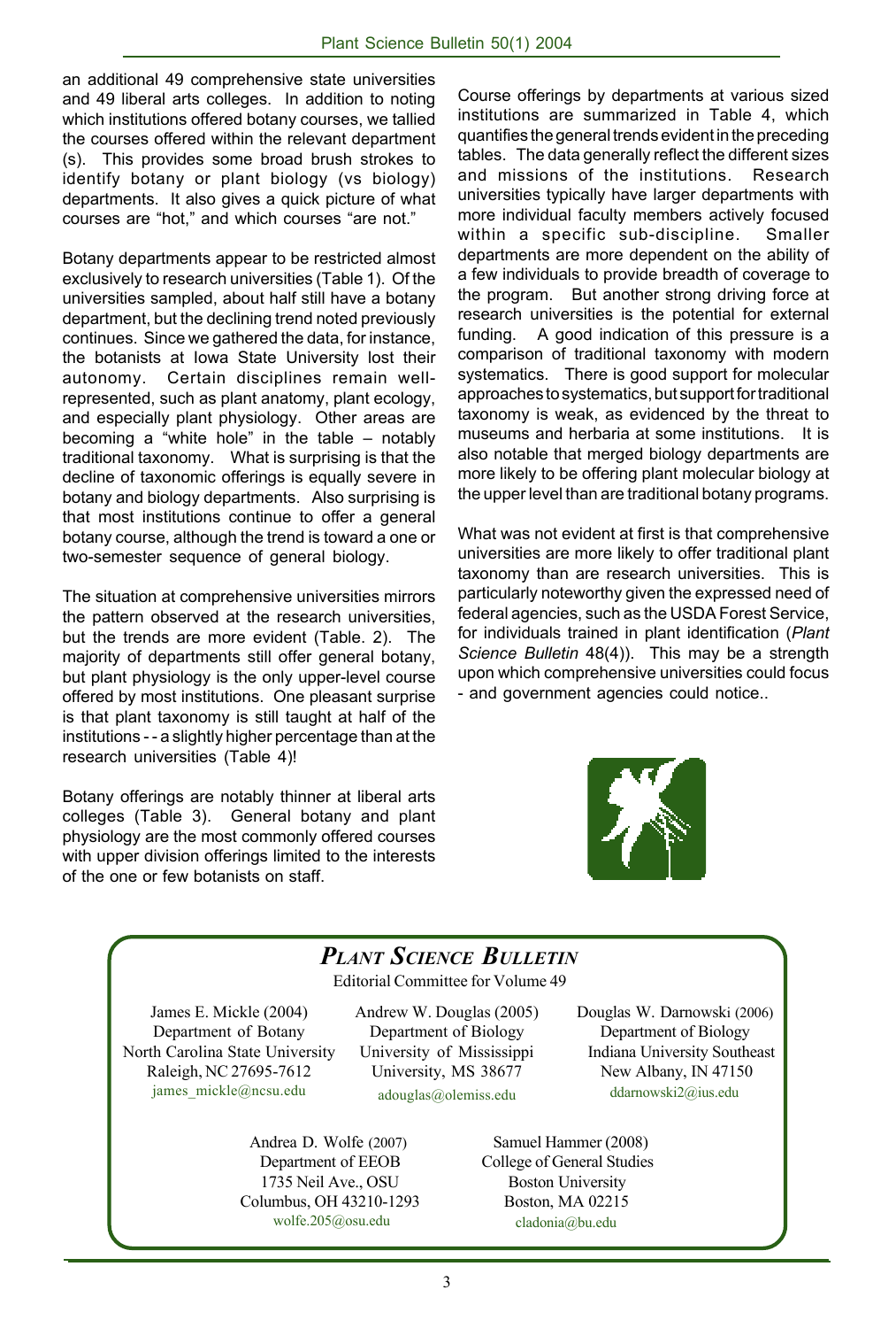an additional 49 comprehensive state universities and 49 liberal arts colleges. In addition to noting which institutions offered botany courses, we tallied the courses offered within the relevant department (s). This provides some broad brush strokes to identify botany or plant biology (vs biology) departments. It also gives a quick picture of what courses are "hot," and which courses "are not."

Botany departments appear to be restricted almost exclusively to research universities (Table 1). Of the universities sampled, about half still have a botany department, but the declining trend noted previously continues. Since we gathered the data, for instance, the botanists at Iowa State University lost their autonomy. Certain disciplines remain well-represented, such as plant anatomy, plant ecology, and especially plant physiology. Other areas are becoming a "white hole" in the table – notably traditional taxonomy. What is surprising is that the decline of taxonomic offerings is equally severe in botany and biology departments. Also surprising is that most institutions continue to offer a general botany course, although the trend is toward a one or two-semester sequence of general biology.

The situation at comprehensive universities mirrors the pattern observed at the research universities, but the trends are more evident (Table. 2). The majority of departments still offer general botany, but plant physiology is the only upper-level course offered by most institutions. One pleasant surprise is that plant taxonomy is still taught at half of the institutions - - a slightly higher percentage than at the research universities (Table 4)!

Botany offerings are notably thinner at liberal arts colleges (Table 3). General botany and plant physiology are the most commonly offered courses with upper division offerings limited to the interests of the one or few botanists on staff.

Course offerings by departments at various sized institutions are summarized in Table 4, which quantifies the general trends evident in the preceding tables. The data generally reflect the different sizes and missions of the institutions. Research universities typically have larger departments with more individual faculty members actively focused within a specific sub-discipline. Smaller departments are more dependent on the ability of a few individuals to provide breadth of coverage to the program. But another strong driving force at research universities is the potential for external funding. A good indication of this pressure is a comparison of traditional taxonomy with modern systematics. There is good support for molecular approaches to systematics, but support for traditional taxonomy is weak, as evidenced by the threat to museums and herbaria at some institutions. It is also notable that merged biology departments are more likely to be offering plant molecular biology at the upper level than are traditional botany programs.

What was not evident at first is that comprehensive universities are more likely to offer traditional plant taxonomy than are research universities. This is particularly noteworthy given the expressed need of federal agencies, such as the USDA Forest Service, for individuals trained in plant identification (*Plant Science Bulletin* 48(4)). This may be a strength upon which comprehensive universities could focus - and government agencies could notice..

## *PLANT SCIENCE BULLETIN*

Editorial Committee for Volume 49

James E. Mickle (2004)
Department of Botany
North Carolina State University
Raleigh, NC 27695-7612
james_mickle@ncsu.edu

Andrew W. Douglas (2005)
Department of Biology
University of Mississippi
University, MS 38677
adouglas@olemiss.edu

Douglas W. Darnowski (2006)
Department of Biology
Indiana University Southeast
New Albany, IN 47150
ddarnowski2@ius.edu

Andrea D. Wolfe (2007)
Department of EEOB
1735 Neil Ave., OSU
Columbus, OH 43210-1293
wolfe.205@osu.edu

Samuel Hammer (2008)
College of General Studies
Boston University
Boston, MA 02215
cladonia@bu.edu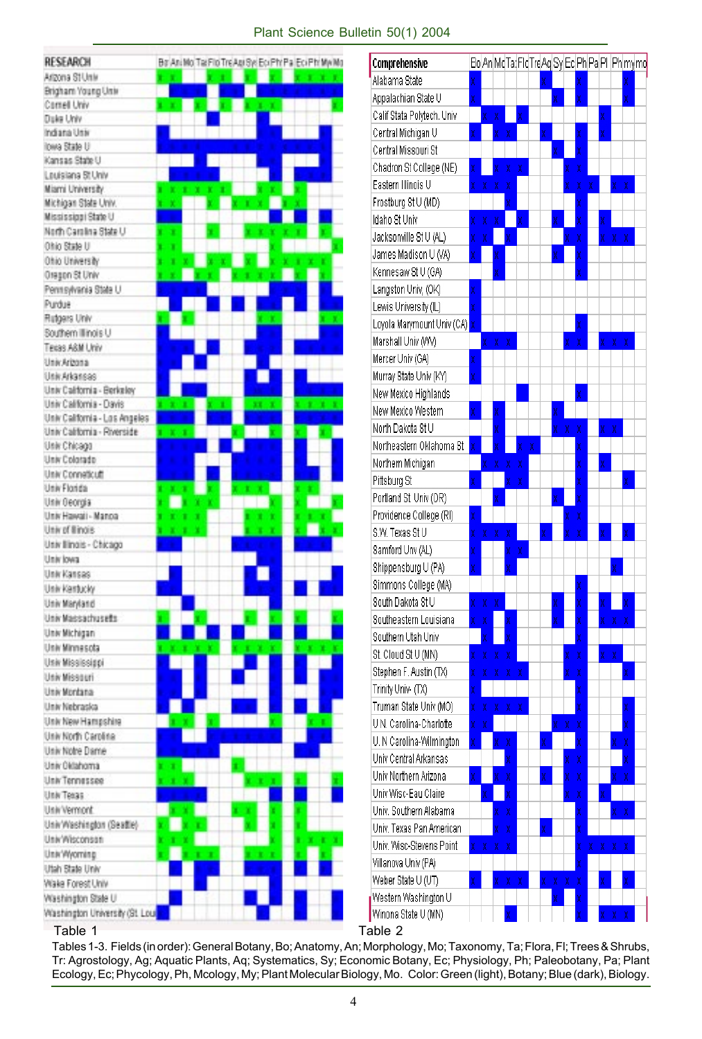| RESEARCH |
|---|
| Arizona St Univ |
| Brigham Young Univ |
| Cornell Univ |
| Duke Univ |
| Indiana Univ |
| Iowa State U |
| Kansas State U |
| Louisiana St Univ |
| Miami University |
| Michigan State Univ. |
| Mississippi State U |
| North Carolina State U |
| Ohio State U |
| Ohio University |
| Oregon St Univ |
| Pennsylvania State U |
| Purdue |
| Rutgers Univ |
| Southern Illinois U |
| Texas A&M Univ |
| Univ Arizona |
| Univ Arkansas |
| Univ California - Berkeley |
| Univ California - Davis |
| Univ California - Los Angeles |
| Univ California - Riverside |
| Univ Chicago |
| Univ Colorado |
| Univ Connecticut |
| Univ Florida |
| Univ Georgia |
| Univ Hawaii - Manoa |
| Univ of Illinois |
| Univ Illinois - Chicago |
| Univ Iowa |
| Univ Kansas |
| Univ Kentucky |
| Univ Maryland |
| Univ Massachusetts |
| Univ Michigan |
| Univ Minnesota |
| Univ Mississippi |
| Univ Missouri |
| Univ Montana |
| Univ Nebraska |
| Univ New Hampshire |
| Univ North Carolina |
| Univ Notre Dame |
| Univ Oklahoma |
| Univ Tennessee |
| Univ Texas |
| Univ Vermont |
| Univ Washington (Seattle) |
| Univ Wisconsin |
| Univ Wyoming |
| Utah State Univ |
| Wake Forest Univ |
| Washington State U |
| Washington University (St. Lou |

Table 1

| Comprehensive |
|---|
| Alabama State |
| Appalachian State U |
| Calif Stata Polytech. Univ |
| Central Michigan U |
| Central Missouri St |
| Chadron St College (NE) |
| Eastern Illinois U |
| Frostburg St U (MD) |
| Idaho St Univ |
| Jacksonville St U (AL) |
| James Madison U (VA) |
| Kennesaw St U (GA) |
| Langston Univ. (OK) |
| Lewis University (IL) |
| Loyola Marymount Univ (CA) |
| Marshall Univ (WV) |
| Mercer Univ (GA) |
| Murray State Univ (KY) |
| New Mexico Highlands |
| New Mexico Western |
| North Dakota St U |
| Northeastern Oklahoma St |
| Northern Michigan |
| Pittsburg St |
| Portland St Univ (OR) |
| Providence College (RI) |
| S.W. Texas St U |
| Samford Univ (AL) |
| Shippensburg U (PA) |
| Simmons College (MA) |
| South Dakota St U |
| Southeastern Louisiana |
| Southern Utah Univ |
| St Cloud St U (MN) |
| Stephen F. Austin (TX) |
| Trinity Univ- (TX) |
| Truman State Univ (MO) |
| U.N. Carolina-Charlotte |
| U. N Carolina-Wilmington |
| Univ Central Arkansas |
| Univ Northern Arizona |
| Univ Wisc-Eau Claire |
| Univ. Southern Alabama |
| Univ. Texas Pan American |
| Univ. Wisc-Stevens Point |
| Villanova Univ (PA) |
| Weber State U (UT) |
| Western Washington U |
| Winona State U (MN) |

Table 2

Tables 1-3. Fields (in order): General Botany, Bo; Anatomy, An; Morphology, Mo; Taxonomy, Ta; Flora, Fl; Trees & Shrubs, Tr: Agrostology, Ag; Aquatic Plants, Aq; Systematics, Sy; Economic Botany, Ec; Physiology, Ph; Paleobotany, Pa; Plant Ecology, Ec; Phycology, Ph, Mcology, My; Plant Molecular Biology, Mo. Color: Green (light), Botany; Blue (dark), Biology.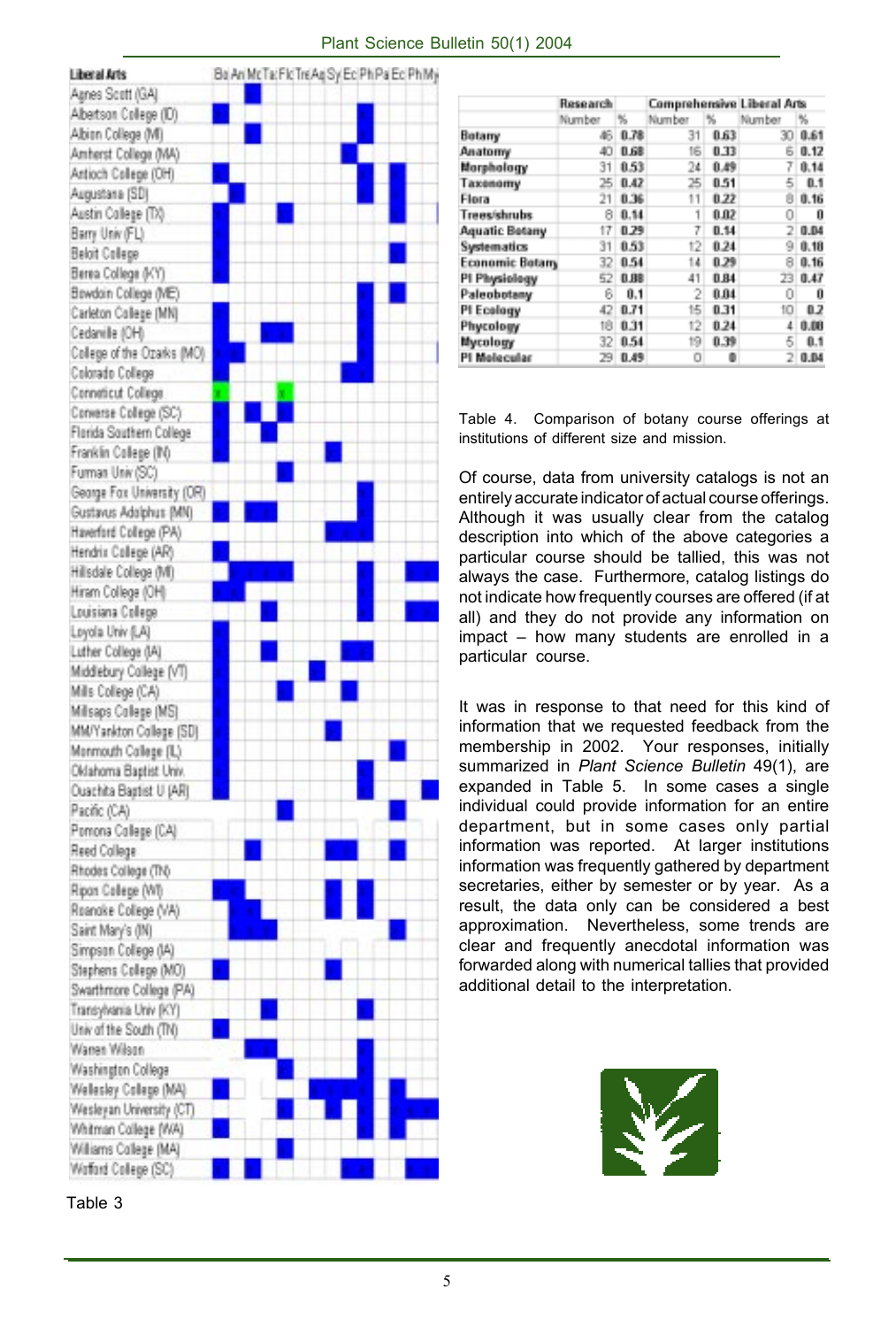| Liberal Arts | Bo | An | Mo | Ta | Fl | Tr | Aq | Sy | Ec | Ph | Pa | Ec | Ph | My |
|---|---|---|---|---|---|---|---|---|---|---|---|---|---|---|
| Agnes Scott (GA) | | | X | | | | | | | | | | | |
| Albertson College (ID) | X | | | | | | | | | X | | | | |
| Albion College (MI) | | | X | | | | | | | X | | | | |
| Amherst College (MA) | | | | | | | | | X | X | | | | |
| Antioch College (OH) | X | | | | | | | | | X | | X | | |
| Augustana (SD) | | X | | | | | | | | X | | X | | |
| Austin College (TX) | X | | | | X | | | | | X | | | | |
| Barry Univ (FL) | X | | | | | | | | | X | | | | |
| Beloit College | X | | | | | | | | | | | X | | |
| Berea College (KY) | X | | | | | | | | | X | | | | |
| Bowdoin College (ME) | | | | | | | | | | X | | X | | |
| Carleton College (MN) | X | | | | | | | | | X | | | | |
| Cedarville (OH) | X | | | X | X | | | | | | | | | |
| College of the Ozarks (MO) | X | X | | | | | | | | X | | | | |
| Colorado College | | | | | | | | | X | X | | | | |
| Connecticut College | X | | | | X | | | | | | | | | |
| Converse College (SC) | X | | X | | X | | | | | | | | | |
| Florida Southern College | X | | | X | | | | | | | | | | |
| Franklin College (IN) | X | | | | | | | X | | | | | | |
| Furman Univ (SC) | | | | | X | | | | | | | | | |
| George Fox University (OR) | | | | | | | | | | X | | | | |
| Gustavus Adolphus (MN) | X | | X | X | | | | | | X | | | | |
| Haverford College (PA) | | | | | | | | X | X | X | | | | |
| Hendrix College (AR) | X | | | | | | | | | X | | | | |
| Hillsdale College (MI) | | X | X | X | X | | | | | X | | | X | X |
| Hiram College (OH) | X | X | | | | | | | | X | | | | |
| Louisiana College | | | | X | | | | | | X | | | X | X |
| Loyola Univ (LA) | X | | | | | | | | | X | | | | |
| Luther College (IA) | X | | | X | | | | | | X | X | | | |
| Middlebury College (VT) | X | | | | | | X | | | X | | | | |
| Mills College (CA) | X | | | | X | | | | X | | | | | |
| Millsaps College (MS) | X | | | | | | | | | X | | | | |
| MM/Yankton College (SD) | X | | | | | | | X | | | | | | |
| Monmouth College (IL) | X | | | | | | | | | | | X | | |
| Oklahoma Baptist Univ. | X | | | | | | | | | X | | | | |
| Ouachita Baptist U (AR) | X | | | | | | | | | X | | | | X |
| Pacific (CA) | | | | | X | | | | | | | X | | |
| Pomona College (CA) | | | | | | | | | | X | | | | |
| Reed College | | | X | | | | | X | X | | | X | | |
| Rhodes College (TN) | | | | | | | | | | X | | | | |
| Ripon College (WI) | X | X | | | | | | X | | X | | | | |
| Roanoke College (VA) | | X | | | | | | X | | X | | | | |
| Saint Mary's (IN) | | X | X | X | | | | | | | | X | | |
| Simpson College (IA) | | | | | | | | | | X | | | | |
| Stephens College (MO) | X | | | | | | | X | | | | | | |
| Swarthmore College (PA) | | | | | | | | | | X | | | | |
| Transylvania Univ (KY) | | | | X | | | | | | X | | | | |
| Univ of the South (TN) | X | | | | | | | | | | | | | |
| Warren Wilson | | | X | X | | | | | | X | | | | |
| Washington College | | | | | X | | | | | X | | | | |
| Wellesley College (MA) | X | | | | X | | X | X | X | X | | | | |
| Wesleyan University (CT) | | | | | X | | | | | X | | | X | X |
| Whitman College (WA) | X | | | | | | | | | X | | | | |
| Williams College (MA) | | | | | X | | | | | | | | | |
| Wofford College (SC) | X | | X | | | | | | | X | X | | X | X |

Table 3

| | Research | | Comprehensive | | Liberal Arts | |
|---|---|---|---|---|---|---|
| | Number | % | Number | % | Number | % |
| **Botany** | 46 | **0.78** | 31 | **0.63** | 30 | **0.61** |
| **Anatomy** | 40 | **0.68** | 16 | **0.33** | 6 | **0.12** |
| **Morphology** | 31 | **0.53** | 24 | **0.49** | 7 | **0.14** |
| **Taxonomy** | 25 | **0.42** | 25 | **0.51** | 5 | **0.1** |
| **Flora** | 21 | **0.36** | 11 | **0.22** | 8 | **0.16** |
| **Trees/shrubs** | 8 | **0.14** | 1 | **0.02** | 0 | **0** |
| **Aquatic Botany** | 17 | **0.29** | 7 | **0.14** | 2 | **0.04** |
| **Systematics** | 31 | **0.53** | 12 | **0.24** | 9 | **0.18** |
| **Economic Botany** | 32 | **0.54** | 14 | **0.29** | 8 | **0.16** |
| **Pl Physiology** | 52 | **0.88** | 41 | **0.84** | 23 | **0.47** |
| **Paleobotany** | 6 | **0.1** | 2 | **0.04** | 0 | **0** |
| **Pl Ecology** | 42 | **0.71** | 15 | **0.31** | 10 | **0.2** |
| **Phycology** | 18 | **0.31** | 12 | **0.24** | 4 | **0.08** |
| **Mycology** | 32 | **0.54** | 19 | **0.39** | 5 | **0.1** |
| **Pl Molecular** | 29 | **0.49** | 0 | **0** | 2 | **0.04** |

Table 4. Comparison of botany course offerings at institutions of different size and mission.

Of course, data from university catalogs is not an entirely accurate indicator of actual course offerings. Although it was usually clear from the catalog description into which of the above categories a particular course should be tallied, this was not always the case. Furthermore, catalog listings do not indicate how frequently courses are offered (if at all) and they do not provide any information on impact – how many students are enrolled in a particular course.

It was in response to that need for this kind of information that we requested feedback from the membership in 2002. Your responses, initially summarized in *Plant Science Bulletin* 49(1), are expanded in Table 5. In some cases a single individual could provide information for an entire department, but in some cases only partial information was reported. At larger institutions information was frequently gathered by department secretaries, either by semester or by year. As a result, the data only can be considered a best approximation. Nevertheless, some trends are clear and frequently anecdotal information was forwarded along with numerical tallies that provided additional detail to the interpretation.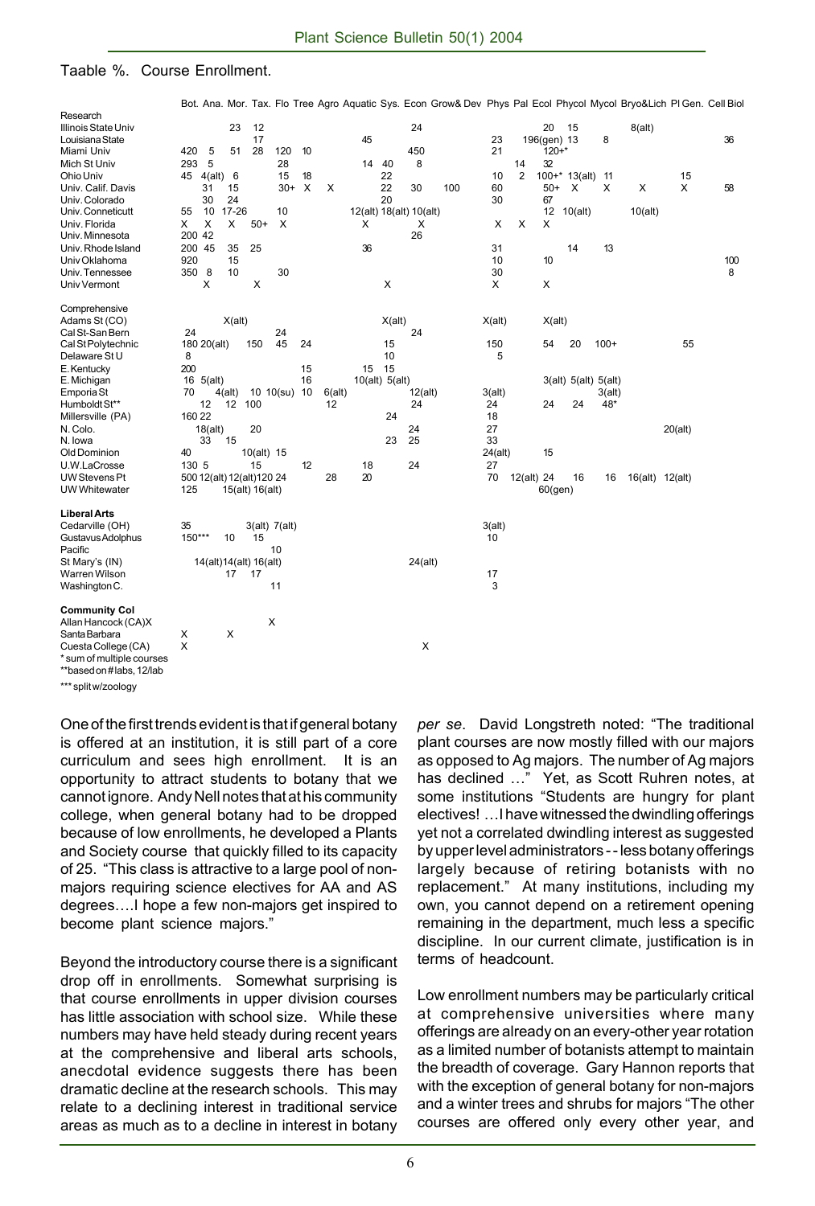Taable %. Course Enrollment.

| | Bot. | Ana. | Mor. | Tax. | Flo | Tree | Agro | Aquatic | Sys. | Econ | Grow& Dev | Phys | Pal | Ecol | Phycol | Mycol | Bryo&Lich | Pl Gen. | Cell Biol |
|---|---|---|---|---|---|---|---|---|---|---|---|---|---|---|---|---|---|---|---|
| **Research** | | | | | | | | | | | | | | | | | | | |
| Illinois State Univ | | | 23 | 12 | | | | | | 24 | | | | 20 | 15 | | 8(alt) | | |
| Louisiana State | | | 17 | | | | | 45 | | | | 23 | | 196(gen) | 13 | 8 | | | 36 |
| Miami Univ | 420 | 5 | 51 | 28 | 120 | 10 | | | | 450 | | 21 | | 120+* | | | | | |
| Mich St Univ | 293 | 5 | | | 28 | | | 14 | 40 | 8 | | | 14 | 32 | | | | | |
| Ohio Univ | 45 | 4(alt) | 6 | | 15 | 18 | | | 22 | | | 10 | 2 | 100+* | 13(alt) | 11 | | 15 | |
| Univ. Calif. Davis | | 31 | 15 | | 30+ | X | X | | 22 | 30 | 100 | 60 | | 50+ | X | X | X | X | 58 |
| Univ. Colorado | | 30 | 24 | | | | | | 20 | | | 30 | | 67 | | | | | |
| Univ. Conneticutt | 55 | 10 | 17-26 | | 10 | | | 12(alt) | 18(alt) | 10(alt) | | | | 12 | 10(alt) | | 10(alt) | | |
| Univ. Florida | X | X | X | 50+ | X | | | X | | X | | X | X | X | | | | | |
| Univ. Minnesota | 200 | 42 | | | | | | | | 26 | | | | | | | | | |
| Univ. Rhode Island | 200 | 45 | 35 | 25 | | | | 36 | | | | 31 | | | 14 | 13 | | | |
| Univ Oklahoma | 920 | | 15 | | | | | | | | | 10 | | 10 | | | | | 100 |
| Univ. Tennessee | 350 | 8 | 10 | | 30 | | | | | | | 30 | | | | | | | 8 |
| Univ Vermont | | X | | X | | | | | X | | | X | | X | | | | | |
| **Comprehensive** | | | | | | | | | | | | | | | | | | | |
| Adams St (CO) | | | X(alt) | | | | | | X(alt) | | | X(alt) | | X(alt) | | | | | |
| Cal St-San Bern | 24 | | | 24 | | | | | | 24 | | | | | | | | | |
| Cal St Polytechnic | 180 | 20(alt) | | 150 | 45 | 24 | | | 15 | | | 150 | | 54 | 20 | 100+ | | 55 | |
| Delaware St U | 8 | | | | | | | | 10 | | | 5 | | | | | | | |
| E. Kentucky | 200 | | | | | 15 | | 15 | 15 | | | | | | | | | | |
| E. Michigan | 16 | 5(alt) | | | | 16 | | 10(alt) | 5(alt) | | | | | 3(alt) | 5(alt) | 5(alt) | | | |
| Emporia St | 70 | | 4(alt) | 10 | 10(su) | 10 | 6(alt) | | | 12(alt) | | 3(alt) | | | | 3(alt) | | | |
| Humboldt St** | | 12 | 12 | 100 | | | 12 | | | 24 | | 24 | | 24 | 24 | 48* | | | |
| Millersville (PA) | 160 | 22 | | | | | | | 24 | | | 18 | | | | | | | |
| N. Colo. | | 18(alt) | | 20 | | | | | | 24 | | 27 | | | | | | 20(alt) | |
| N. Iowa | | 33 | 15 | | | | | | 23 | 25 | | 33 | | | | | | | |
| Old Dominion | 40 | | | 10(alt) | 15 | | | | | | | 24(alt) | | 15 | | | | | |
| U.W.LaCrosse | 130 | 5 | | 15 | | 12 | | 18 | | 24 | | 27 | | | | | | | |
| UW Stevens Pt | 500 | 12(alt) | 12(alt) | 120 | 24 | | 28 | 20 | | | | 70 | 12(alt) | 24<br>60(gen) | 16 | 16 | 16(alt) | 12(alt) | |
| UW Whitewater | 125 | | 15(alt) | 16(alt) | | | | | | | | | | | | | | | |
| **Liberal Arts** | | | | | | | | | | | | | | | | | | | |
| Cedarville (OH) | 35 | | | 3(alt) | 7(alt) | | | | | | | 3(alt) | | | | | | | |
| Gustavus Adolphus | 150*** | 10 | 15 | | | | | | | | | 10 | | | | | | | |
| Pacific | | | | | 10 | | | | | | | | | | | | | | |
| St Mary's (IN) | 14(alt) | 14(alt) | 16(alt) | | | | | | | 24(alt) | | | | | | | | | |
| Warren Wilson | | | 17 | 17 | | | | | | | | 17 | | | | | | | |
| Washington C. | | | | | 11 | | | | | | | 3 | | | | | | | |
| **Community Col** | | | | | | | | | | | | | | | | | | | |
| Allan Hancock (CA)X | | | | | X | | | | | | | | | | | | | | |
| Santa Barbara | X | | X | | | | | | | | | | | | | | | | |
| Cuesta College (CA) | X | | | | | | | | | X | | | | | | | | | |

\* sum of multiple courses
\*\*based on # labs, 12/lab
\*\*\* split w/zoology

One of the first trends evident is that if general botany is offered at an institution, it is still part of a core curriculum and sees high enrollment. It is an opportunity to attract students to botany that we cannot ignore. Andy Nell notes that at his community college, when general botany had to be dropped because of low enrollments, he developed a Plants and Society course that quickly filled to its capacity of 25. "This class is attractive to a large pool of non-majors requiring science electives for AA and AS degrees….I hope a few non-majors get inspired to become plant science majors."

Beyond the introductory course there is a significant drop off in enrollments. Somewhat surprising is that course enrollments in upper division courses has little association with school size. While these numbers may have held steady during recent years at the comprehensive and liberal arts schools, anecdotal evidence suggests there has been dramatic decline at the research schools. This may relate to a declining interest in traditional service areas as much as to a decline in interest in botany *per se*. David Longstreth noted: "The traditional plant courses are now mostly filled with our majors as opposed to Ag majors. The number of Ag majors has declined …" Yet, as Scott Ruhren notes, at some institutions "Students are hungry for plant electives! …I have witnessed the dwindling offerings yet not a correlated dwindling interest as suggested by upper level administrators -- less botany offerings largely because of retiring botanists with no replacement." At many institutions, including my own, you cannot depend on a retirement opening remaining in the department, much less a specific discipline. In our current climate, justification is in terms of headcount.

Low enrollment numbers may be particularly critical at comprehensive universities where many offerings are already on an every-other year rotation as a limited number of botanists attempt to maintain the breadth of coverage. Gary Hannon reports that with the exception of general botany for non-majors and a winter trees and shrubs for majors "The other courses are offered only every other year, and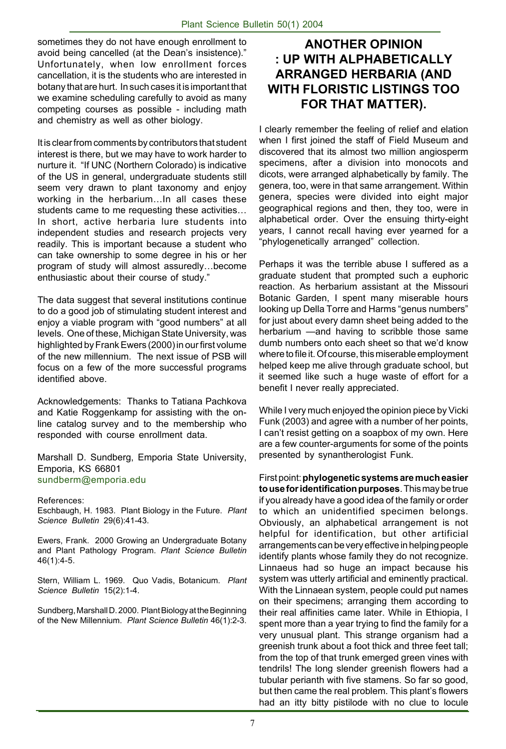sometimes they do not have enough enrollment to avoid being cancelled (at the Dean's insistence)." Unfortunately, when low enrollment forces cancellation, it is the students who are interested in botany that are hurt. In such cases it is important that we examine scheduling carefully to avoid as many competing courses as possible - including math and chemistry as well as other biology.

It is clear from comments by contributors that student interest is there, but we may have to work harder to nurture it. "If UNC (Northern Colorado) is indicative of the US in general, undergraduate students still seem very drawn to plant taxonomy and enjoy working in the herbarium…In all cases these students came to me requesting these activities… In short, active herbaria lure students into independent studies and research projects very readily. This is important because a student who can take ownership to some degree in his or her program of study will almost assuredly…become enthusiastic about their course of study."

The data suggest that several institutions continue to do a good job of stimulating student interest and enjoy a viable program with "good numbers" at all levels. One of these, Michigan State University, was highlighted by Frank Ewers (2000) in our first volume of the new millennium. The next issue of PSB will focus on a few of the more successful programs identified above.

Acknowledgements: Thanks to Tatiana Pachkova and Katie Roggenkamp for assisting with the on-line catalog survey and to the membership who responded with course enrollment data.

Marshall D. Sundberg, Emporia State University, Emporia, KS 66801
sundberm@emporia.edu

References:

Eschbaugh, H. 1983. Plant Biology in the Future. *Plant Science Bulletin* 29(6):41-43.

Ewers, Frank. 2000 Growing an Undergraduate Botany and Plant Pathology Program. *Plant Science Bulletin* 46(1):4-5.

Stern, William L. 1969. Quo Vadis, Botanicum. *Plant Science Bulletin* 15(2):1-4.

Sundberg, Marshall D. 2000. Plant Biology at the Beginning of the New Millennium. *Plant Science Bulletin* 46(1):2-3.

## ANOTHER OPINION : UP WITH ALPHABETICALLY ARRANGED HERBARIA (AND WITH FLORISTIC LISTINGS TOO FOR THAT MATTER).

I clearly remember the feeling of relief and elation when I first joined the staff of Field Museum and discovered that its almost two million angiosperm specimens, after a division into monocots and dicots, were arranged alphabetically by family. The genera, too, were in that same arrangement. Within genera, species were divided into eight major geographical regions and then, they too, were in alphabetical order. Over the ensuing thirty-eight years, I cannot recall having ever yearned for a "phylogenetically arranged" collection.

Perhaps it was the terrible abuse I suffered as a graduate student that prompted such a euphoric reaction. As herbarium assistant at the Missouri Botanic Garden, I spent many miserable hours looking up Della Torre and Harms "genus numbers" for just about every damn sheet being added to the herbarium —and having to scribble those same dumb numbers onto each sheet so that we'd know where to file it. Of course, this miserable employment helped keep me alive through graduate school, but it seemed like such a huge waste of effort for a benefit I never really appreciated.

While I very much enjoyed the opinion piece by Vicki Funk (2003) and agree with a number of her points, I can't resist getting on a soapbox of my own. Here are a few counter-arguments for some of the points presented by synantherologist Funk.

First point: **phylogenetic systems are much easier to use for identification purposes**. This may be true if you already have a good idea of the family or order to which an unidentified specimen belongs. Obviously, an alphabetical arrangement is not helpful for identification, but other artificial arrangements can be very effective in helping people identify plants whose family they do not recognize. Linnaeus had so huge an impact because his system was utterly artificial and eminently practical. With the Linnaean system, people could put names on their specimens; arranging them according to their real affinities came later. While in Ethiopia, I spent more than a year trying to find the family for a very unusual plant. This strange organism had a greenish trunk about a foot thick and three feet tall; from the top of that trunk emerged green vines with tendrils! The long slender greenish flowers had a tubular perianth with five stamens. So far so good, but then came the real problem. This plant's flowers had an itty bitty pistilode with no clue to locule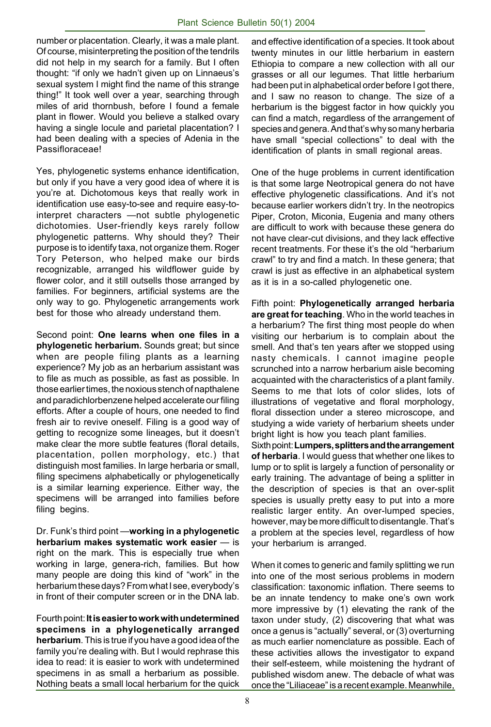number or placentation. Clearly, it was a male plant. Of course, misinterpreting the position of the tendrils did not help in my search for a family. But I often thought: "if only we hadn't given up on Linnaeus's sexual system I might find the name of this strange thing!" It took well over a year, searching through miles of arid thornbush, before I found a female plant in flower. Would you believe a stalked ovary having a single locule and parietal placentation? I had been dealing with a species of Adenia in the Passifloraceae!

Yes, phylogenetic systems enhance identification, but only if you have a very good idea of where it is you're at. Dichotomous keys that really work in identification use easy-to-see and require easy-to-interpret characters —not subtle phylogenetic dichotomies. User-friendly keys rarely follow phylogenetic patterns. Why should they? Their purpose is to identify taxa, not organize them. Roger Tory Peterson, who helped make our birds recognizable, arranged his wildflower guide by flower color, and it still outsells those arranged by families. For beginners, artificial systems are the only way to go. Phylogenetic arrangements work best for those who already understand them.

Second point: **One learns when one files in a phylogenetic herbarium.** Sounds great; but since when are people filing plants as a learning experience? My job as an herbarium assistant was to file as much as possible, as fast as possible. In those earlier times, the noxious stench of napthalene and paradichlorbenzene helped accelerate our filing efforts. After a couple of hours, one needed to find fresh air to revive oneself. Filing is a good way of getting to recognize some lineages, but it doesn't make clear the more subtle features (floral details, placentation, pollen morphology, etc.) that distinguish most families. In large herbaria or small, filing specimens alphabetically or phylogenetically is a similar learning experience. Either way, the specimens will be arranged into families before filing begins.

Dr. Funk's third point —**working in a phylogenetic herbarium makes systematic work easier** — is right on the mark. This is especially true when working in large, genera-rich, families. But how many people are doing this kind of "work" in the herbarium these days? From what I see, everybody's in front of their computer screen or in the DNA lab.

Fourth point: **It is easier to work with undetermined specimens in a phylogenetically arranged herbarium**. This is true if you have a good idea of the family you're dealing with. But I would rephrase this idea to read: it is easier to work with undetermined specimens in as small a herbarium as possible. Nothing beats a small local herbarium for the quick and effective identification of a species. It took about twenty minutes in our little herbarium in eastern Ethiopia to compare a new collection with all our grasses or all our legumes. That little herbarium had been put in alphabetical order before I got there, and I saw no reason to change. The size of a herbarium is the biggest factor in how quickly you can find a match, regardless of the arrangement of species and genera. And that's why so many herbaria have small "special collections" to deal with the identification of plants in small regional areas.

One of the huge problems in current identification is that some large Neotropical genera do not have effective phylogenetic classifications. And it's not because earlier workers didn't try. In the neotropics Piper, Croton, Miconia, Eugenia and many others are difficult to work with because these genera do not have clear-cut divisions, and they lack effective recent treatments. For these it's the old "herbarium crawl" to try and find a match. In these genera; that crawl is just as effective in an alphabetical system as it is in a so-called phylogenetic one.

Fifth point: **Phylogenetically arranged herbaria are great for teaching**. Who in the world teaches in a herbarium? The first thing most people do when visiting our herbarium is to complain about the smell. And that's ten years after we stopped using nasty chemicals. I cannot imagine people scrunched into a narrow herbarium aisle becoming acquainted with the characteristics of a plant family. Seems to me that lots of color slides, lots of illustrations of vegetative and floral morphology, floral dissection under a stereo microscope, and studying a wide variety of herbarium sheets under bright light is how you teach plant families.

Sixth point: **Lumpers, splitters and the arrangement of herbaria**. I would guess that whether one likes to lump or to split is largely a function of personality or early training. The advantage of being a splitter in the description of species is that an over-split species is usually pretty easy to put into a more realistic larger entity. An over-lumped species, however, may be more difficult to disentangle. That's a problem at the species level, regardless of how your herbarium is arranged.

When it comes to generic and family splitting we run into one of the most serious problems in modern classification: taxonomic inflation. There seems to be an innate tendency to make one's own work more impressive by (1) elevating the rank of the taxon under study, (2) discovering that what was once a genus is "actually" several, or (3) overturning as much earlier nomenclature as possible. Each of these activities allows the investigator to expand their self-esteem, while moistening the hydrant of published wisdom anew. The debacle of what was once the "Liliaceae" is a recent example. Meanwhile,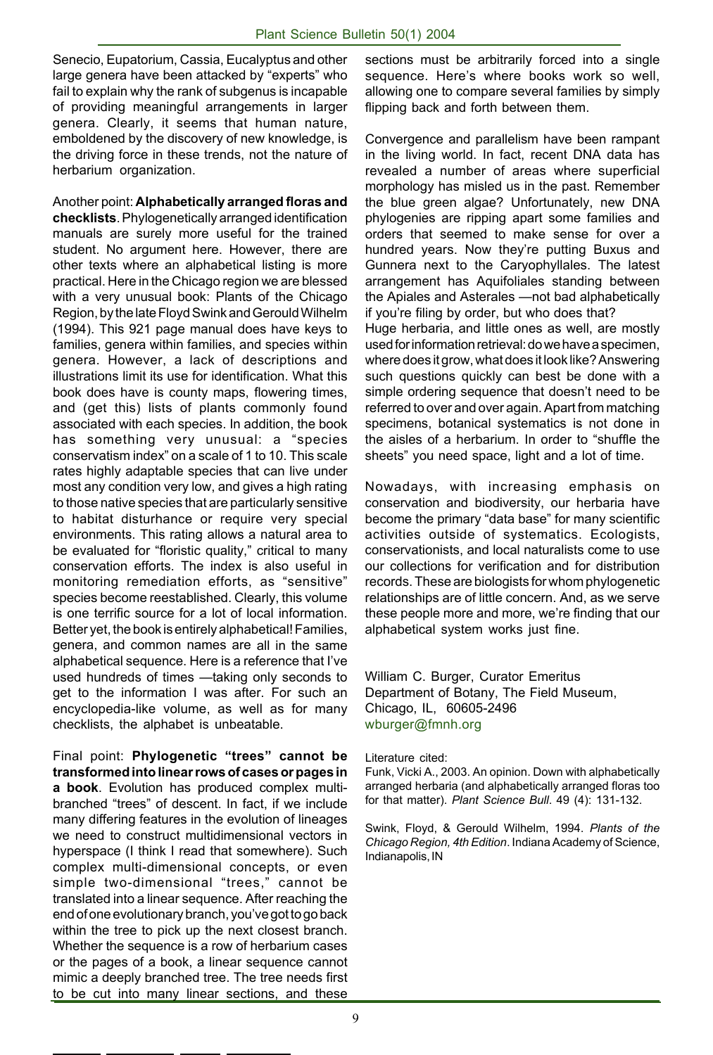Senecio, Eupatorium, Cassia, Eucalyptus and other large genera have been attacked by "experts" who fail to explain why the rank of subgenus is incapable of providing meaningful arrangements in larger genera. Clearly, it seems that human nature, emboldened by the discovery of new knowledge, is the driving force in these trends, not the nature of herbarium organization.

Another point: **Alphabetically arranged floras and checklists**. Phylogenetically arranged identification manuals are surely more useful for the trained student. No argument here. However, there are other texts where an alphabetical listing is more practical. Here in the Chicago region we are blessed with a very unusual book: Plants of the Chicago Region, by the late Floyd Swink and Gerould Wilhelm (1994). This 921 page manual does have keys to families, genera within families, and species within genera. However, a lack of descriptions and illustrations limit its use for identification. What this book does have is county maps, flowering times, and (get this) lists of plants commonly found associated with each species. In addition, the book has something very unusual: a "species conservatism index" on a scale of 1 to 10. This scale rates highly adaptable species that can live under most any condition very low, and gives a high rating to those native species that are particularly sensitive to habitat disturhance or require very special environments. This rating allows a natural area to be evaluated for "floristic quality," critical to many conservation efforts. The index is also useful in monitoring remediation efforts, as "sensitive" species become reestablished. Clearly, this volume is one terrific source for a lot of local information. Better yet, the book is entirely alphabetical! Families, genera, and common names are all in the same alphabetical sequence. Here is a reference that I've used hundreds of times —taking only seconds to get to the information I was after. For such an encyclopedia-like volume, as well as for many checklists, the alphabet is unbeatable.

Final point: **Phylogenetic "trees" cannot be transformed into linear rows of cases or pages in a book**. Evolution has produced complex multi-branched "trees" of descent. In fact, if we include many differing features in the evolution of lineages we need to construct multidimensional vectors in hyperspace (I think I read that somewhere). Such complex multi-dimensional concepts, or even simple two-dimensional "trees," cannot be translated into a linear sequence. After reaching the end of one evolutionary branch, you've got to go back within the tree to pick up the next closest branch. Whether the sequence is a row of herbarium cases or the pages of a book, a linear sequence cannot mimic a deeply branched tree. The tree needs first to be cut into many linear sections, and these sections must be arbitrarily forced into a single sequence. Here's where books work so well, allowing one to compare several families by simply flipping back and forth between them.

Convergence and parallelism have been rampant in the living world. In fact, recent DNA data has revealed a number of areas where superficial morphology has misled us in the past. Remember the blue green algae? Unfortunately, new DNA phylogenies are ripping apart some families and orders that seemed to make sense for over a hundred years. Now they're putting Buxus and Gunnera next to the Caryophyllales. The latest arrangement has Aquifoliales standing between the Apiales and Asterales —not bad alphabetically if you're filing by order, but who does that?

Huge herbaria, and little ones as well, are mostly used for information retrieval: do we have a specimen, where does it grow, what does it look like? Answering such questions quickly can best be done with a simple ordering sequence that doesn't need to be referred to over and over again. Apart from matching specimens, botanical systematics is not done in the aisles of a herbarium. In order to "shuffle the sheets" you need space, light and a lot of time.

Nowadays, with increasing emphasis on conservation and biodiversity, our herbaria have become the primary "data base" for many scientific activities outside of systematics. Ecologists, conservationists, and local naturalists come to use our collections for verification and for distribution records. These are biologists for whom phylogenetic relationships are of little concern. And, as we serve these people more and more, we're finding that our alphabetical system works just fine.

William C. Burger, Curator Emeritus
Department of Botany, The Field Museum,
Chicago, IL, 60605-2496
wburger@fmnh.org

Literature cited:

Funk, Vicki A., 2003. An opinion. Down with alphabetically arranged herbaria (and alphabetically arranged floras too for that matter). *Plant Science Bull*. 49 (4): 131-132.

Swink, Floyd, & Gerould Wilhelm, 1994. *Plants of the Chicago Region, 4th Edition*. Indiana Academy of Science, Indianapolis, IN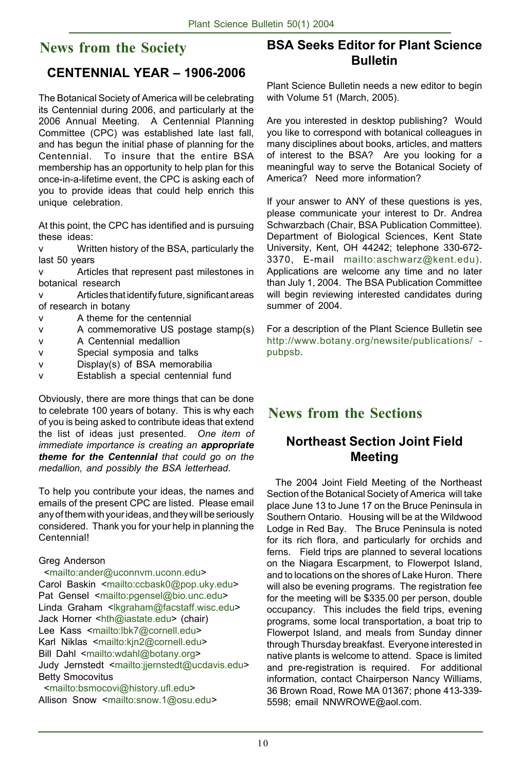# News from the Society

## CENTENNIAL YEAR – 1906-2006

The Botanical Society of America will be celebrating its Centennial during 2006, and particularly at the 2006 Annual Meeting. A Centennial Planning Committee (CPC) was established late last fall, and has begun the initial phase of planning for the Centennial. To insure that the entire BSA membership has an opportunity to help plan for this once-in-a-lifetime event, the CPC is asking each of you to provide ideas that could help enrich this unique celebration.

At this point, the CPC has identified and is pursuing these ideas:

- Written history of the BSA, particularly the last 50 years
- Articles that represent past milestones in botanical research
- Articles that identify future, significant areas of research in botany
- A theme for the centennial
- A commemorative US postage stamp(s)
- A Centennial medallion
- Special symposia and talks
- Display(s) of BSA memorabilia
- Establish a special centennial fund

Obviously, there are more things that can be done to celebrate 100 years of botany. This is why each of you is being asked to contribute ideas that extend the list of ideas just presented. *One item of immediate importance is creating an **appropriate theme for the Centennial** that could go on the medallion, and possibly the BSA letterhead*.

To help you contribute your ideas, the names and emails of the present CPC are listed. Please email any of them with your ideas, and they will be seriously considered. Thank you for your help in planning the Centennial!

Greg Anderson <mailto:ander@uconnvm.uconn.edu>
Carol Baskin <mailto:ccbask0@pop.uky.edu>
Pat Gensel <mailto:pgensel@bio.unc.edu>
Linda Graham <lkgraham@facstaff.wisc.edu>
Jack Horner <hth@iastate.edu> (chair)
Lee Kass <mailto:lbk7@cornell.edu>
Karl Niklas <mailto:kjn2@cornell.edu>
Bill Dahl <mailto:wdahl@botany.org>
Judy Jernstedt <mailto:jjernstedt@ucdavis.edu>
Betty Smocovitus <mailto:bsmocovi@history.ufl.edu>
Allison Snow <mailto:snow.1@osu.edu>

## BSA Seeks Editor for Plant Science Bulletin

Plant Science Bulletin needs a new editor to begin with Volume 51 (March, 2005).

Are you interested in desktop publishing? Would you like to correspond with botanical colleagues in many disciplines about books, articles, and matters of interest to the BSA? Are you looking for a meaningful way to serve the Botanical Society of America? Need more information?

If your answer to ANY of these questions is yes, please communicate your interest to Dr. Andrea Schwarzbach (Chair, BSA Publication Committee). Department of Biological Sciences, Kent State University, Kent, OH 44242; telephone 330-672-3370, E-mail mailto:aschwarz@kent.edu). Applications are welcome any time and no later than July 1, 2004. The BSA Publication Committee will begin reviewing interested candidates during summer of 2004.

For a description of the Plant Science Bulletin see http://www.botany.org/newsite/publications/ -pubpsb.

# News from the Sections

## Northeast Section Joint Field Meeting

The 2004 Joint Field Meeting of the Northeast Section of the Botanical Society of America will take place June 13 to June 17 on the Bruce Peninsula in Southern Ontario. Housing will be at the Wildwood Lodge in Red Bay. The Bruce Peninsula is noted for its rich flora, and particularly for orchids and ferns. Field trips are planned to several locations on the Niagara Escarpment, to Flowerpot Island, and to locations on the shores of Lake Huron. There will also be evening programs. The registration fee for the meeting will be $335.00 per person, double occupancy. This includes the field trips, evening programs, some local transportation, a boat trip to Flowerpot Island, and meals from Sunday dinner through Thursday breakfast. Everyone interested in native plants is welcome to attend. Space is limited and pre-registration is required. For additional information, contact Chairperson Nancy Williams, 36 Brown Road, Rowe MA 01367; phone 413-339-5598; email NNWROWE@aol.com.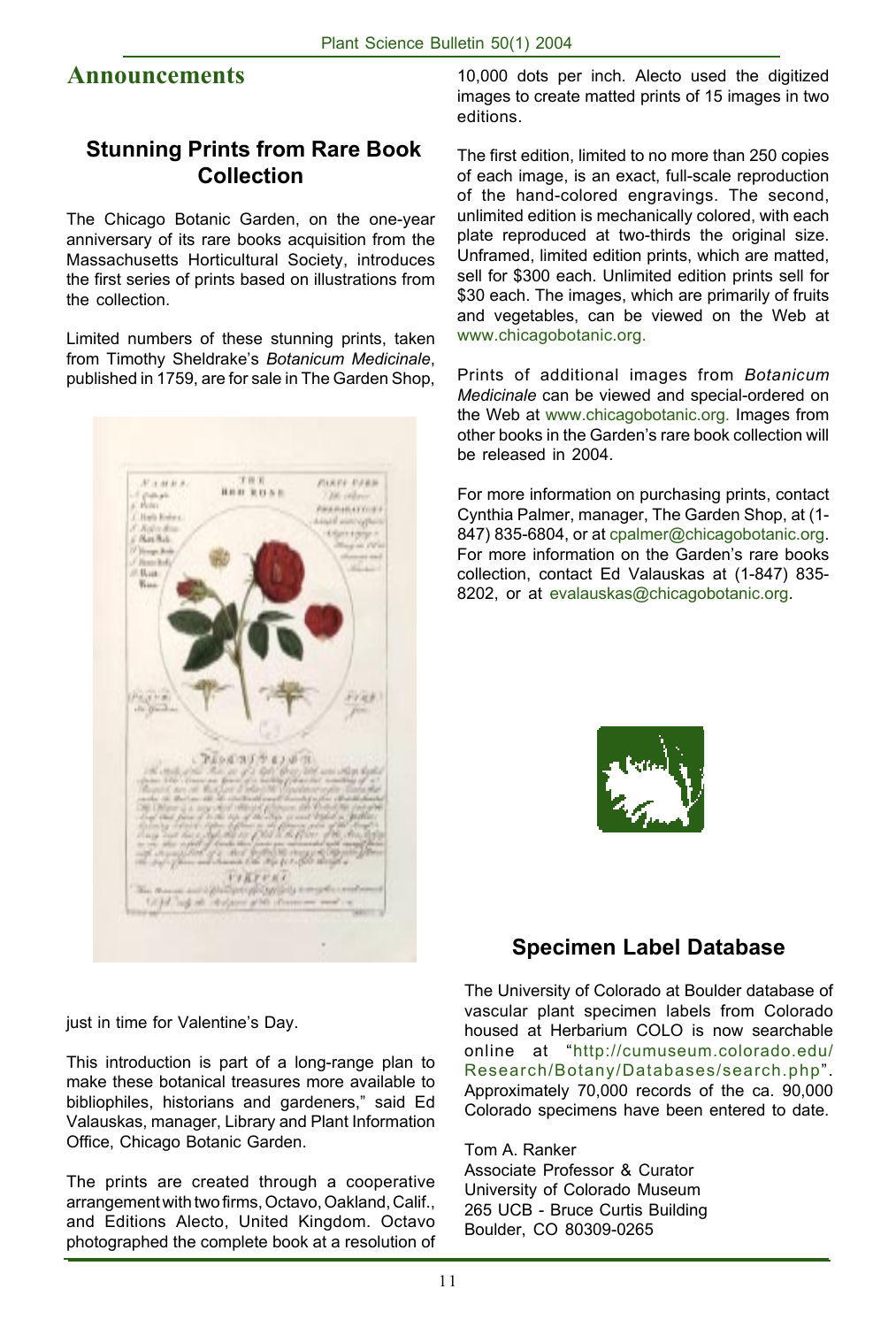# Announcements

## Stunning Prints from Rare Book Collection

The Chicago Botanic Garden, on the one-year anniversary of its rare books acquisition from the Massachusetts Horticultural Society, introduces the first series of prints based on illustrations from the collection.

Limited numbers of these stunning prints, taken from Timothy Sheldrake's *Botanicum Medicinale*, published in 1759, are for sale in The Garden Shop, just in time for Valentine's Day.

This introduction is part of a long-range plan to make these botanical treasures more available to bibliophiles, historians and gardeners," said Ed Valauskas, manager, Library and Plant Information Office, Chicago Botanic Garden.

The prints are created through a cooperative arrangement with two firms, Octavo, Oakland, Calif., and Editions Alecto, United Kingdom. Octavo photographed the complete book at a resolution of 10,000 dots per inch. Alecto used the digitized images to create matted prints of 15 images in two editions.

The first edition, limited to no more than 250 copies of each image, is an exact, full-scale reproduction of the hand-colored engravings. The second, unlimited edition is mechanically colored, with each plate reproduced at two-thirds the original size. Unframed, limited edition prints, which are matted, sell for $300 each. Unlimited edition prints sell for $30 each. The images, which are primarily of fruits and vegetables, can be viewed on the Web at www.chicagobotanic.org.

Prints of additional images from *Botanicum Medicinale* can be viewed and special-ordered on the Web at www.chicagobotanic.org. Images from other books in the Garden's rare book collection will be released in 2004.

For more information on purchasing prints, contact Cynthia Palmer, manager, The Garden Shop, at (1-847) 835-6804, or at cpalmer@chicagobotanic.org. For more information on the Garden's rare books collection, contact Ed Valauskas at (1-847) 835-8202, or at evalauskas@chicagobotanic.org.

## Specimen Label Database

The University of Colorado at Boulder database of vascular plant specimen labels from Colorado housed at Herbarium COLO is now searchable online at "http://cumuseum.colorado.edu/Research/Botany/Databases/search.php". Approximately 70,000 records of the ca. 90,000 Colorado specimens have been entered to date.

Tom A. Ranker
Associate Professor & Curator
University of Colorado Museum
265 UCB - Bruce Curtis Building
Boulder, CO 80309-0265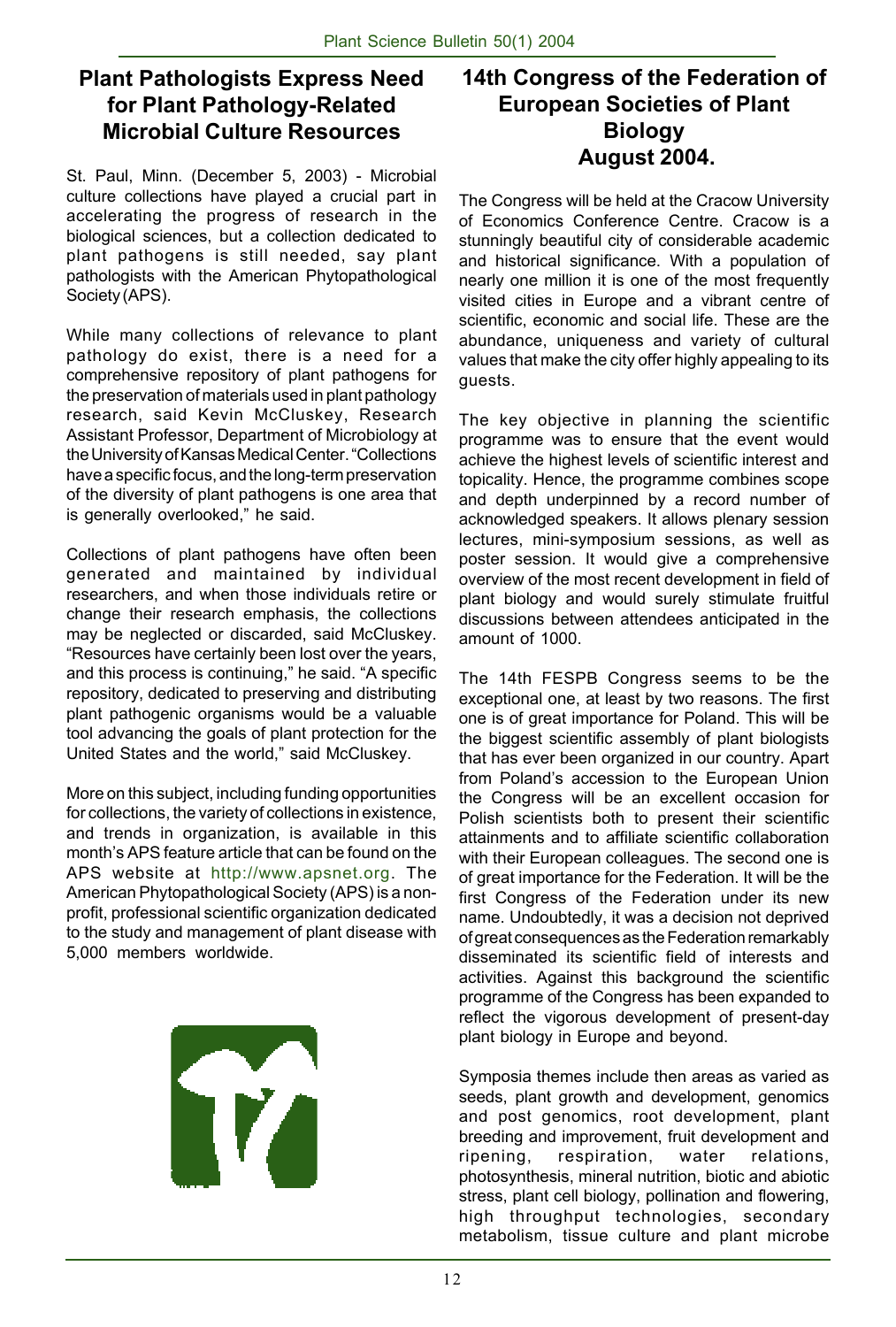## Plant Pathologists Express Need for Plant Pathology-Related Microbial Culture Resources

St. Paul, Minn. (December 5, 2003) - Microbial culture collections have played a crucial part in accelerating the progress of research in the biological sciences, but a collection dedicated to plant pathogens is still needed, say plant pathologists with the American Phytopathological Society (APS).

While many collections of relevance to plant pathology do exist, there is a need for a comprehensive repository of plant pathogens for the preservation of materials used in plant pathology research, said Kevin McCluskey, Research Assistant Professor, Department of Microbiology at the University of Kansas Medical Center. "Collections have a specific focus, and the long-term preservation of the diversity of plant pathogens is one area that is generally overlooked," he said.

Collections of plant pathogens have often been generated and maintained by individual researchers, and when those individuals retire or change their research emphasis, the collections may be neglected or discarded, said McCluskey. "Resources have certainly been lost over the years, and this process is continuing," he said. "A specific repository, dedicated to preserving and distributing plant pathogenic organisms would be a valuable tool advancing the goals of plant protection for the United States and the world," said McCluskey.

More on this subject, including funding opportunities for collections, the variety of collections in existence, and trends in organization, is available in this month's APS feature article that can be found on the APS website at http://www.apsnet.org. The American Phytopathological Society (APS) is a non-profit, professional scientific organization dedicated to the study and management of plant disease with 5,000 members worldwide.

## 14th Congress of the Federation of European Societies of Plant Biology August 2004.

The Congress will be held at the Cracow University of Economics Conference Centre. Cracow is a stunningly beautiful city of considerable academic and historical significance. With a population of nearly one million it is one of the most frequently visited cities in Europe and a vibrant centre of scientific, economic and social life. These are the abundance, uniqueness and variety of cultural values that make the city offer highly appealing to its guests.

The key objective in planning the scientific programme was to ensure that the event would achieve the highest levels of scientific interest and topicality. Hence, the programme combines scope and depth underpinned by a record number of acknowledged speakers. It allows plenary session lectures, mini-symposium sessions, as well as poster session. It would give a comprehensive overview of the most recent development in field of plant biology and would surely stimulate fruitful discussions between attendees anticipated in the amount of 1000.

The 14th FESPB Congress seems to be the exceptional one, at least by two reasons. The first one is of great importance for Poland. This will be the biggest scientific assembly of plant biologists that has ever been organized in our country. Apart from Poland's accession to the European Union the Congress will be an excellent occasion for Polish scientists both to present their scientific attainments and to affiliate scientific collaboration with their European colleagues. The second one is of great importance for the Federation. It will be the first Congress of the Federation under its new name. Undoubtedly, it was a decision not deprived of great consequences as the Federation remarkably disseminated its scientific field of interests and activities. Against this background the scientific programme of the Congress has been expanded to reflect the vigorous development of present-day plant biology in Europe and beyond.

Symposia themes include then areas as varied as seeds, plant growth and development, genomics and post genomics, root development, plant breeding and improvement, fruit development and ripening, respiration, water relations, photosynthesis, mineral nutrition, biotic and abiotic stress, plant cell biology, pollination and flowering, high throughput technologies, secondary metabolism, tissue culture and plant microbe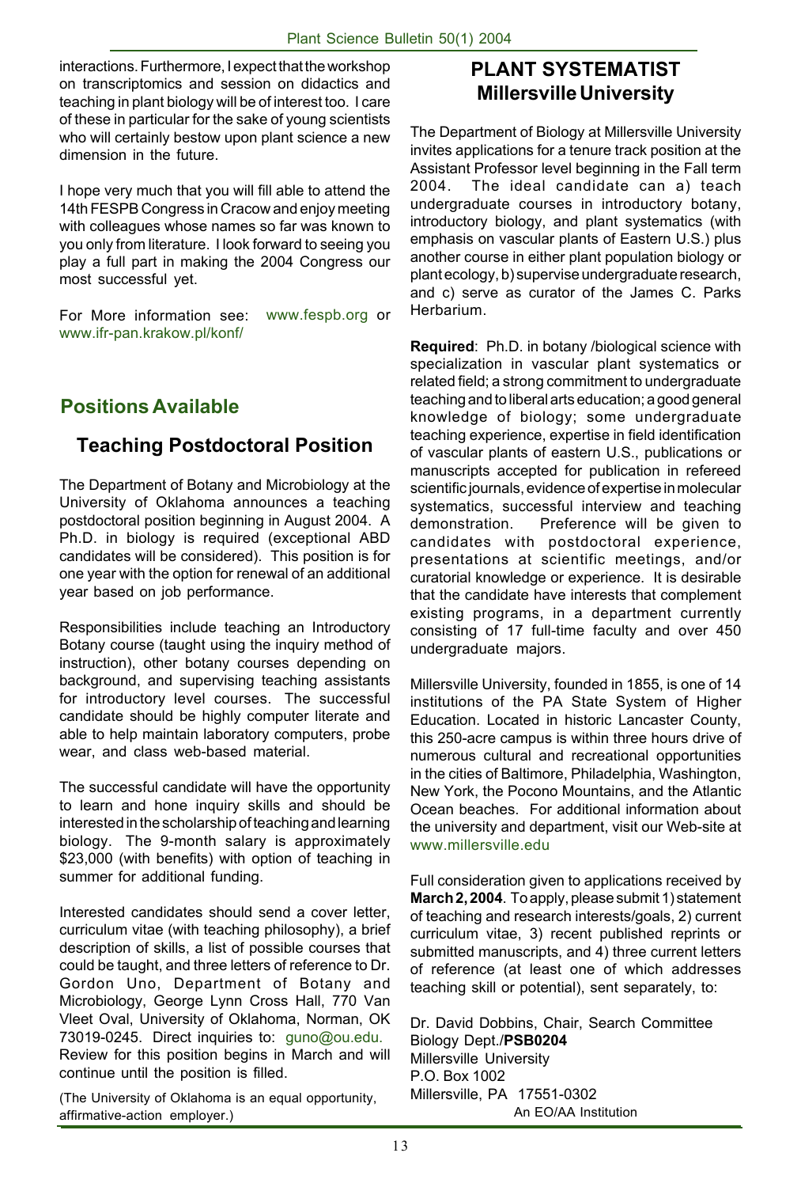interactions. Furthermore, I expect that the workshop on transcriptomics and session on didactics and teaching in plant biology will be of interest too. I care of these in particular for the sake of young scientists who will certainly bestow upon plant science a new dimension in the future.

I hope very much that you will fill able to attend the 14th FESPB Congress in Cracow and enjoy meeting with colleagues whose names so far was known to you only from literature. I look forward to seeing you play a full part in making the 2004 Congress our most successful yet.

For More information see: www.fespb.org or www.ifr-pan.krakow.pl/konf/

## Positions Available

### Teaching Postdoctoral Position

The Department of Botany and Microbiology at the University of Oklahoma announces a teaching postdoctoral position beginning in August 2004. A Ph.D. in biology is required (exceptional ABD candidates will be considered). This position is for one year with the option for renewal of an additional year based on job performance.

Responsibilities include teaching an Introductory Botany course (taught using the inquiry method of instruction), other botany courses depending on background, and supervising teaching assistants for introductory level courses. The successful candidate should be highly computer literate and able to help maintain laboratory computers, probe wear, and class web-based material.

The successful candidate will have the opportunity to learn and hone inquiry skills and should be interested in the scholarship of teaching and learning biology. The 9-month salary is approximately $23,000 (with benefits) with option of teaching in summer for additional funding.

Interested candidates should send a cover letter, curriculum vitae (with teaching philosophy), a brief description of skills, a list of possible courses that could be taught, and three letters of reference to Dr. Gordon Uno, Department of Botany and Microbiology, George Lynn Cross Hall, 770 Van Vleet Oval, University of Oklahoma, Norman, OK 73019-0245. Direct inquiries to: guno@ou.edu. Review for this position begins in March and will continue until the position is filled.

(The University of Oklahoma is an equal opportunity, affirmative-action employer.)

### PLANT SYSTEMATIST Millersville University

The Department of Biology at Millersville University invites applications for a tenure track position at the Assistant Professor level beginning in the Fall term 2004. The ideal candidate can a) teach undergraduate courses in introductory botany, introductory biology, and plant systematics (with emphasis on vascular plants of Eastern U.S.) plus another course in either plant population biology or plant ecology, b) supervise undergraduate research, and c) serve as curator of the James C. Parks Herbarium.

**Required**: Ph.D. in botany /biological science with specialization in vascular plant systematics or related field; a strong commitment to undergraduate teaching and to liberal arts education; a good general knowledge of biology; some undergraduate teaching experience, expertise in field identification of vascular plants of eastern U.S., publications or manuscripts accepted for publication in refereed scientific journals, evidence of expertise in molecular systematics, successful interview and teaching demonstration. Preference will be given to candidates with postdoctoral experience, presentations at scientific meetings, and/or curatorial knowledge or experience. It is desirable that the candidate have interests that complement existing programs, in a department currently consisting of 17 full-time faculty and over 450 undergraduate majors.

Millersville University, founded in 1855, is one of 14 institutions of the PA State System of Higher Education. Located in historic Lancaster County, this 250-acre campus is within three hours drive of numerous cultural and recreational opportunities in the cities of Baltimore, Philadelphia, Washington, New York, the Pocono Mountains, and the Atlantic Ocean beaches. For additional information about the university and department, visit our Web-site at www.millersville.edu

Full consideration given to applications received by **March 2, 2004**. To apply, please submit 1) statement of teaching and research interests/goals, 2) current curriculum vitae, 3) recent published reprints or submitted manuscripts, and 4) three current letters of reference (at least one of which addresses teaching skill or potential), sent separately, to:

Dr. David Dobbins, Chair, Search Committee
Biology Dept./**PSB0204**
Millersville University
P.O. Box 1002
Millersville, PA 17551-0302
An EO/AA Institution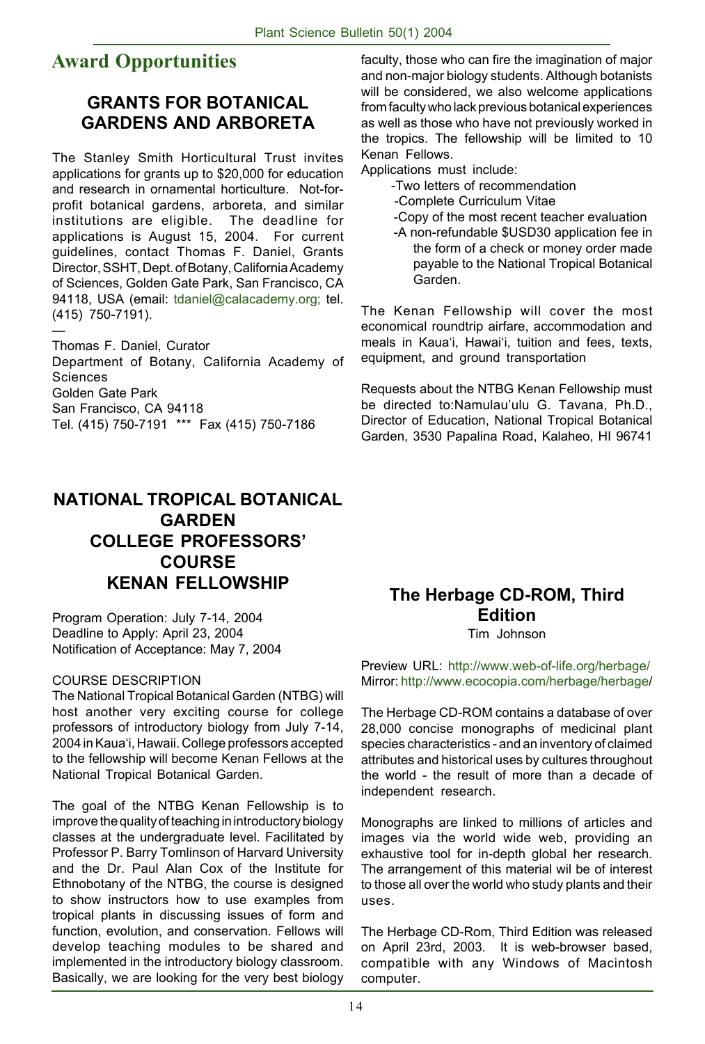# Award Opportunities

## GRANTS FOR BOTANICAL GARDENS AND ARBORETA

The Stanley Smith Horticultural Trust invites applications for grants up to $20,000 for education and research in ornamental horticulture. Not-for-profit botanical gardens, arboreta, and similar institutions are eligible. The deadline for applications is August 15, 2004. For current guidelines, contact Thomas F. Daniel, Grants Director, SSHT, Dept. of Botany, California Academy of Sciences, Golden Gate Park, San Francisco, CA 94118, USA (email: tdaniel@calacademy.org; tel. (415) 750-7191).

—

Thomas F. Daniel, Curator
Department of Botany, California Academy of Sciences
Golden Gate Park
San Francisco, CA 94118
Tel. (415) 750-7191 *** Fax (415) 750-7186

## NATIONAL TROPICAL BOTANICAL GARDEN COLLEGE PROFESSORS' COURSE KENAN FELLOWSHIP

Program Operation: July 7-14, 2004
Deadline to Apply: April 23, 2004
Notification of Acceptance: May 7, 2004

COURSE DESCRIPTION

The National Tropical Botanical Garden (NTBG) will host another very exciting course for college professors of introductory biology from July 7-14, 2004 in Kaua'i, Hawaii. College professors accepted to the fellowship will become Kenan Fellows at the National Tropical Botanical Garden.

The goal of the NTBG Kenan Fellowship is to improve the quality of teaching in introductory biology classes at the undergraduate level. Facilitated by Professor P. Barry Tomlinson of Harvard University and the Dr. Paul Alan Cox of the Institute for Ethnobotany of the NTBG, the course is designed to show instructors how to use examples from tropical plants in discussing issues of form and function, evolution, and conservation. Fellows will develop teaching modules to be shared and implemented in the introductory biology classroom. Basically, we are looking for the very best biology faculty, those who can fire the imagination of major and non-major biology students. Although botanists will be considered, we also welcome applications from faculty who lack previous botanical experiences as well as those who have not previously worked in the tropics. The fellowship will be limited to 10 Kenan Fellows.

Applications must include:

- Two letters of recommendation
- Complete Curriculum Vitae
- Copy of the most recent teacher evaluation
- A non-refundable $USD30 application fee in the form of a check or money order made payable to the National Tropical Botanical Garden.

The Kenan Fellowship will cover the most economical roundtrip airfare, accommodation and meals in Kaua'i, Hawai'i, tuition and fees, texts, equipment, and ground transportation

Requests about the NTBG Kenan Fellowship must be directed to:Namulau'ulu G. Tavana, Ph.D., Director of Education, National Tropical Botanical Garden, 3530 Papalina Road, Kalaheo, HI 96741

## The Herbage CD-ROM, Third Edition

Tim Johnson

Preview URL: http://www.web-of-life.org/herbage/
Mirror: http://www.ecocopia.com/herbage/herbage/

The Herbage CD-ROM contains a database of over 28,000 concise monographs of medicinal plant species characteristics - and an inventory of claimed attributes and historical uses by cultures throughout the world - the result of more than a decade of independent research.

Monographs are linked to millions of articles and images via the world wide web, providing an exhaustive tool for in-depth global her research. The arrangement of this material wil be of interest to those all over the world who study plants and their uses.

The Herbage CD-Rom, Third Edition was released on April 23rd, 2003. It is web-browser based, compatible with any Windows of Macintosh computer.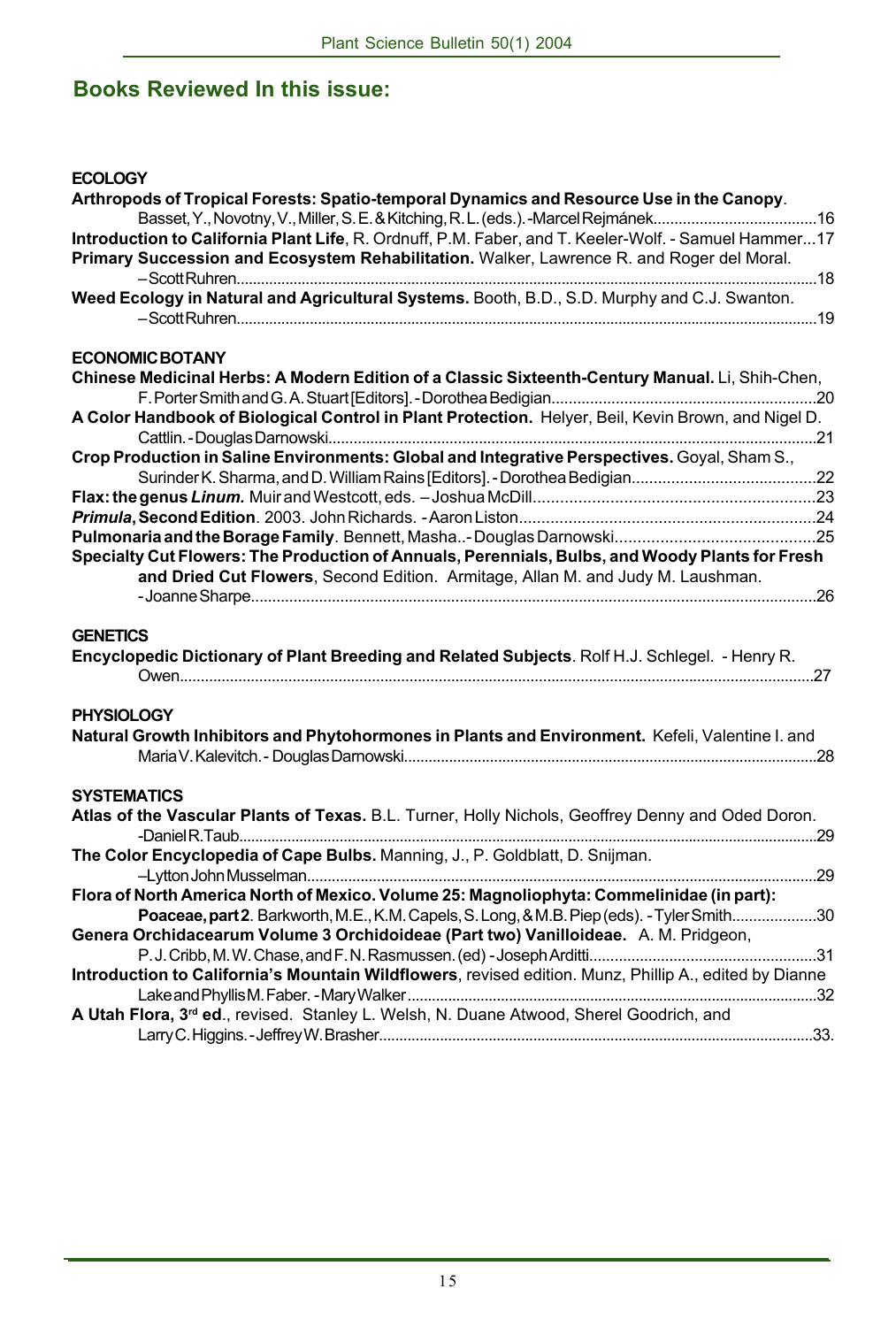## Books Reviewed In this issue:

**ECOLOGY**

**Arthropods of Tropical Forests: Spatio-temporal Dynamics and Resource Use in the Canopy**. Basset, Y., Novotny, V., Miller, S. E. & Kitching, R. L. (eds.). - Marcel Rejmánek.......................................16

**Introduction to California Plant Life**, R. Ordnuff, P.M. Faber, and T. Keeler-Wolf. - Samuel Hammer...17

**Primary Succession and Ecosystem Rehabilitation.** Walker, Lawrence R. and Roger del Moral. – Scott Ruhren.......................................................................................................................................18

**Weed Ecology in Natural and Agricultural Systems.** Booth, B.D., S.D. Murphy and C.J. Swanton. – Scott Ruhren.......................................................................................................................................19

**ECONOMIC BOTANY**

**Chinese Medicinal Herbs: A Modern Edition of a Classic Sixteenth-Century Manual.** Li, Shih-Chen, F. Porter Smith and G. A. Stuart [Editors]. - Dorothea Bedigian..............................................................20

**A Color Handbook of Biological Control in Plant Protection.** Helyer, Beil, Kevin Brown, and Nigel D. Cattlin. - Douglas Darnowski....................................................................................................................21

**Crop Production in Saline Environments: Global and Integrative Perspectives.** Goyal, Sham S., Surinder K. Sharma, and D. William Rains [Editors]. - Dorothea Bedigian..........................................22

**Flax: the genus *Linum.*** Muir and Westcott, eds. – Joshua McDill..............................................................23

***Primula*, Second Edition**. 2003. John Richards. - Aaron Liston..................................................................24

**Pulmonaria and the Borage Family**. Bennett, Masha.. - Douglas Darnowski............................................25

**Specialty Cut Flowers: The Production of Annuals, Perennials, Bulbs, and Woody Plants for Fresh and Dried Cut Flowers**, Second Edition. Armitage, Allan M. and Judy M. Laushman. - Joanne Sharpe...................................................................................................................................26

**GENETICS**

**Encyclopedic Dictionary of Plant Breeding and Related Subjects**. Rolf H.J. Schlegel. - Henry R. Owen......................................................................................................................................................27

**PHYSIOLOGY**

**Natural Growth Inhibitors and Phytohormones in Plants and Environment.** Kefeli, Valentine I. and Maria V. Kalevitch. - Douglas Darnowski...................................................................................................28

**SYSTEMATICS**

**Atlas of the Vascular Plants of Texas.** B.L. Turner, Holly Nichols, Geoffrey Denny and Oded Doron. - Daniel R. Taub............................................................................................................................................29

**The Color Encyclopedia of Cape Bulbs.** Manning, J., P. Goldblatt, D. Snijman. – Lytton John Musselman..........................................................................................................................29

**Flora of North America North of Mexico. Volume 25: Magnoliophyta: Commelinidae (in part): Poaceae, part 2**. Barkworth, M.E., K.M. Capels, S. Long, & M.B. Piep (eds). - Tyler Smith....................30

**Genera Orchidacearum Volume 3 Orchidoideae (Part two) Vanilloideae.** A. M. Pridgeon, P. J. Cribb, M. W. Chase, and F. N. Rasmussen. (ed) - Joseph Arditti.....................................................31

**Introduction to California's Mountain Wildflowers**, revised edition. Munz, Phillip A., edited by Dianne Lake and Phyllis M. Faber. - Mary Walker...................................................................................................32

**A Utah Flora, 3rd ed.**, revised. Stanley L. Welsh, N. Duane Atwood, Sherel Goodrich, and Larry C. Higgins. - Jeffrey W. Brasher.........................................................................................................33.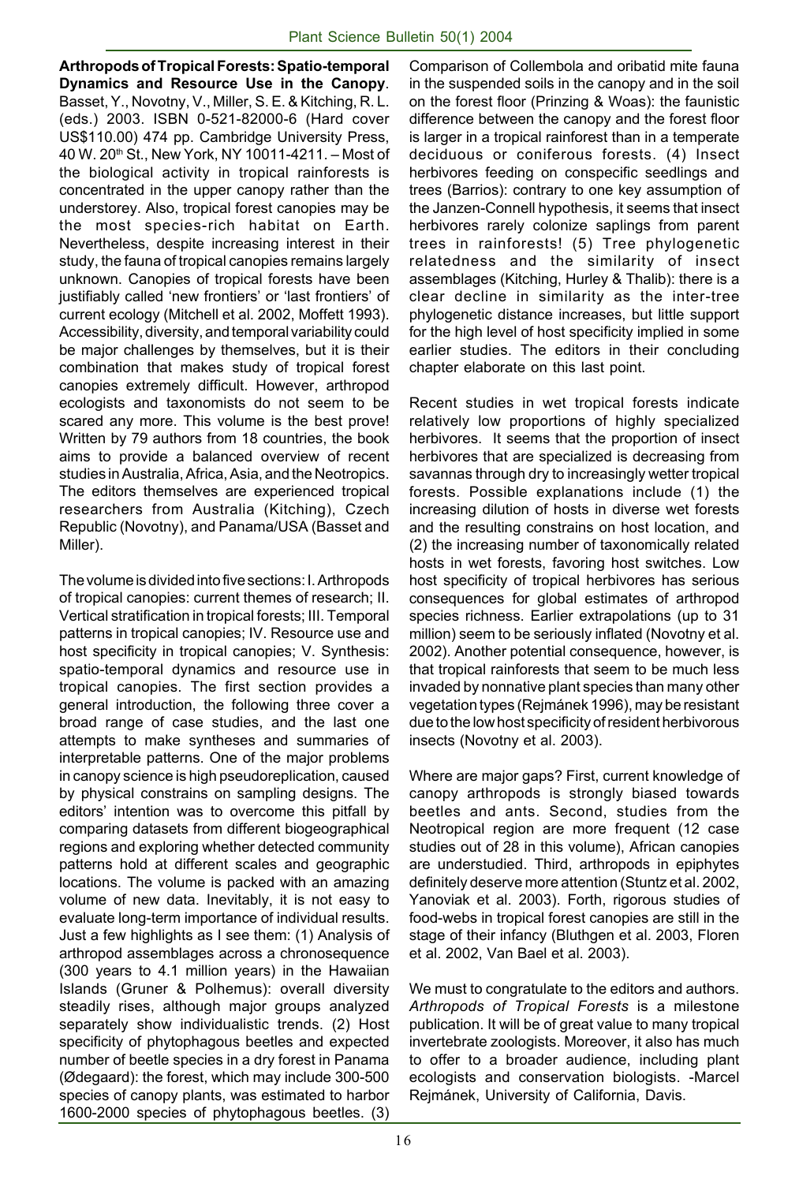**Arthropods of Tropical Forests: Spatio-temporal Dynamics and Resource Use in the Canopy**. Basset, Y., Novotny, V., Miller, S. E. & Kitching, R. L. (eds.) 2003. ISBN 0-521-82000-6 (Hard cover US$110.00) 474 pp. Cambridge University Press, 40 W. 20th St., New York, NY 10011-4211. – Most of the biological activity in tropical rainforests is concentrated in the upper canopy rather than the understorey. Also, tropical forest canopies may be the most species-rich habitat on Earth. Nevertheless, despite increasing interest in their study, the fauna of tropical canopies remains largely unknown. Canopies of tropical forests have been justifiably called 'new frontiers' or 'last frontiers' of current ecology (Mitchell et al. 2002, Moffett 1993). Accessibility, diversity, and temporal variability could be major challenges by themselves, but it is their combination that makes study of tropical forest canopies extremely difficult. However, arthropod ecologists and taxonomists do not seem to be scared any more. This volume is the best prove! Written by 79 authors from 18 countries, the book aims to provide a balanced overview of recent studies in Australia, Africa, Asia, and the Neotropics. The editors themselves are experienced tropical researchers from Australia (Kitching), Czech Republic (Novotny), and Panama/USA (Basset and Miller).

The volume is divided into five sections: I. Arthropods of tropical canopies: current themes of research; II. Vertical stratification in tropical forests; III. Temporal patterns in tropical canopies; IV. Resource use and host specificity in tropical canopies; V. Synthesis: spatio-temporal dynamics and resource use in tropical canopies. The first section provides a general introduction, the following three cover a broad range of case studies, and the last one attempts to make syntheses and summaries of interpretable patterns. One of the major problems in canopy science is high pseudoreplication, caused by physical constrains on sampling designs. The editors' intention was to overcome this pitfall by comparing datasets from different biogeographical regions and exploring whether detected community patterns hold at different scales and geographic locations. The volume is packed with an amazing volume of new data. Inevitably, it is not easy to evaluate long-term importance of individual results. Just a few highlights as I see them: (1) Analysis of arthropod assemblages across a chronosequence (300 years to 4.1 million years) in the Hawaiian Islands (Gruner & Polhemus): overall diversity steadily rises, although major groups analyzed separately show individualistic trends. (2) Host specificity of phytophagous beetles and expected number of beetle species in a dry forest in Panama (Ødegaard): the forest, which may include 300-500 species of canopy plants, was estimated to harbor 1600-2000 species of phytophagous beetles. (3) Comparison of Collembola and oribatid mite fauna in the suspended soils in the canopy and in the soil on the forest floor (Prinzing & Woas): the faunistic difference between the canopy and the forest floor is larger in a tropical rainforest than in a temperate deciduous or coniferous forests. (4) Insect herbivores feeding on conspecific seedlings and trees (Barrios): contrary to one key assumption of the Janzen-Connell hypothesis, it seems that insect herbivores rarely colonize saplings from parent trees in rainforests! (5) Tree phylogenetic relatedness and the similarity of insect assemblages (Kitching, Hurley & Thalib): there is a clear decline in similarity as the inter-tree phylogenetic distance increases, but little support for the high level of host specificity implied in some earlier studies. The editors in their concluding chapter elaborate on this last point.

Recent studies in wet tropical forests indicate relatively low proportions of highly specialized herbivores. It seems that the proportion of insect herbivores that are specialized is decreasing from savannas through dry to increasingly wetter tropical forests. Possible explanations include (1) the increasing dilution of hosts in diverse wet forests and the resulting constrains on host location, and (2) the increasing number of taxonomically related hosts in wet forests, favoring host switches. Low host specificity of tropical herbivores has serious consequences for global estimates of arthropod species richness. Earlier extrapolations (up to 31 million) seem to be seriously inflated (Novotny et al. 2002). Another potential consequence, however, is that tropical rainforests that seem to be much less invaded by nonnative plant species than many other vegetation types (Rejmánek 1996), may be resistant due to the low host specificity of resident herbivorous insects (Novotny et al. 2003).

Where are major gaps? First, current knowledge of canopy arthropods is strongly biased towards beetles and ants. Second, studies from the Neotropical region are more frequent (12 case studies out of 28 in this volume), African canopies are understudied. Third, arthropods in epiphytes definitely deserve more attention (Stuntz et al. 2002, Yanoviak et al. 2003). Forth, rigorous studies of food-webs in tropical forest canopies are still in the stage of their infancy (Bluthgen et al. 2003, Floren et al. 2002, Van Bael et al. 2003).

We must to congratulate to the editors and authors. *Arthropods of Tropical Forests* is a milestone publication. It will be of great value to many tropical invertebrate zoologists. Moreover, it also has much to offer to a broader audience, including plant ecologists and conservation biologists. -Marcel Rejmánek, University of California, Davis.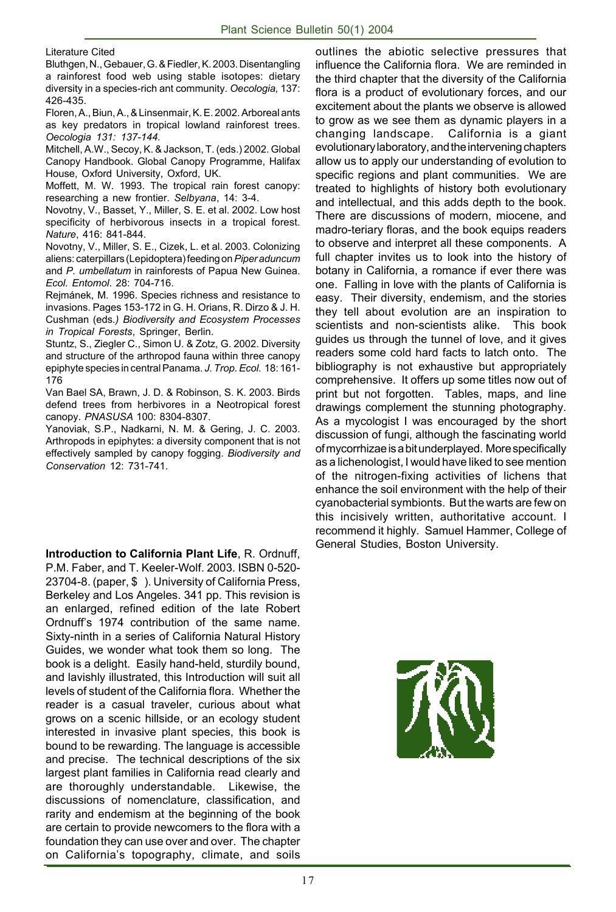Literature Cited

Bluthgen, N., Gebauer, G. & Fiedler, K. 2003. Disentangling a rainforest food web using stable isotopes: dietary diversity in a species-rich ant community. *Oecologia,* 137: 426-435.

Floren, A., Biun, A., & Linsenmair, K. E. 2002. Arboreal ants as key predators in tropical lowland rainforest trees. *Oecologia 131: 137-144.*

Mitchell, A.W., Secoy, K. & Jackson, T. (eds.) 2002. Global Canopy Handbook. Global Canopy Programme, Halifax House, Oxford University, Oxford, UK.

Moffett, M. W. 1993. The tropical rain forest canopy: researching a new frontier. *Selbyana*, 14: 3-4.

Novotny, V., Basset, Y., Miller, S. E. et al. 2002. Low host specificity of herbivorous insects in a tropical forest. *Nature*, 416: 841-844.

Novotny, V., Miller, S. E., Cizek, L. et al. 2003. Colonizing aliens: caterpillars (Lepidoptera) feeding on *Piper aduncum* and *P. umbellatum* in rainforests of Papua New Guinea. *Ecol. Entomol*. 28: 704-716.

Rejmánek, M. 1996. Species richness and resistance to invasions. Pages 153-172 in G. H. Orians, R. Dirzo & J. H. Cushman (eds*.) Biodiversity and Ecosystem Processes in Tropical Forests*, Springer, Berlin.

Stuntz, S., Ziegler C., Simon U. & Zotz, G. 2002. Diversity and structure of the arthropod fauna within three canopy epiphyte species in central Panama. *J. Trop. Ecol.* 18: 161-176

Van Bael SA, Brawn, J. D. & Robinson, S. K. 2003. Birds defend trees from herbivores in a Neotropical forest canopy. *PNASUSA* 100: 8304-8307.

Yanoviak, S.P., Nadkarni, N. M. & Gering, J. C. 2003. Arthropods in epiphytes: a diversity component that is not effectively sampled by canopy fogging. *Biodiversity and Conservation* 12: 731-741.

**Introduction to California Plant Life**, R. Ordnuff, P.M. Faber, and T. Keeler-Wolf. 2003. ISBN 0-520-23704-8. (paper, $ ). University of California Press, Berkeley and Los Angeles. 341 pp. This revision is an enlarged, refined edition of the late Robert Ordnuff's 1974 contribution of the same name. Sixty-ninth in a series of California Natural History Guides, we wonder what took them so long. The book is a delight. Easily hand-held, sturdily bound, and lavishly illustrated, this Introduction will suit all levels of student of the California flora. Whether the reader is a casual traveler, curious about what grows on a scenic hillside, or an ecology student interested in invasive plant species, this book is bound to be rewarding. The language is accessible and precise. The technical descriptions of the six largest plant families in California read clearly and are thoroughly understandable. Likewise, the discussions of nomenclature, classification, and rarity and endemism at the beginning of the book are certain to provide newcomers to the flora with a foundation they can use over and over. The chapter on California's topography, climate, and soils outlines the abiotic selective pressures that influence the California flora. We are reminded in the third chapter that the diversity of the California flora is a product of evolutionary forces, and our excitement about the plants we observe is allowed to grow as we see them as dynamic players in a changing landscape. California is a giant evolutionary laboratory, and the intervening chapters allow us to apply our understanding of evolution to specific regions and plant communities. We are treated to highlights of history both evolutionary and intellectual, and this adds depth to the book. There are discussions of modern, miocene, and madro-teriary floras, and the book equips readers to observe and interpret all these components. A full chapter invites us to look into the history of botany in California, a romance if ever there was one. Falling in love with the plants of California is easy. Their diversity, endemism, and the stories they tell about evolution are an inspiration to scientists and non-scientists alike. This book guides us through the tunnel of love, and it gives readers some cold hard facts to latch onto. The bibliography is not exhaustive but appropriately comprehensive. It offers up some titles now out of print but not forgotten. Tables, maps, and line drawings complement the stunning photography. As a mycologist I was encouraged by the short discussion of fungi, although the fascinating world of mycorrhizae is a bit underplayed. More specifically as a lichenologist, I would have liked to see mention of the nitrogen-fixing activities of lichens that enhance the soil environment with the help of their cyanobacterial symbionts. But the warts are few on this incisively written, authoritative account. I recommend it highly. Samuel Hammer, College of General Studies, Boston University.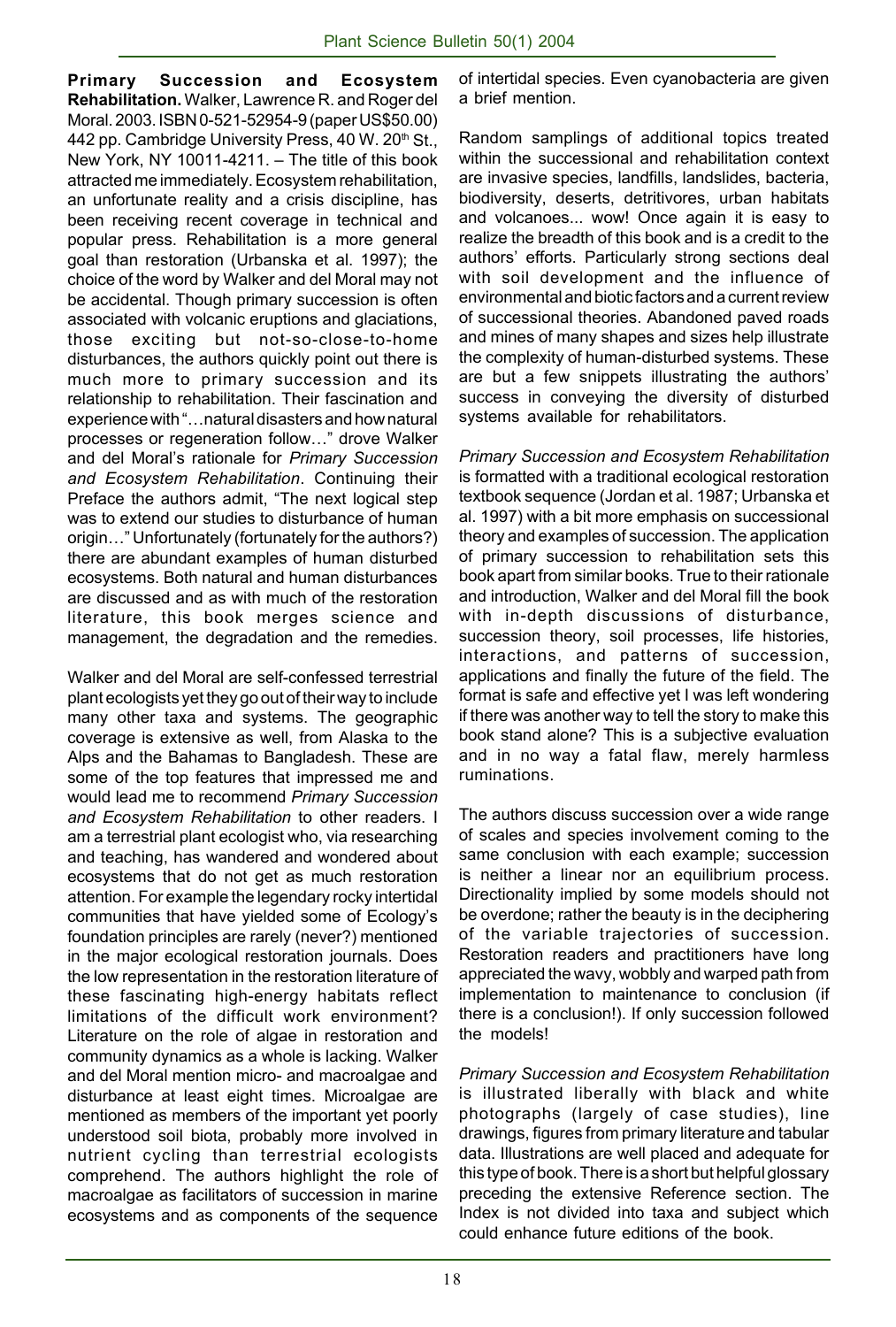**Primary Succession and Ecosystem Rehabilitation.** Walker, Lawrence R. and Roger del Moral. 2003. ISBN 0-521-52954-9 (paper US$50.00) 442 pp. Cambridge University Press, 40 W. 20th St., New York, NY 10011-4211. – The title of this book attracted me immediately. Ecosystem rehabilitation, an unfortunate reality and a crisis discipline, has been receiving recent coverage in technical and popular press. Rehabilitation is a more general goal than restoration (Urbanska et al. 1997); the choice of the word by Walker and del Moral may not be accidental. Though primary succession is often associated with volcanic eruptions and glaciations, those exciting but not-so-close-to-home disturbances, the authors quickly point out there is much more to primary succession and its relationship to rehabilitation. Their fascination and experience with "…natural disasters and how natural processes or regeneration follow…" drove Walker and del Moral's rationale for *Primary Succession and Ecosystem Rehabilitation*. Continuing their Preface the authors admit, "The next logical step was to extend our studies to disturbance of human origin…" Unfortunately (fortunately for the authors?) there are abundant examples of human disturbed ecosystems. Both natural and human disturbances are discussed and as with much of the restoration literature, this book merges science and management, the degradation and the remedies.

Walker and del Moral are self-confessed terrestrial plant ecologists yet they go out of their way to include many other taxa and systems. The geographic coverage is extensive as well, from Alaska to the Alps and the Bahamas to Bangladesh. These are some of the top features that impressed me and would lead me to recommend *Primary Succession and Ecosystem Rehabilitation* to other readers. I am a terrestrial plant ecologist who, via researching and teaching, has wandered and wondered about ecosystems that do not get as much restoration attention. For example the legendary rocky intertidal communities that have yielded some of Ecology's foundation principles are rarely (never?) mentioned in the major ecological restoration journals. Does the low representation in the restoration literature of these fascinating high-energy habitats reflect limitations of the difficult work environment? Literature on the role of algae in restoration and community dynamics as a whole is lacking. Walker and del Moral mention micro- and macroalgae and disturbance at least eight times. Microalgae are mentioned as members of the important yet poorly understood soil biota, probably more involved in nutrient cycling than terrestrial ecologists comprehend. The authors highlight the role of macroalgae as facilitators of succession in marine ecosystems and as components of the sequence of intertidal species. Even cyanobacteria are given a brief mention.

Random samplings of additional topics treated within the successional and rehabilitation context are invasive species, landfills, landslides, bacteria, biodiversity, deserts, detritivores, urban habitats and volcanoes... wow! Once again it is easy to realize the breadth of this book and is a credit to the authors' efforts. Particularly strong sections deal with soil development and the influence of environmental and biotic factors and a current review of successional theories. Abandoned paved roads and mines of many shapes and sizes help illustrate the complexity of human-disturbed systems. These are but a few snippets illustrating the authors' success in conveying the diversity of disturbed systems available for rehabilitators.

*Primary Succession and Ecosystem Rehabilitation* is formatted with a traditional ecological restoration textbook sequence (Jordan et al. 1987; Urbanska et al. 1997) with a bit more emphasis on successional theory and examples of succession. The application of primary succession to rehabilitation sets this book apart from similar books. True to their rationale and introduction, Walker and del Moral fill the book with in-depth discussions of disturbance, succession theory, soil processes, life histories, interactions, and patterns of succession, applications and finally the future of the field. The format is safe and effective yet I was left wondering if there was another way to tell the story to make this book stand alone? This is a subjective evaluation and in no way a fatal flaw, merely harmless ruminations.

The authors discuss succession over a wide range of scales and species involvement coming to the same conclusion with each example; succession is neither a linear nor an equilibrium process. Directionality implied by some models should not be overdone; rather the beauty is in the deciphering of the variable trajectories of succession. Restoration readers and practitioners have long appreciated the wavy, wobbly and warped path from implementation to maintenance to conclusion (if there is a conclusion!). If only succession followed the models!

*Primary Succession and Ecosystem Rehabilitation* is illustrated liberally with black and white photographs (largely of case studies), line drawings, figures from primary literature and tabular data. Illustrations are well placed and adequate for this type of book. There is a short but helpful glossary preceding the extensive Reference section. The Index is not divided into taxa and subject which could enhance future editions of the book.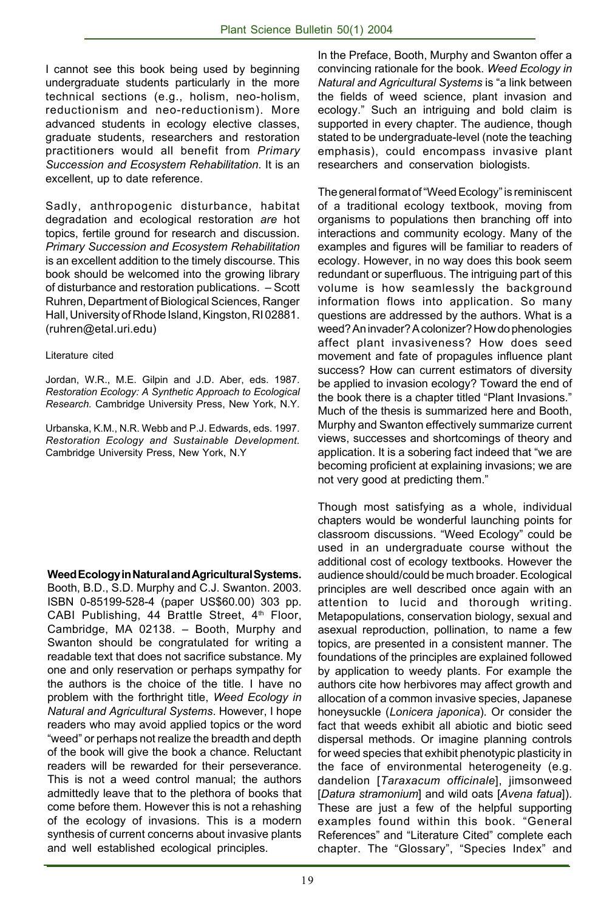I cannot see this book being used by beginning undergraduate students particularly in the more technical sections (e.g., holism, neo-holism, reductionism and neo-reductionism). More advanced students in ecology elective classes, graduate students, researchers and restoration practitioners would all benefit from *Primary Succession and Ecosystem Rehabilitation*. It is an excellent, up to date reference.

Sadly, anthropogenic disturbance, habitat degradation and ecological restoration *are* hot topics, fertile ground for research and discussion. *Primary Succession and Ecosystem Rehabilitation* is an excellent addition to the timely discourse. This book should be welcomed into the growing library of disturbance and restoration publications. – Scott Ruhren, Department of Biological Sciences, Ranger Hall, University of Rhode Island, Kingston, RI 02881. (ruhren@etal.uri.edu)

Literature cited

Jordan, W.R., M.E. Gilpin and J.D. Aber, eds. 1987. *Restoration Ecology: A Synthetic Approach to Ecological Research.* Cambridge University Press, New York, N.Y.

Urbanska, K.M., N.R. Webb and P.J. Edwards, eds. 1997. *Restoration Ecology and Sustainable Development.* Cambridge University Press, New York, N.Y

**Weed Ecology in Natural and Agricultural Systems.** Booth, B.D., S.D. Murphy and C.J. Swanton. 2003. ISBN 0-85199-528-4 (paper US$60.00) 303 pp. CABI Publishing, 44 Brattle Street, 4th Floor, Cambridge, MA 02138. – Booth, Murphy and Swanton should be congratulated for writing a readable text that does not sacrifice substance. My one and only reservation or perhaps sympathy for the authors is the choice of the title. I have no problem with the forthright title, *Weed Ecology in Natural and Agricultural Systems*. However, I hope readers who may avoid applied topics or the word "weed" or perhaps not realize the breadth and depth of the book will give the book a chance. Reluctant readers will be rewarded for their perseverance. This is not a weed control manual; the authors admittedly leave that to the plethora of books that come before them. However this is not a rehashing of the ecology of invasions. This is a modern synthesis of current concerns about invasive plants and well established ecological principles.

In the Preface, Booth, Murphy and Swanton offer a convincing rationale for the book. *Weed Ecology in Natural and Agricultural Systems* is "a link between the fields of weed science, plant invasion and ecology." Such an intriguing and bold claim is supported in every chapter. The audience, though stated to be undergraduate-level (note the teaching emphasis), could encompass invasive plant researchers and conservation biologists.

The general format of "Weed Ecology" is reminiscent of a traditional ecology textbook, moving from organisms to populations then branching off into interactions and community ecology. Many of the examples and figures will be familiar to readers of ecology. However, in no way does this book seem redundant or superfluous. The intriguing part of this volume is how seamlessly the background information flows into application. So many questions are addressed by the authors. What is a weed? An invader? A colonizer? How do phenologies affect plant invasiveness? How does seed movement and fate of propagules influence plant success? How can current estimators of diversity be applied to invasion ecology? Toward the end of the book there is a chapter titled "Plant Invasions." Much of the thesis is summarized here and Booth, Murphy and Swanton effectively summarize current views, successes and shortcomings of theory and application. It is a sobering fact indeed that "we are becoming proficient at explaining invasions; we are not very good at predicting them."

Though most satisfying as a whole, individual chapters would be wonderful launching points for classroom discussions. "Weed Ecology" could be used in an undergraduate course without the additional cost of ecology textbooks. However the audience should/could be much broader. Ecological principles are well described once again with an attention to lucid and thorough writing. Metapopulations, conservation biology, sexual and asexual reproduction, pollination, to name a few topics, are presented in a consistent manner. The foundations of the principles are explained followed by application to weedy plants. For example the authors cite how herbivores may affect growth and allocation of a common invasive species, Japanese honeysuckle (*Lonicera japonica*). Or consider the fact that weeds exhibit all abiotic and biotic seed dispersal methods. Or imagine planning controls for weed species that exhibit phenotypic plasticity in the face of environmental heterogeneity (e.g. dandelion [*Taraxacum officinale*], jimsonweed [*Datura stramonium*] and wild oats [*Avena fatua*]). These are just a few of the helpful supporting examples found within this book. "General References" and "Literature Cited" complete each chapter. The "Glossary", "Species Index" and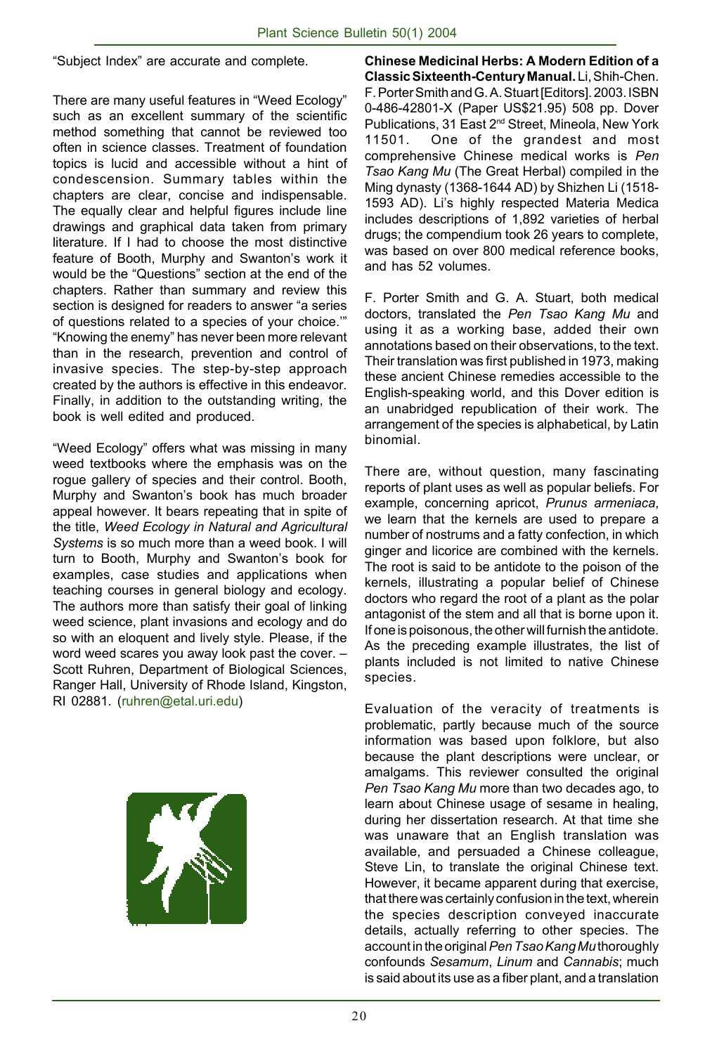"Subject Index" are accurate and complete.

There are many useful features in "Weed Ecology" such as an excellent summary of the scientific method something that cannot be reviewed too often in science classes. Treatment of foundation topics is lucid and accessible without a hint of condescension. Summary tables within the chapters are clear, concise and indispensable. The equally clear and helpful figures include line drawings and graphical data taken from primary literature. If I had to choose the most distinctive feature of Booth, Murphy and Swanton's work it would be the "Questions" section at the end of the chapters. Rather than summary and review this section is designed for readers to answer "a series of questions related to a species of your choice.'" "Knowing the enemy" has never been more relevant than in the research, prevention and control of invasive species. The step-by-step approach created by the authors is effective in this endeavor. Finally, in addition to the outstanding writing, the book is well edited and produced.

"Weed Ecology" offers what was missing in many weed textbooks where the emphasis was on the rogue gallery of species and their control. Booth, Murphy and Swanton's book has much broader appeal however. It bears repeating that in spite of the title, *Weed Ecology in Natural and Agricultural Systems* is so much more than a weed book. I will turn to Booth, Murphy and Swanton's book for examples, case studies and applications when teaching courses in general biology and ecology. The authors more than satisfy their goal of linking weed science, plant invasions and ecology and do so with an eloquent and lively style. Please, if the word weed scares you away look past the cover. – Scott Ruhren, Department of Biological Sciences, Ranger Hall, University of Rhode Island, Kingston, RI 02881. (ruhren@etal.uri.edu)

**Chinese Medicinal Herbs: A Modern Edition of a Classic Sixteenth-Century Manual.** Li, Shih-Chen. F. Porter Smith and G. A. Stuart [Editors]. 2003. ISBN 0-486-42801-X (Paper US$21.95) 508 pp. Dover Publications, 31 East 2nd Street, Mineola, New York 11501. One of the grandest and most comprehensive Chinese medical works is *Pen Tsao Kang Mu* (The Great Herbal) compiled in the Ming dynasty (1368-1644 AD) by Shizhen Li (1518-1593 AD). Li's highly respected Materia Medica includes descriptions of 1,892 varieties of herbal drugs; the compendium took 26 years to complete, was based on over 800 medical reference books, and has 52 volumes.

F. Porter Smith and G. A. Stuart, both medical doctors, translated the *Pen Tsao Kang Mu* and using it as a working base, added their own annotations based on their observations, to the text. Their translation was first published in 1973, making these ancient Chinese remedies accessible to the English-speaking world, and this Dover edition is an unabridged republication of their work. The arrangement of the species is alphabetical, by Latin binomial.

There are, without question, many fascinating reports of plant uses as well as popular beliefs. For example, concerning apricot, *Prunus armeniaca*, we learn that the kernels are used to prepare a number of nostrums and a fatty confection, in which ginger and licorice are combined with the kernels. The root is said to be antidote to the poison of the kernels, illustrating a popular belief of Chinese doctors who regard the root of a plant as the polar antagonist of the stem and all that is borne upon it. If one is poisonous, the other will furnish the antidote. As the preceding example illustrates, the list of plants included is not limited to native Chinese species.

Evaluation of the veracity of treatments is problematic, partly because much of the source information was based upon folklore, but also because the plant descriptions were unclear, or amalgams. This reviewer consulted the original *Pen Tsao Kang Mu* more than two decades ago, to learn about Chinese usage of sesame in healing, during her dissertation research. At that time she was unaware that an English translation was available, and persuaded a Chinese colleague, Steve Lin, to translate the original Chinese text. However, it became apparent during that exercise, that there was certainly confusion in the text, wherein the species description conveyed inaccurate details, actually referring to other species. The account in the original *Pen Tsao Kang Mu* thoroughly confounds *Sesamum*, *Linum* and *Cannabis*; much is said about its use as a fiber plant, and a translation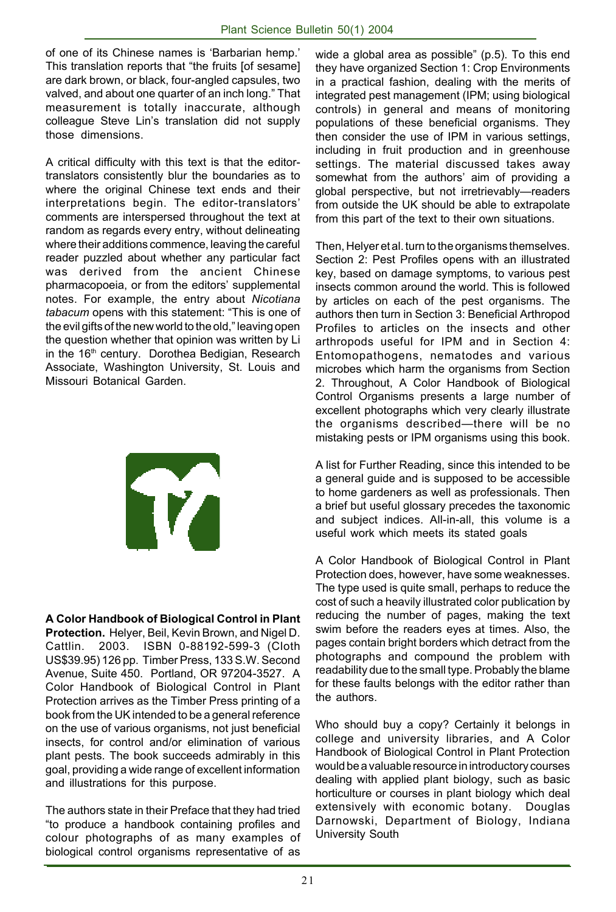of one of its Chinese names is 'Barbarian hemp.' This translation reports that "the fruits [of sesame] are dark brown, or black, four-angled capsules, two valved, and about one quarter of an inch long." That measurement is totally inaccurate, although colleague Steve Lin's translation did not supply those dimensions.

A critical difficulty with this text is that the editor-translators consistently blur the boundaries as to where the original Chinese text ends and their interpretations begin. The editor-translators' comments are interspersed throughout the text at random as regards every entry, without delineating where their additions commence, leaving the careful reader puzzled about whether any particular fact was derived from the ancient Chinese pharmacopoeia, or from the editors' supplemental notes. For example, the entry about *Nicotiana tabacum* opens with this statement: "This is one of the evil gifts of the new world to the old," leaving open the question whether that opinion was written by Li in the 16th century. Dorothea Bedigian, Research Associate, Washington University, St. Louis and Missouri Botanical Garden.

**A Color Handbook of Biological Control in Plant Protection.** Helyer, Beil, Kevin Brown, and Nigel D. Cattlin. 2003. ISBN 0-88192-599-3 (Cloth US$39.95) 126 pp. Timber Press, 133 S.W. Second Avenue, Suite 450. Portland, OR 97204-3527. A Color Handbook of Biological Control in Plant Protection arrives as the Timber Press printing of a book from the UK intended to be a general reference on the use of various organisms, not just beneficial insects, for control and/or elimination of various plant pests. The book succeeds admirably in this goal, providing a wide range of excellent information and illustrations for this purpose.

The authors state in their Preface that they had tried "to produce a handbook containing profiles and colour photographs of as many examples of biological control organisms representative of as wide a global area as possible" (p.5). To this end they have organized Section 1: Crop Environments in a practical fashion, dealing with the merits of integrated pest management (IPM; using biological controls) in general and means of monitoring populations of these beneficial organisms. They then consider the use of IPM in various settings, including in fruit production and in greenhouse settings. The material discussed takes away somewhat from the authors' aim of providing a global perspective, but not irretrievably—readers from outside the UK should be able to extrapolate from this part of the text to their own situations.

Then, Helyer et al. turn to the organisms themselves. Section 2: Pest Profiles opens with an illustrated key, based on damage symptoms, to various pest insects common around the world. This is followed by articles on each of the pest organisms. The authors then turn in Section 3: Beneficial Arthropod Profiles to articles on the insects and other arthropods useful for IPM and in Section 4: Entomopathogens, nematodes and various microbes which harm the organisms from Section 2. Throughout, A Color Handbook of Biological Control Organisms presents a large number of excellent photographs which very clearly illustrate the organisms described—there will be no mistaking pests or IPM organisms using this book.

A list for Further Reading, since this intended to be a general guide and is supposed to be accessible to home gardeners as well as professionals. Then a brief but useful glossary precedes the taxonomic and subject indices. All-in-all, this volume is a useful work which meets its stated goals

A Color Handbook of Biological Control in Plant Protection does, however, have some weaknesses. The type used is quite small, perhaps to reduce the cost of such a heavily illustrated color publication by reducing the number of pages, making the text swim before the readers eyes at times. Also, the pages contain bright borders which detract from the photographs and compound the problem with readability due to the small type. Probably the blame for these faults belongs with the editor rather than the authors.

Who should buy a copy? Certainly it belongs in college and university libraries, and A Color Handbook of Biological Control in Plant Protection would be a valuable resource in introductory courses dealing with applied plant biology, such as basic horticulture or courses in plant biology which deal extensively with economic botany. Douglas Darnowski, Department of Biology, Indiana University South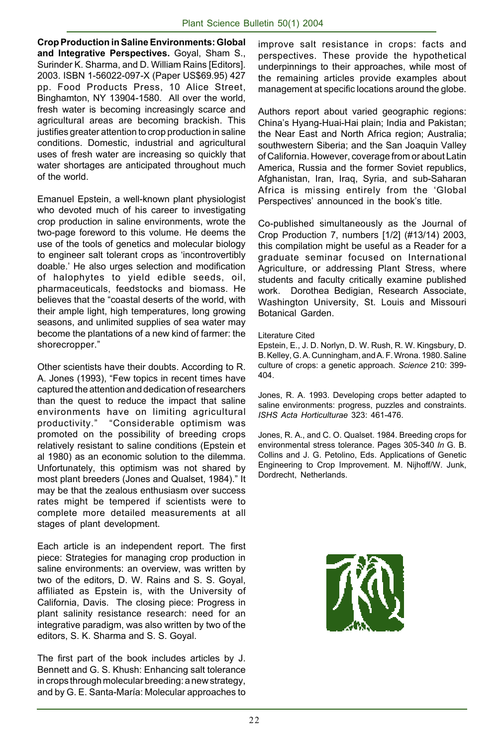**Crop Production in Saline Environments: Global and Integrative Perspectives.** Goyal, Sham S., Surinder K. Sharma, and D. William Rains [Editors]. 2003. ISBN 1-56022-097-X (Paper US$69.95) 427 pp. Food Products Press, 10 Alice Street, Binghamton, NY 13904-1580. All over the world, fresh water is becoming increasingly scarce and agricultural areas are becoming brackish. This justifies greater attention to crop production in saline conditions. Domestic, industrial and agricultural uses of fresh water are increasing so quickly that water shortages are anticipated throughout much of the world.

Emanuel Epstein, a well-known plant physiologist who devoted much of his career to investigating crop production in saline environments, wrote the two-page foreword to this volume. He deems the use of the tools of genetics and molecular biology to engineer salt tolerant crops as 'incontrovertibly doable.' He also urges selection and modification of halophytes to yield edible seeds, oil, pharmaceuticals, feedstocks and biomass. He believes that the "coastal deserts of the world, with their ample light, high temperatures, long growing seasons, and unlimited supplies of sea water may become the plantations of a new kind of farmer: the shorecropper."

Other scientists have their doubts. According to R. A. Jones (1993), "Few topics in recent times have captured the attention and dedication of researchers than the quest to reduce the impact that saline environments have on limiting agricultural productivity." "Considerable optimism was promoted on the possibility of breeding crops relatively resistant to saline conditions (Epstein et al 1980) as an economic solution to the dilemma. Unfortunately, this optimism was not shared by most plant breeders (Jones and Qualset, 1984)." It may be that the zealous enthusiasm over success rates might be tempered if scientists were to complete more detailed measurements at all stages of plant development.

Each article is an independent report. The first piece: Strategies for managing crop production in saline environments: an overview, was written by two of the editors, D. W. Rains and S. S. Goyal, affiliated as Epstein is, with the University of California, Davis. The closing piece: Progress in plant salinity resistance research: need for an integrative paradigm, was also written by two of the editors, S. K. Sharma and S. S. Goyal.

The first part of the book includes articles by J. Bennett and G. S. Khush: Enhancing salt tolerance in crops through molecular breeding: a new strategy, and by G. E. Santa-María: Molecular approaches to improve salt resistance in crops: facts and perspectives. These provide the hypothetical underpinnings to their approaches, while most of the remaining articles provide examples about management at specific locations around the globe.

Authors report about varied geographic regions: China's Hyang-Huai-Hai plain; India and Pakistan; the Near East and North Africa region; Australia; southwestern Siberia; and the San Joaquin Valley of California. However, coverage from or about Latin America, Russia and the former Soviet republics, Afghanistan, Iran, Iraq, Syria, and sub-Saharan Africa is missing entirely from the 'Global Perspectives' announced in the book's title.

Co-published simultaneously as the Journal of Crop Production 7, numbers [1/2] (#13/14) 2003, this compilation might be useful as a Reader for a graduate seminar focused on International Agriculture, or addressing Plant Stress, where students and faculty critically examine published work. Dorothea Bedigian, Research Associate, Washington University, St. Louis and Missouri Botanical Garden.

Literature Cited

Epstein, E., J. D. Norlyn, D. W. Rush, R. W. Kingsbury, D. B. Kelley, G. A. Cunningham, and A. F. Wrona. 1980. Saline culture of crops: a genetic approach. *Science* 210: 399-404.

Jones, R. A. 1993. Developing crops better adapted to saline environments: progress, puzzles and constraints. *ISHS Acta Horticulturae* 323: 461-476.

Jones, R. A., and C. O. Qualset. 1984. Breeding crops for environmental stress tolerance. Pages 305-340 *In* G. B. Collins and J. G. Petolino, Eds. Applications of Genetic Engineering to Crop Improvement. M. Nijhoff/W. Junk, Dordrecht, Netherlands.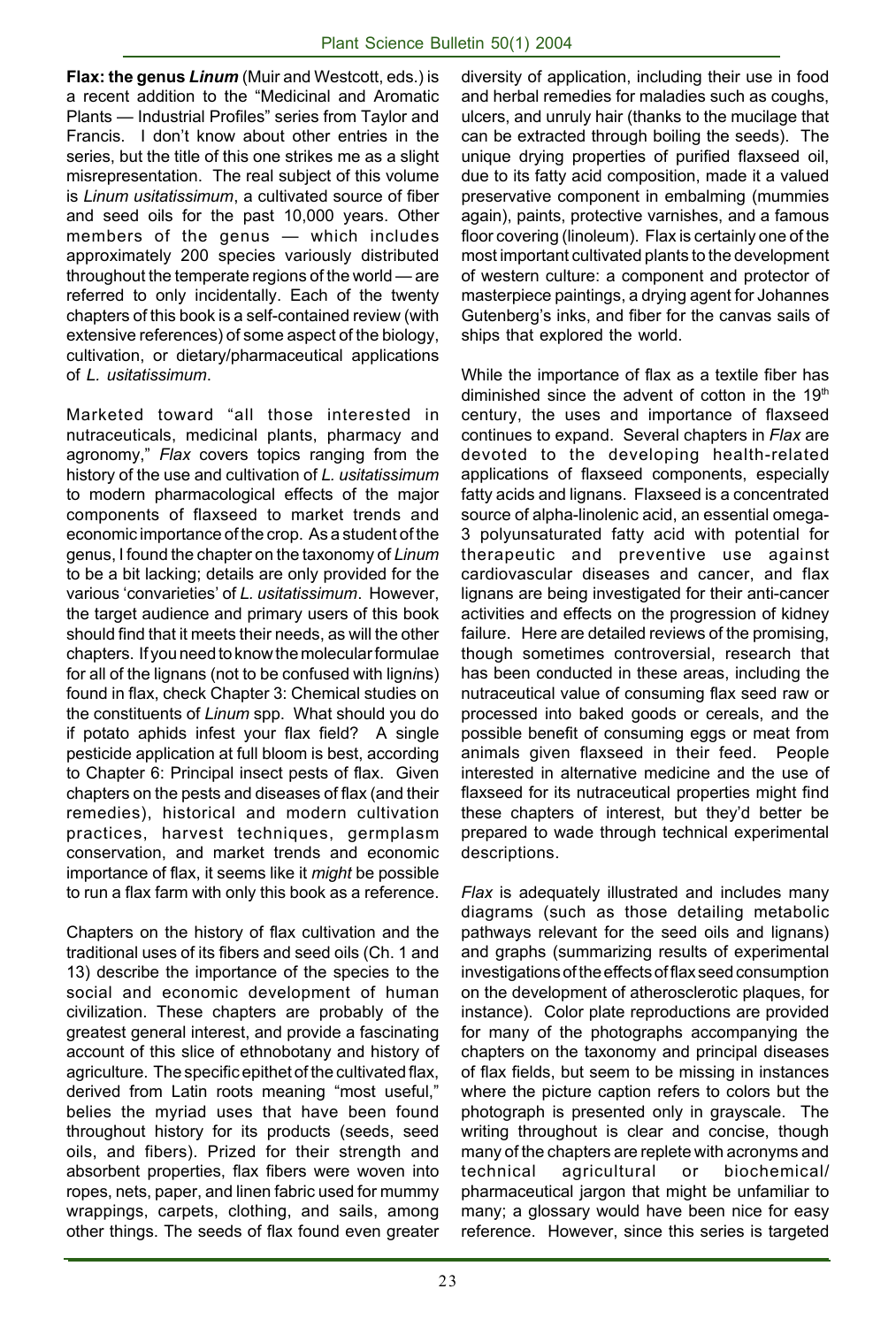**Flax: the genus *Linum*** (Muir and Westcott, eds.) is a recent addition to the "Medicinal and Aromatic Plants — Industrial Profiles" series from Taylor and Francis. I don't know about other entries in the series, but the title of this one strikes me as a slight misrepresentation. The real subject of this volume is *Linum usitatissimum*, a cultivated source of fiber and seed oils for the past 10,000 years. Other members of the genus — which includes approximately 200 species variously distributed throughout the temperate regions of the world — are referred to only incidentally. Each of the twenty chapters of this book is a self-contained review (with extensive references) of some aspect of the biology, cultivation, or dietary/pharmaceutical applications of *L. usitatissimum*.

Marketed toward "all those interested in nutraceuticals, medicinal plants, pharmacy and agronomy," *Flax* covers topics ranging from the history of the use and cultivation of *L. usitatissimum* to modern pharmacological effects of the major components of flaxseed to market trends and economic importance of the crop. As a student of the genus, I found the chapter on the taxonomy of *Linum* to be a bit lacking; details are only provided for the various 'convarieties' of *L. usitatissimum*. However, the target audience and primary users of this book should find that it meets their needs, as will the other chapters. If you need to know the molecular formulae for all of the lignans (not to be confused with lign*i*ns) found in flax, check Chapter 3: Chemical studies on the constituents of *Linum* spp. What should you do if potato aphids infest your flax field? A single pesticide application at full bloom is best, according to Chapter 6: Principal insect pests of flax. Given chapters on the pests and diseases of flax (and their remedies), historical and modern cultivation practices, harvest techniques, germplasm conservation, and market trends and economic importance of flax, it seems like it *might* be possible to run a flax farm with only this book as a reference.

Chapters on the history of flax cultivation and the traditional uses of its fibers and seed oils (Ch. 1 and 13) describe the importance of the species to the social and economic development of human civilization. These chapters are probably of the greatest general interest, and provide a fascinating account of this slice of ethnobotany and history of agriculture. The specific epithet of the cultivated flax, derived from Latin roots meaning "most useful," belies the myriad uses that have been found throughout history for its products (seeds, seed oils, and fibers). Prized for their strength and absorbent properties, flax fibers were woven into ropes, nets, paper, and linen fabric used for mummy wrappings, carpets, clothing, and sails, among other things. The seeds of flax found even greater diversity of application, including their use in food and herbal remedies for maladies such as coughs, ulcers, and unruly hair (thanks to the mucilage that can be extracted through boiling the seeds). The unique drying properties of purified flaxseed oil, due to its fatty acid composition, made it a valued preservative component in embalming (mummies again), paints, protective varnishes, and a famous floor covering (linoleum). Flax is certainly one of the most important cultivated plants to the development of western culture: a component and protector of masterpiece paintings, a drying agent for Johannes Gutenberg's inks, and fiber for the canvas sails of ships that explored the world.

While the importance of flax as a textile fiber has diminished since the advent of cotton in the 19th century, the uses and importance of flaxseed continues to expand. Several chapters in *Flax* are devoted to the developing health-related applications of flaxseed components, especially fatty acids and lignans. Flaxseed is a concentrated source of alpha-linolenic acid, an essential omega-3 polyunsaturated fatty acid with potential for therapeutic and preventive use against cardiovascular diseases and cancer, and flax lignans are being investigated for their anti-cancer activities and effects on the progression of kidney failure. Here are detailed reviews of the promising, though sometimes controversial, research that has been conducted in these areas, including the nutraceutical value of consuming flax seed raw or processed into baked goods or cereals, and the possible benefit of consuming eggs or meat from animals given flaxseed in their feed. People interested in alternative medicine and the use of flaxseed for its nutraceutical properties might find these chapters of interest, but they'd better be prepared to wade through technical experimental descriptions.

*Flax* is adequately illustrated and includes many diagrams (such as those detailing metabolic pathways relevant for the seed oils and lignans) and graphs (summarizing results of experimental investigations of the effects of flax seed consumption on the development of atherosclerotic plaques, for instance). Color plate reproductions are provided for many of the photographs accompanying the chapters on the taxonomy and principal diseases of flax fields, but seem to be missing in instances where the picture caption refers to colors but the photograph is presented only in grayscale. The writing throughout is clear and concise, though many of the chapters are replete with acronyms and technical agricultural or biochemical/pharmaceutical jargon that might be unfamiliar to many; a glossary would have been nice for easy reference. However, since this series is targeted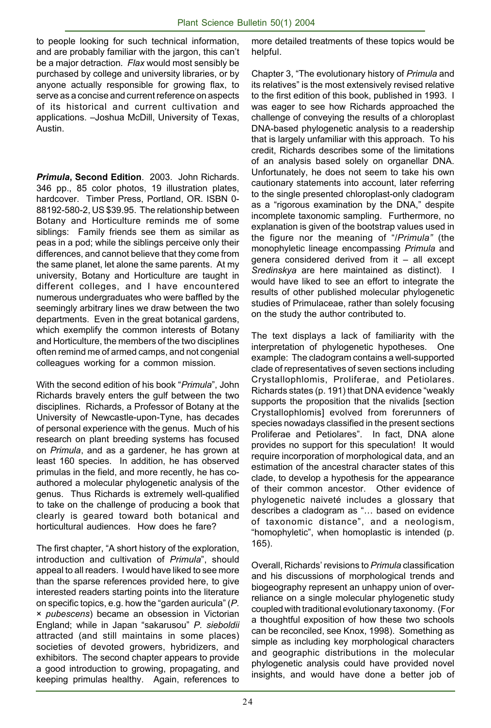to people looking for such technical information, and are probably familiar with the jargon, this can't be a major detraction. *Flax* would most sensibly be purchased by college and university libraries, or by anyone actually responsible for growing flax, to serve as a concise and current reference on aspects of its historical and current cultivation and applications. –Joshua McDill, University of Texas, Austin.

***Primula*, Second Edition**. 2003. John Richards. 346 pp., 85 color photos, 19 illustration plates, hardcover. Timber Press, Portland, OR. ISBN 0-88192-580-2, US $39.95. The relationship between Botany and Horticulture reminds me of some siblings: Family friends see them as similar as peas in a pod; while the siblings perceive only their differences, and cannot believe that they come from the same planet, let alone the same parents. At my university, Botany and Horticulture are taught in different colleges, and I have encountered numerous undergraduates who were baffled by the seemingly arbitrary lines we draw between the two departments. Even in the great botanical gardens, which exemplify the common interests of Botany and Horticulture, the members of the two disciplines often remind me of armed camps, and not congenial colleagues working for a common mission.

With the second edition of his book "*Primula*", John Richards bravely enters the gulf between the two disciplines. Richards, a Professor of Botany at the University of Newcastle-upon-Tyne, has decades of personal experience with the genus. Much of his research on plant breeding systems has focused on *Primula*, and as a gardener, he has grown at least 160 species. In addition, he has observed primulas in the field, and more recently, he has co-authored a molecular phylogenetic analysis of the genus. Thus Richards is extremely well-qualified to take on the challenge of producing a book that clearly is geared toward both botanical and horticultural audiences. How does he fare?

The first chapter, "A short history of the exploration, introduction and cultivation of *Primula*", should appeal to all readers. I would have liked to see more than the sparse references provided here, to give interested readers starting points into the literature on specific topics, e.g. how the "garden auricula" (*P.* × *pubescens*) became an obsession in Victorian England; while in Japan "sakarusou" *P. sieboldii* attracted (and still maintains in some places) societies of devoted growers, hybridizers, and exhibitors. The second chapter appears to provide a good introduction to growing, propagating, and keeping primulas healthy. Again, references to more detailed treatments of these topics would be helpful.

Chapter 3, "The evolutionary history of *Primula* and its relatives" is the most extensively revised relative to the first edition of this book, published in 1993. I was eager to see how Richards approached the challenge of conveying the results of a chloroplast DNA-based phylogenetic analysis to a readership that is largely unfamiliar with this approach. To his credit, Richards describes some of the limitations of an analysis based solely on organellar DNA. Unfortunately, he does not seem to take his own cautionary statements into account, later referring to the single presented chloroplast-only cladogram as a "rigorous examination by the DNA," despite incomplete taxonomic sampling. Furthermore, no explanation is given of the bootstrap values used in the figure nor the meaning of "/*Primula*" (the monophyletic lineage encompassing *Primula* and genera considered derived from it – all except *Sredinskya* are here maintained as distinct). I would have liked to see an effort to integrate the results of other published molecular phylogenetic studies of Primulaceae, rather than solely focusing on the study the author contributed to.

The text displays a lack of familiarity with the interpretation of phylogenetic hypotheses. One example: The cladogram contains a well-supported clade of representatives of seven sections including Crystallophlomis, Proliferae, and Petiolares. Richards states (p. 191) that DNA evidence "weakly supports the proposition that the nivalids [section Crystallophlomis] evolved from forerunners of species nowadays classified in the present sections Proliferae and Petiolares". In fact, DNA alone provides no support for this speculation! It would require incorporation of morphological data, and an estimation of the ancestral character states of this clade, to develop a hypothesis for the appearance of their common ancestor. Other evidence of phylogenetic naiveté includes a glossary that describes a cladogram as "… based on evidence of taxonomic distance", and a neologism, "homophyletic", when homoplastic is intended (p. 165).

Overall, Richards' revisions to *Primula* classification and his discussions of morphological trends and biogeography represent an unhappy union of over-reliance on a single molecular phylogenetic study coupled with traditional evolutionary taxonomy. (For a thoughtful exposition of how these two schools can be reconciled, see Knox, 1998). Something as simple as including key morphological characters and geographic distributions in the molecular phylogenetic analysis could have provided novel insights, and would have done a better job of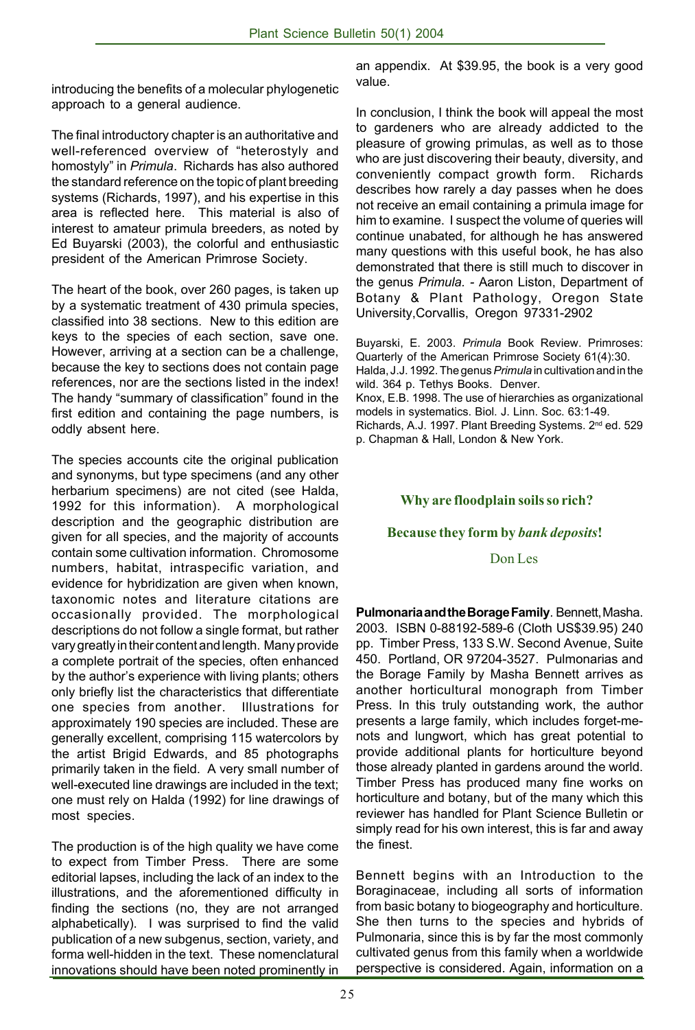introducing the benefits of a molecular phylogenetic approach to a general audience.

The final introductory chapter is an authoritative and well-referenced overview of "heterostyly and homostyly" in *Primula*. Richards has also authored the standard reference on the topic of plant breeding systems (Richards, 1997), and his expertise in this area is reflected here. This material is also of interest to amateur primula breeders, as noted by Ed Buyarski (2003), the colorful and enthusiastic president of the American Primrose Society.

The heart of the book, over 260 pages, is taken up by a systematic treatment of 430 primula species, classified into 38 sections. New to this edition are keys to the species of each section, save one. However, arriving at a section can be a challenge, because the key to sections does not contain page references, nor are the sections listed in the index! The handy "summary of classification" found in the first edition and containing the page numbers, is oddly absent here.

The species accounts cite the original publication and synonyms, but type specimens (and any other herbarium specimens) are not cited (see Halda, 1992 for this information). A morphological description and the geographic distribution are given for all species, and the majority of accounts contain some cultivation information. Chromosome numbers, habitat, intraspecific variation, and evidence for hybridization are given when known, taxonomic notes and literature citations are occasionally provided. The morphological descriptions do not follow a single format, but rather vary greatly in their content and length. Many provide a complete portrait of the species, often enhanced by the author's experience with living plants; others only briefly list the characteristics that differentiate one species from another. Illustrations for approximately 190 species are included. These are generally excellent, comprising 115 watercolors by the artist Brigid Edwards, and 85 photographs primarily taken in the field. A very small number of well-executed line drawings are included in the text; one must rely on Halda (1992) for line drawings of most species.

The production is of the high quality we have come to expect from Timber Press. There are some editorial lapses, including the lack of an index to the illustrations, and the aforementioned difficulty in finding the sections (no, they are not arranged alphabetically). I was surprised to find the valid publication of a new subgenus, section, variety, and forma well-hidden in the text. These nomenclatural innovations should have been noted prominently in an appendix. At $39.95, the book is a very good value.

In conclusion, I think the book will appeal the most to gardeners who are already addicted to the pleasure of growing primulas, as well as to those who are just discovering their beauty, diversity, and conveniently compact growth form. Richards describes how rarely a day passes when he does not receive an email containing a primula image for him to examine. I suspect the volume of queries will continue unabated, for although he has answered many questions with this useful book, he has also demonstrated that there is still much to discover in the genus *Primula*. - Aaron Liston, Department of Botany & Plant Pathology, Oregon State University, Corvallis, Oregon 97331-2902

Buyarski, E. 2003. *Primula* Book Review. Primroses: Quarterly of the American Primrose Society 61(4):30.

Halda, J.J. 1992. The genus *Primula* in cultivation and in the wild. 364 p. Tethys Books. Denver.

Knox, E.B. 1998. The use of hierarchies as organizational models in systematics. Biol. J. Linn. Soc. 63:1-49.

Richards, A.J. 1997. Plant Breeding Systems. 2nd ed. 529 p. Chapman & Hall, London & New York.

**Why are floodplain soils so rich?**

**Because they form by *bank deposits*!**

Don Les

**Pulmonaria and the Borage Family**. Bennett, Masha. 2003. ISBN 0-88192-589-6 (Cloth US$39.95) 240 pp. Timber Press, 133 S.W. Second Avenue, Suite 450. Portland, OR 97204-3527. Pulmonarias and the Borage Family by Masha Bennett arrives as another horticultural monograph from Timber Press. In this truly outstanding work, the author presents a large family, which includes forget-me-nots and lungwort, which has great potential to provide additional plants for horticulture beyond those already planted in gardens around the world. Timber Press has produced many fine works on horticulture and botany, but of the many which this reviewer has handled for Plant Science Bulletin or simply read for his own interest, this is far and away the finest.

Bennett begins with an Introduction to the Boraginaceae, including all sorts of information from basic botany to biogeography and horticulture. She then turns to the species and hybrids of Pulmonaria, since this is by far the most commonly cultivated genus from this family when a worldwide perspective is considered. Again, information on a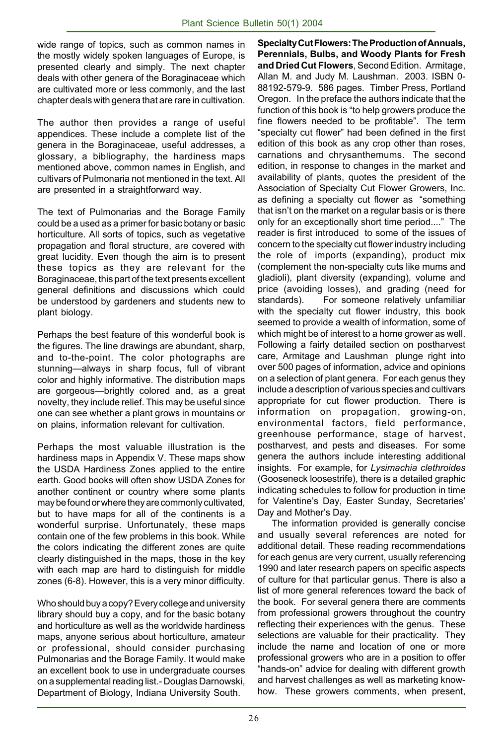wide range of topics, such as common names in the mostly widely spoken languages of Europe, is presented clearly and simply. The next chapter deals with other genera of the Boraginaceae which are cultivated more or less commonly, and the last chapter deals with genera that are rare in cultivation.

The author then provides a range of useful appendices. These include a complete list of the genera in the Boraginaceae, useful addresses, a glossary, a bibliography, the hardiness maps mentioned above, common names in English, and cultivars of Pulmonaria not mentioned in the text. All are presented in a straightforward way.

The text of Pulmonarias and the Borage Family could be a used as a primer for basic botany or basic horticulture. All sorts of topics, such as vegetative propagation and floral structure, are covered with great lucidity. Even though the aim is to present these topics as they are relevant for the Boraginaceae, this part of the text presents excellent general definitions and discussions which could be understood by gardeners and students new to plant biology.

Perhaps the best feature of this wonderful book is the figures. The line drawings are abundant, sharp, and to-the-point. The color photographs are stunning—always in sharp focus, full of vibrant color and highly informative. The distribution maps are gorgeous—brightly colored and, as a great novelty, they include relief. This may be useful since one can see whether a plant grows in mountains or on plains, information relevant for cultivation.

Perhaps the most valuable illustration is the hardiness maps in Appendix V. These maps show the USDA Hardiness Zones applied to the entire earth. Good books will often show USDA Zones for another continent or country where some plants may be found or where they are commonly cultivated, but to have maps for all of the continents is a wonderful surprise. Unfortunately, these maps contain one of the few problems in this book. While the colors indicating the different zones are quite clearly distinguished in the maps, those in the key with each map are hard to distinguish for middle zones (6-8). However, this is a very minor difficulty.

Who should buy a copy? Every college and university library should buy a copy, and for the basic botany and horticulture as well as the worldwide hardiness maps, anyone serious about horticulture, amateur or professional, should consider purchasing Pulmonarias and the Borage Family. It would make an excellent book to use in undergraduate courses on a supplemental reading list.- Douglas Darnowski, Department of Biology, Indiana University South.

**Specialty Cut Flowers: The Production of Annuals, Perennials, Bulbs, and Woody Plants for Fresh and Dried Cut Flowers**, Second Edition. Armitage, Allan M. and Judy M. Laushman. 2003. ISBN 0-88192-579-9. 586 pages. Timber Press, Portland Oregon. In the preface the authors indicate that the function of this book is "to help growers produce the fine flowers needed to be profitable". The term "specialty cut flower" had been defined in the first edition of this book as any crop other than roses, carnations and chrysanthemums. The second edition, in response to changes in the market and availability of plants, quotes the president of the Association of Specialty Cut Flower Growers, Inc. as defining a specialty cut flower as "something that isn't on the market on a regular basis or is there only for an exceptionally short time period...." The reader is first introduced to some of the issues of concern to the specialty cut flower industry including the role of imports (expanding), product mix (complement the non-specialty cuts like mums and gladioli), plant diversity (expanding), volume and price (avoiding losses), and grading (need for standards). For someone relatively unfamiliar with the specialty cut flower industry, this book seemed to provide a wealth of information, some of which might be of interest to a home grower as well. Following a fairly detailed section on postharvest care, Armitage and Laushman plunge right into over 500 pages of information, advice and opinions on a selection of plant genera. For each genus they include a description of various species and cultivars appropriate for cut flower production. There is information on propagation, growing-on, environmental factors, field performance, greenhouse performance, stage of harvest, postharvest, and pests and diseases. For some genera the authors include interesting additional insights. For example, for *Lysimachia clethroides* (Gooseneck loosestrife), there is a detailed graphic indicating schedules to follow for production in time for Valentine's Day, Easter Sunday, Secretaries' Day and Mother's Day.

The information provided is generally concise and usually several references are noted for additional detail. These reading recommendations for each genus are very current, usually referencing 1990 and later research papers on specific aspects of culture for that particular genus. There is also a list of more general references toward the back of the book. For several genera there are comments from professional growers throughout the country reflecting their experiences with the genus. These selections are valuable for their practicality. They include the name and location of one or more professional growers who are in a position to offer "hands-on" advice for dealing with different growth and harvest challenges as well as marketing know-how. These growers comments, when present,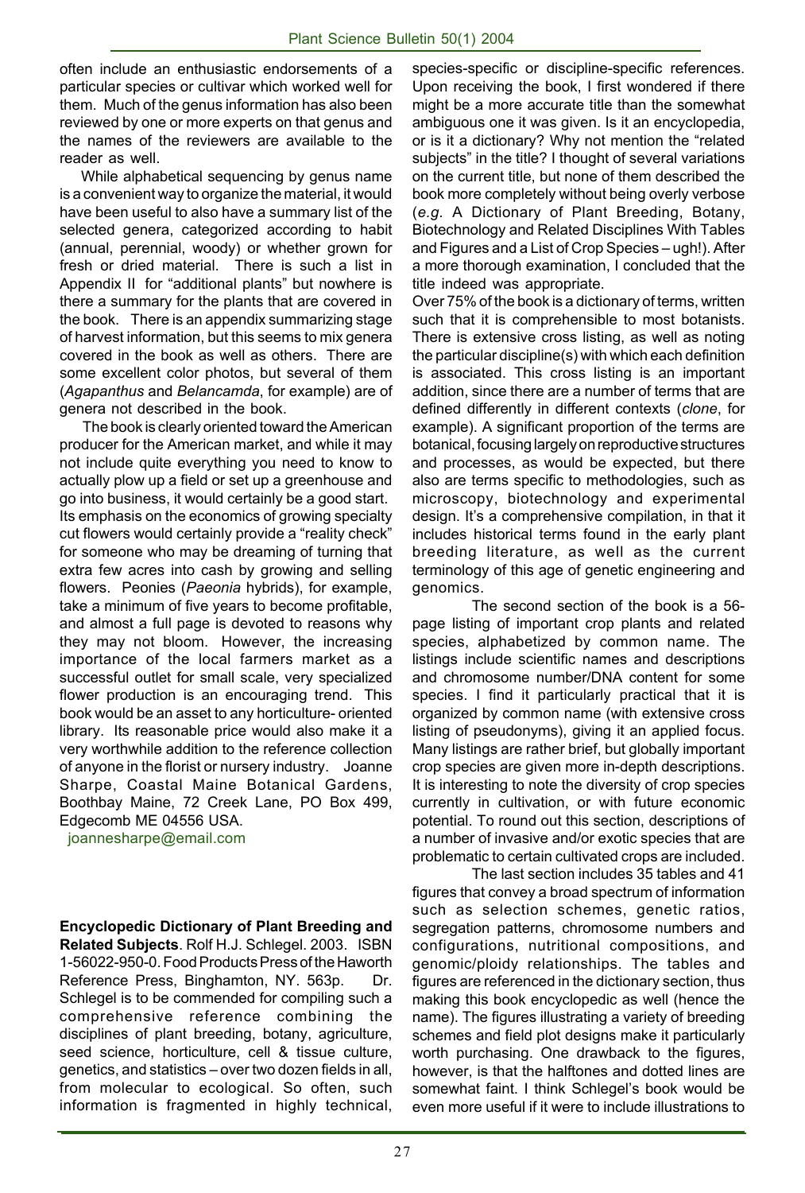often include an enthusiastic endorsements of a particular species or cultivar which worked well for them. Much of the genus information has also been reviewed by one or more experts on that genus and the names of the reviewers are available to the reader as well.

While alphabetical sequencing by genus name is a convenient way to organize the material, it would have been useful to also have a summary list of the selected genera, categorized according to habit (annual, perennial, woody) or whether grown for fresh or dried material. There is such a list in Appendix II for "additional plants" but nowhere is there a summary for the plants that are covered in the book. There is an appendix summarizing stage of harvest information, but this seems to mix genera covered in the book as well as others. There are some excellent color photos, but several of them (*Agapanthus* and *Belancamda*, for example) are of genera not described in the book.

The book is clearly oriented toward the American producer for the American market, and while it may not include quite everything you need to know to actually plow up a field or set up a greenhouse and go into business, it would certainly be a good start. Its emphasis on the economics of growing specialty cut flowers would certainly provide a "reality check" for someone who may be dreaming of turning that extra few acres into cash by growing and selling flowers. Peonies (*Paeonia* hybrids), for example, take a minimum of five years to become profitable, and almost a full page is devoted to reasons why they may not bloom. However, the increasing importance of the local farmers market as a successful outlet for small scale, very specialized flower production is an encouraging trend. This book would be an asset to any horticulture- oriented library. Its reasonable price would also make it a very worthwhile addition to the reference collection of anyone in the florist or nursery industry. Joanne Sharpe, Coastal Maine Botanical Gardens, Boothbay Maine, 72 Creek Lane, PO Box 499, Edgecomb ME 04556 USA.
joannesharpe@email.com

**Encyclopedic Dictionary of Plant Breeding and Related Subjects**. Rolf H.J. Schlegel. 2003. ISBN 1-56022-950-0. Food Products Press of the Haworth Reference Press, Binghamton, NY. 563p. Dr. Schlegel is to be commended for compiling such a comprehensive reference combining the disciplines of plant breeding, botany, agriculture, seed science, horticulture, cell & tissue culture, genetics, and statistics – over two dozen fields in all, from molecular to ecological. So often, such information is fragmented in highly technical, species-specific or discipline-specific references. Upon receiving the book, I first wondered if there might be a more accurate title than the somewhat ambiguous one it was given. Is it an encyclopedia, or is it a dictionary? Why not mention the "related subjects" in the title? I thought of several variations on the current title, but none of them described the book more completely without being overly verbose (*e.g.* A Dictionary of Plant Breeding, Botany, Biotechnology and Related Disciplines With Tables and Figures and a List of Crop Species – ugh!). After a more thorough examination, I concluded that the title indeed was appropriate.

Over 75% of the book is a dictionary of terms, written such that it is comprehensible to most botanists. There is extensive cross listing, as well as noting the particular discipline(s) with which each definition is associated. This cross listing is an important addition, since there are a number of terms that are defined differently in different contexts (*clone*, for example). A significant proportion of the terms are botanical, focusing largely on reproductive structures and processes, as would be expected, but there also are terms specific to methodologies, such as microscopy, biotechnology and experimental design. It's a comprehensive compilation, in that it includes historical terms found in the early plant breeding literature, as well as the current terminology of this age of genetic engineering and genomics.

The second section of the book is a 56-page listing of important crop plants and related species, alphabetized by common name. The listings include scientific names and descriptions and chromosome number/DNA content for some species. I find it particularly practical that it is organized by common name (with extensive cross listing of pseudonyms), giving it an applied focus. Many listings are rather brief, but globally important crop species are given more in-depth descriptions. It is interesting to note the diversity of crop species currently in cultivation, or with future economic potential. To round out this section, descriptions of a number of invasive and/or exotic species that are problematic to certain cultivated crops are included.

The last section includes 35 tables and 41 figures that convey a broad spectrum of information such as selection schemes, genetic ratios, segregation patterns, chromosome numbers and configurations, nutritional compositions, and genomic/ploidy relationships. The tables and figures are referenced in the dictionary section, thus making this book encyclopedic as well (hence the name). The figures illustrating a variety of breeding schemes and field plot designs make it particularly worth purchasing. One drawback to the figures, however, is that the halftones and dotted lines are somewhat faint. I think Schlegel's book would be even more useful if it were to include illustrations to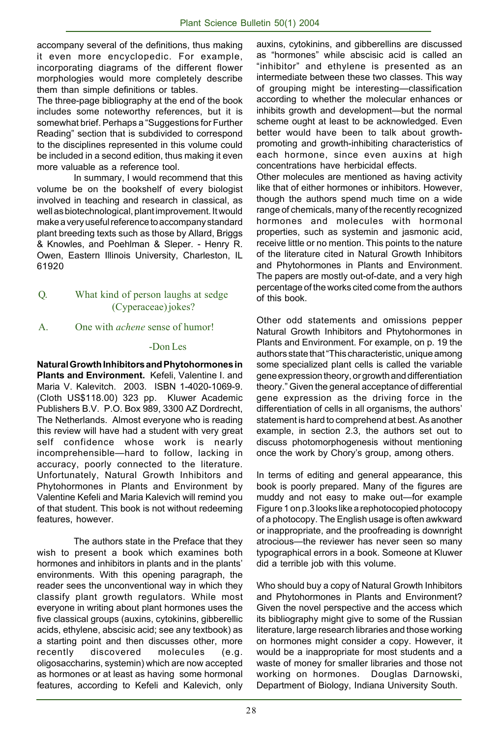accompany several of the definitions, thus making it even more encyclopedic. For example, incorporating diagrams of the different flower morphologies would more completely describe them than simple definitions or tables.

The three-page bibliography at the end of the book includes some noteworthy references, but it is somewhat brief. Perhaps a "Suggestions for Further Reading" section that is subdivided to correspond to the disciplines represented in this volume could be included in a second edition, thus making it even more valuable as a reference tool.

In summary, I would recommend that this volume be on the bookshelf of every biologist involved in teaching and research in classical, as well as biotechnological, plant improvement. It would make a very useful reference to accompany standard plant breeding texts such as those by Allard, Briggs & Knowles, and Poehlman & Sleper. - Henry R. Owen, Eastern Illinois University, Charleston, IL 61920

Q. What kind of person laughs at sedge (Cyperaceae) jokes?

A. One with *achene* sense of humor!

-Don Les

**Natural Growth Inhibitors and Phytohormones in Plants and Environment.** Kefeli, Valentine I. and Maria V. Kalevitch. 2003. ISBN 1-4020-1069-9. (Cloth US$118.00) 323 pp. Kluwer Academic Publishers B.V. P.O. Box 989, 3300 AZ Dordrecht, The Netherlands. Almost everyone who is reading this review will have had a student with very great self confidence whose work is nearly incomprehensible—hard to follow, lacking in accuracy, poorly connected to the literature. Unfortunately, Natural Growth Inhibitors and Phytohormones in Plants and Environment by Valentine Kefeli and Maria Kalevich will remind you of that student. This book is not without redeeming features, however.

The authors state in the Preface that they wish to present a book which examines both hormones and inhibitors in plants and in the plants' environments. With this opening paragraph, the reader sees the unconventional way in which they classify plant growth regulators. While most everyone in writing about plant hormones uses the five classical groups (auxins, cytokinins, gibberellic acids, ethylene, abscisic acid; see any textbook) as a starting point and then discusses other, more recently discovered molecules (e.g. oligosaccharins, systemin) which are now accepted as hormones or at least as having some hormonal features, according to Kefeli and Kalevich, only auxins, cytokinins, and gibberellins are discussed as "hormones" while abscisic acid is called an "inhibitor" and ethylene is presented as an intermediate between these two classes. This way of grouping might be interesting—classification according to whether the molecular enhances or inhibits growth and development—but the normal scheme ought at least to be acknowledged. Even better would have been to talk about growth-promoting and growth-inhibiting characteristics of each hormone, since even auxins at high concentrations have herbicidal effects.

Other molecules are mentioned as having activity like that of either hormones or inhibitors. However, though the authors spend much time on a wide range of chemicals, many of the recently recognized hormones and molecules with hormonal properties, such as systemin and jasmonic acid, receive little or no mention. This points to the nature of the literature cited in Natural Growth Inhibitors and Phytohormones in Plants and Environment. The papers are mostly out-of-date, and a very high percentage of the works cited come from the authors of this book.

Other odd statements and omissions pepper Natural Growth Inhibitors and Phytohormones in Plants and Environment. For example, on p. 19 the authors state that "This characteristic, unique among some specialized plant cells is called the variable gene expression theory, or growth and differentiation theory." Given the general acceptance of differential gene expression as the driving force in the differentiation of cells in all organisms, the authors' statement is hard to comprehend at best. As another example, in section 2.3, the authors set out to discuss photomorphogenesis without mentioning once the work by Chory's group, among others.

In terms of editing and general appearance, this book is poorly prepared. Many of the figures are muddy and not easy to make out—for example Figure 1 on p.3 looks like a rephotocopied photocopy of a photocopy. The English usage is often awkward or inappropriate, and the proofreading is downright atrocious—the reviewer has never seen so many typographical errors in a book. Someone at Kluwer did a terrible job with this volume.

Who should buy a copy of Natural Growth Inhibitors and Phytohormones in Plants and Environment? Given the novel perspective and the access which its bibliography might give to some of the Russian literature, large research libraries and those working on hormones might consider a copy. However, it would be a inappropriate for most students and a waste of money for smaller libraries and those not working on hormones. Douglas Darnowski, Department of Biology, Indiana University South.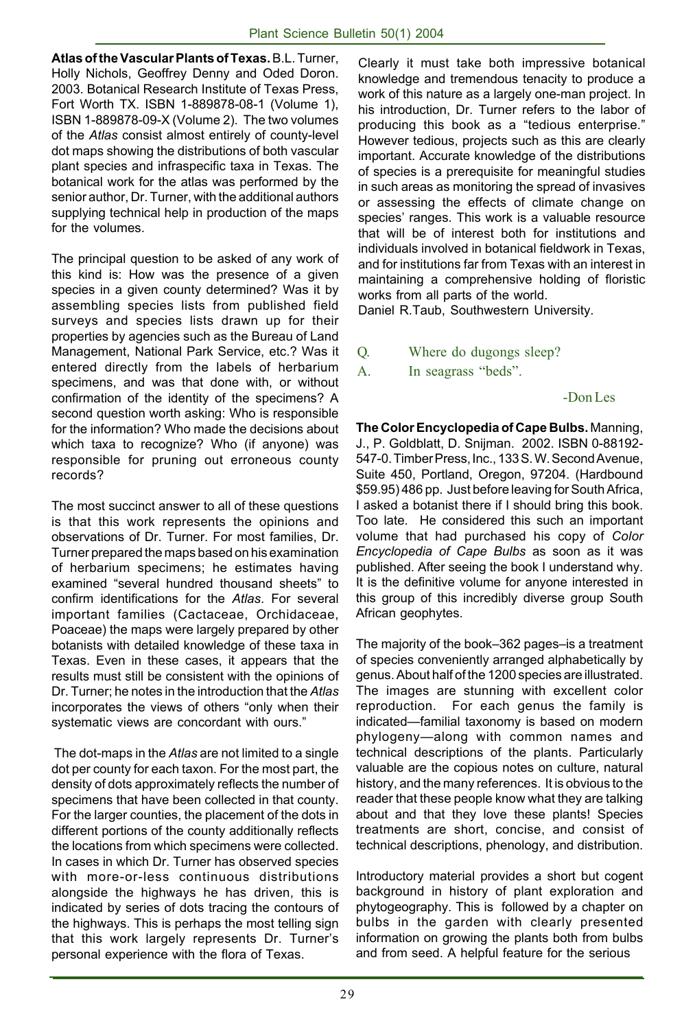**Atlas of the Vascular Plants of Texas.** B.L. Turner, Holly Nichols, Geoffrey Denny and Oded Doron. 2003. Botanical Research Institute of Texas Press, Fort Worth TX. ISBN 1-889878-08-1 (Volume 1), ISBN 1-889878-09-X (Volume 2). The two volumes of the *Atlas* consist almost entirely of county-level dot maps showing the distributions of both vascular plant species and infraspecific taxa in Texas. The botanical work for the atlas was performed by the senior author, Dr. Turner, with the additional authors supplying technical help in production of the maps for the volumes.

The principal question to be asked of any work of this kind is: How was the presence of a given species in a given county determined? Was it by assembling species lists from published field surveys and species lists drawn up for their properties by agencies such as the Bureau of Land Management, National Park Service, etc.? Was it entered directly from the labels of herbarium specimens, and was that done with, or without confirmation of the identity of the specimens? A second question worth asking: Who is responsible for the information? Who made the decisions about which taxa to recognize? Who (if anyone) was responsible for pruning out erroneous county records?

The most succinct answer to all of these questions is that this work represents the opinions and observations of Dr. Turner. For most families, Dr. Turner prepared the maps based on his examination of herbarium specimens; he estimates having examined "several hundred thousand sheets" to confirm identifications for the *Atlas*. For several important families (Cactaceae, Orchidaceae, Poaceae) the maps were largely prepared by other botanists with detailed knowledge of these taxa in Texas. Even in these cases, it appears that the results must still be consistent with the opinions of Dr. Turner; he notes in the introduction that the *Atlas* incorporates the views of others "only when their systematic views are concordant with ours."

The dot-maps in the *Atlas* are not limited to a single dot per county for each taxon. For the most part, the density of dots approximately reflects the number of specimens that have been collected in that county. For the larger counties, the placement of the dots in different portions of the county additionally reflects the locations from which specimens were collected. In cases in which Dr. Turner has observed species with more-or-less continuous distributions alongside the highways he has driven, this is indicated by series of dots tracing the contours of the highways. This is perhaps the most telling sign that this work largely represents Dr. Turner's personal experience with the flora of Texas.

Clearly it must take both impressive botanical knowledge and tremendous tenacity to produce a work of this nature as a largely one-man project. In his introduction, Dr. Turner refers to the labor of producing this book as a "tedious enterprise." However tedious, projects such as this are clearly important. Accurate knowledge of the distributions of species is a prerequisite for meaningful studies in such areas as monitoring the spread of invasives or assessing the effects of climate change on species' ranges. This work is a valuable resource that will be of interest both for institutions and individuals involved in botanical fieldwork in Texas, and for institutions far from Texas with an interest in maintaining a comprehensive holding of floristic works from all parts of the world.

Daniel R.Taub, Southwestern University.

Q. Where do dugongs sleep?

A. In seagrass "beds".

-Don Les

**The Color Encyclopedia of Cape Bulbs.** Manning, J., P. Goldblatt, D. Snijman. 2002. ISBN 0-88192-547-0. Timber Press, Inc., 133 S. W. Second Avenue, Suite 450, Portland, Oregon, 97204. (Hardbound $59.95) 486 pp. Just before leaving for South Africa, I asked a botanist there if I should bring this book. Too late. He considered this such an important volume that had purchased his copy of *Color Encyclopedia of Cape Bulbs* as soon as it was published. After seeing the book I understand why. It is the definitive volume for anyone interested in this group of this incredibly diverse group South African geophytes.

The majority of the book–362 pages–is a treatment of species conveniently arranged alphabetically by genus. About half of the 1200 species are illustrated. The images are stunning with excellent color reproduction. For each genus the family is indicated—familial taxonomy is based on modern phylogeny—along with common names and technical descriptions of the plants. Particularly valuable are the copious notes on culture, natural history, and the many references. It is obvious to the reader that these people know what they are talking about and that they love these plants! Species treatments are short, concise, and consist of technical descriptions, phenology, and distribution.

Introductory material provides a short but cogent background in history of plant exploration and phytogeography. This is followed by a chapter on bulbs in the garden with clearly presented information on growing the plants both from bulbs and from seed. A helpful feature for the serious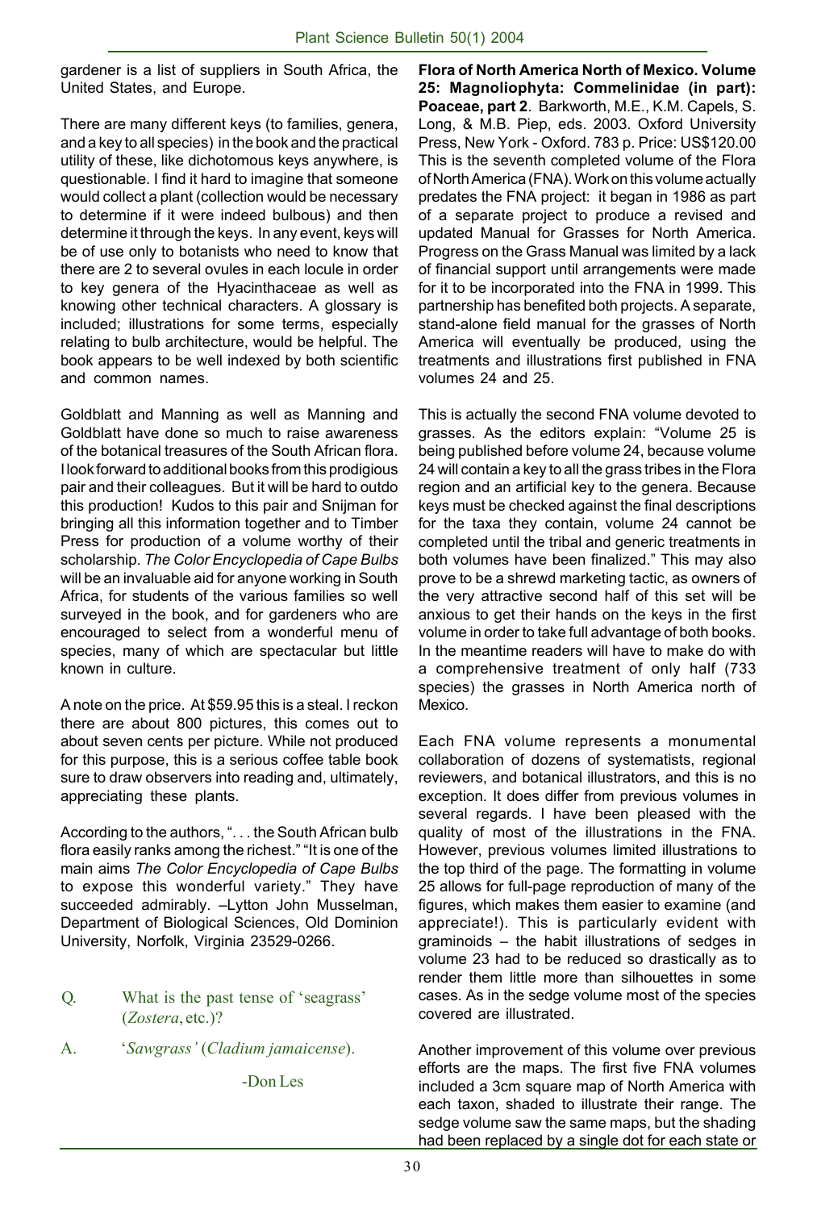gardener is a list of suppliers in South Africa, the United States, and Europe.

There are many different keys (to families, genera, and a key to all species) in the book and the practical utility of these, like dichotomous keys anywhere, is questionable. I find it hard to imagine that someone would collect a plant (collection would be necessary to determine if it were indeed bulbous) and then determine it through the keys. In any event, keys will be of use only to botanists who need to know that there are 2 to several ovules in each locule in order to key genera of the Hyacinthaceae as well as knowing other technical characters. A glossary is included; illustrations for some terms, especially relating to bulb architecture, would be helpful. The book appears to be well indexed by both scientific and common names.

Goldblatt and Manning as well as Manning and Goldblatt have done so much to raise awareness of the botanical treasures of the South African flora. I look forward to additional books from this prodigious pair and their colleagues. But it will be hard to outdo this production! Kudos to this pair and Snijman for bringing all this information together and to Timber Press for production of a volume worthy of their scholarship. *The Color Encyclopedia of Cape Bulbs* will be an invaluable aid for anyone working in South Africa, for students of the various families so well surveyed in the book, and for gardeners who are encouraged to select from a wonderful menu of species, many of which are spectacular but little known in culture.

A note on the price. At $59.95 this is a steal. I reckon there are about 800 pictures, this comes out to about seven cents per picture. While not produced for this purpose, this is a serious coffee table book sure to draw observers into reading and, ultimately, appreciating these plants.

According to the authors, ". . . the South African bulb flora easily ranks among the richest." "It is one of the main aims *The Color Encyclopedia of Cape Bulbs* to expose this wonderful variety." They have succeeded admirably. –Lytton John Musselman, Department of Biological Sciences, Old Dominion University, Norfolk, Virginia 23529-0266.

Q. What is the past tense of 'seagrass' (*Zostera*, etc.)?

A. '*Sawgrass*' (*Cladium jamaicense*).

-Don Les

**Flora of North America North of Mexico. Volume 25: Magnoliophyta: Commelinidae (in part): Poaceae, part 2**. Barkworth, M.E., K.M. Capels, S. Long, & M.B. Piep, eds. 2003. Oxford University Press, New York - Oxford. 783 p. Price: US$120.00 This is the seventh completed volume of the Flora of North America (FNA). Work on this volume actually predates the FNA project: it began in 1986 as part of a separate project to produce a revised and updated Manual for Grasses for North America. Progress on the Grass Manual was limited by a lack of financial support until arrangements were made for it to be incorporated into the FNA in 1999. This partnership has benefited both projects. A separate, stand-alone field manual for the grasses of North America will eventually be produced, using the treatments and illustrations first published in FNA volumes 24 and 25.

This is actually the second FNA volume devoted to grasses. As the editors explain: "Volume 25 is being published before volume 24, because volume 24 will contain a key to all the grass tribes in the Flora region and an artificial key to the genera. Because keys must be checked against the final descriptions for the taxa they contain, volume 24 cannot be completed until the tribal and generic treatments in both volumes have been finalized." This may also prove to be a shrewd marketing tactic, as owners of the very attractive second half of this set will be anxious to get their hands on the keys in the first volume in order to take full advantage of both books. In the meantime readers will have to make do with a comprehensive treatment of only half (733 species) the grasses in North America north of Mexico.

Each FNA volume represents a monumental collaboration of dozens of systematists, regional reviewers, and botanical illustrators, and this is no exception. It does differ from previous volumes in several regards. I have been pleased with the quality of most of the illustrations in the FNA. However, previous volumes limited illustrations to the top third of the page. The formatting in volume 25 allows for full-page reproduction of many of the figures, which makes them easier to examine (and appreciate!). This is particularly evident with graminoids – the habit illustrations of sedges in volume 23 had to be reduced so drastically as to render them little more than silhouettes in some cases. As in the sedge volume most of the species covered are illustrated.

Another improvement of this volume over previous efforts are the maps. The first five FNA volumes included a 3cm square map of North America with each taxon, shaded to illustrate their range. The sedge volume saw the same maps, but the shading had been replaced by a single dot for each state or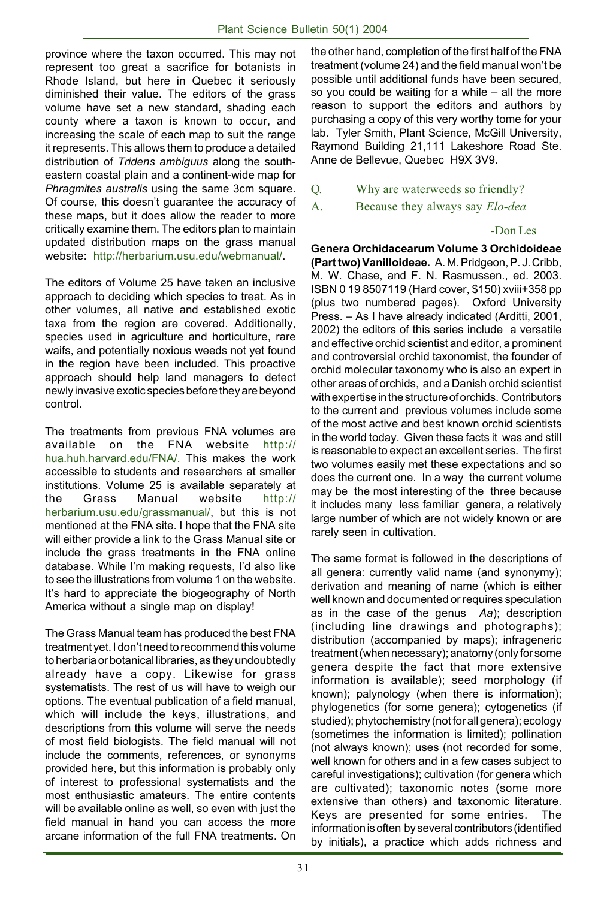province where the taxon occurred. This may not represent too great a sacrifice for botanists in Rhode Island, but here in Quebec it seriously diminished their value. The editors of the grass volume have set a new standard, shading each county where a taxon is known to occur, and increasing the scale of each map to suit the range it represents. This allows them to produce a detailed distribution of *Tridens ambiguus* along the south-eastern coastal plain and a continent-wide map for *Phragmites australis* using the same 3cm square. Of course, this doesn't guarantee the accuracy of these maps, but it does allow the reader to more critically examine them. The editors plan to maintain updated distribution maps on the grass manual website: http://herbarium.usu.edu/webmanual/.

The editors of Volume 25 have taken an inclusive approach to deciding which species to treat. As in other volumes, all native and established exotic taxa from the region are covered. Additionally, species used in agriculture and horticulture, rare waifs, and potentially noxious weeds not yet found in the region have been included. This proactive approach should help land managers to detect newly invasive exotic species before they are beyond control.

The treatments from previous FNA volumes are available on the FNA website http://hua.huh.harvard.edu/FNA/. This makes the work accessible to students and researchers at smaller institutions. Volume 25 is available separately at the Grass Manual website http://herbarium.usu.edu/grassmanual/, but this is not mentioned at the FNA site. I hope that the FNA site will either provide a link to the Grass Manual site or include the grass treatments in the FNA online database. While I'm making requests, I'd also like to see the illustrations from volume 1 on the website. It's hard to appreciate the biogeography of North America without a single map on display!

The Grass Manual team has produced the best FNA treatment yet. I don't need to recommend this volume to herbaria or botanical libraries, as they undoubtedly already have a copy. Likewise for grass systematists. The rest of us will have to weigh our options. The eventual publication of a field manual, which will include the keys, illustrations, and descriptions from this volume will serve the needs of most field biologists. The field manual will not include the comments, references, or synonyms provided here, but this information is probably only of interest to professional systematists and the most enthusiastic amateurs. The entire contents will be available online as well, so even with just the field manual in hand you can access the more arcane information of the full FNA treatments. On the other hand, completion of the first half of the FNA treatment (volume 24) and the field manual won't be possible until additional funds have been secured, so you could be waiting for a while – all the more reason to support the editors and authors by purchasing a copy of this very worthy tome for your lab. Tyler Smith, Plant Science, McGill University, Raymond Building 21,111 Lakeshore Road Ste. Anne de Bellevue, Quebec H9X 3V9.

Q. Why are waterweeds so friendly?

A. Because they always say *Elo-dea*

-Don Les

**Genera Orchidacearum Volume 3 Orchidoideae (Part two) Vanilloideae.** A. M. Pridgeon, P. J. Cribb, M. W. Chase, and F. N. Rasmussen., ed. 2003. ISBN 0 19 8507119 (Hard cover, $150) xviii+358 pp (plus two numbered pages). Oxford University Press. – As I have already indicated (Arditti, 2001, 2002) the editors of this series include a versatile and effective orchid scientist and editor, a prominent and controversial orchid taxonomist, the founder of orchid molecular taxonomy who is also an expert in other areas of orchids, and a Danish orchid scientist with expertise in the structure of orchids. Contributors to the current and previous volumes include some of the most active and best known orchid scientists in the world today. Given these facts it was and still is reasonable to expect an excellent series. The first two volumes easily met these expectations and so does the current one. In a way the current volume may be the most interesting of the three because it includes many less familiar genera, a relatively large number of which are not widely known or are rarely seen in cultivation.

The same format is followed in the descriptions of all genera: currently valid name (and synonymy); derivation and meaning of name (which is either well known and documented or requires speculation as in the case of the genus *Aa*); description (including line drawings and photographs); distribution (accompanied by maps); infrageneric treatment (when necessary); anatomy (only for some genera despite the fact that more extensive information is available); seed morphology (if known); palynology (when there is information); phylogenetics (for some genera); cytogenetics (if studied); phytochemistry (not for all genera); ecology (sometimes the information is limited); pollination (not always known); uses (not recorded for some, well known for others and in a few cases subject to careful investigations); cultivation (for genera which are cultivated); taxonomic notes (some more extensive than others) and taxonomic literature. Keys are presented for some entries. The information is often by several contributors (identified by initials), a practice which adds richness and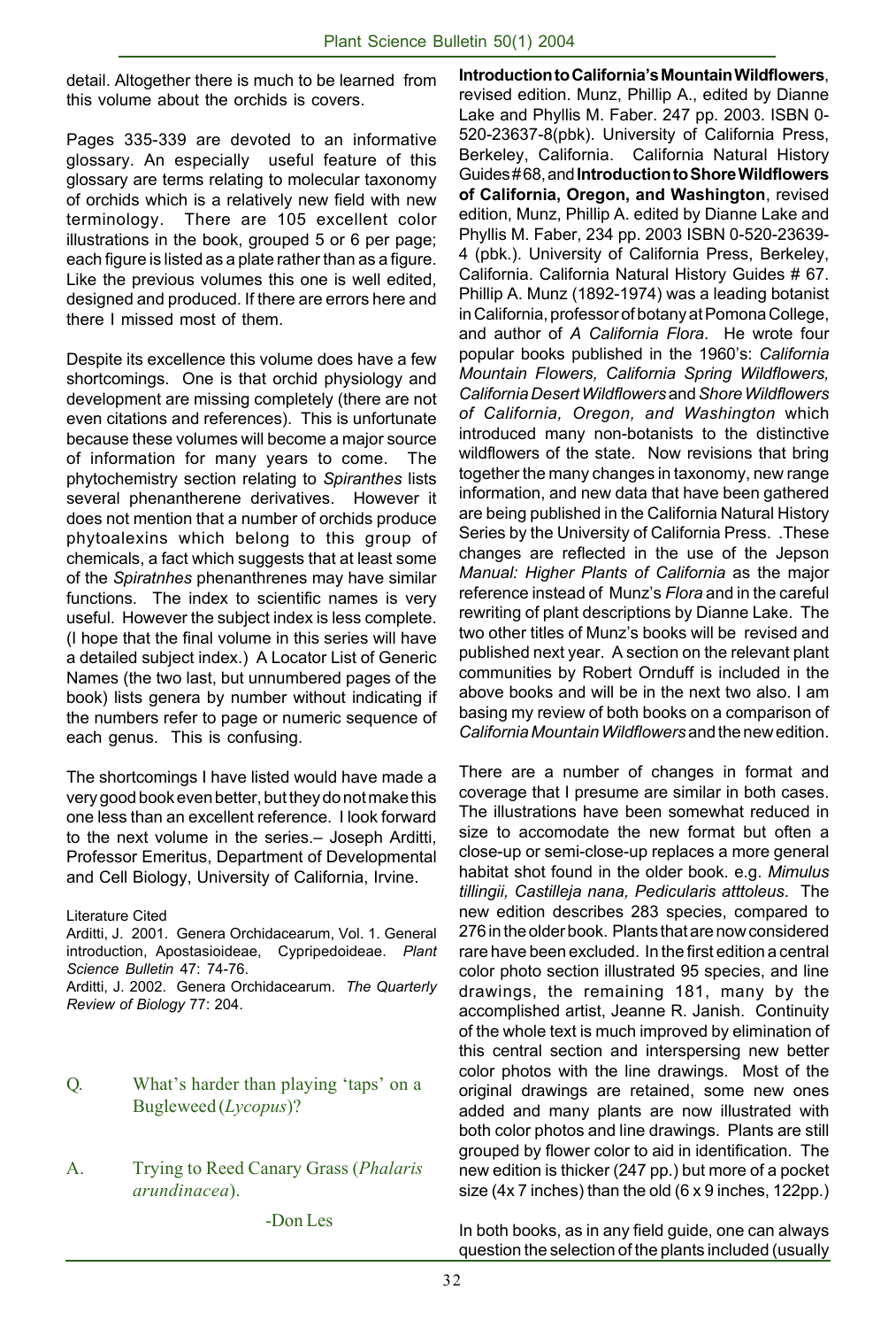detail. Altogether there is much to be learned from this volume about the orchids is covers.

Pages 335-339 are devoted to an informative glossary. An especially useful feature of this glossary are terms relating to molecular taxonomy of orchids which is a relatively new field with new terminology. There are 105 excellent color illustrations in the book, grouped 5 or 6 per page; each figure is listed as a plate rather than as a figure. Like the previous volumes this one is well edited, designed and produced. If there are errors here and there I missed most of them.

Despite its excellence this volume does have a few shortcomings. One is that orchid physiology and development are missing completely (there are not even citations and references). This is unfortunate because these volumes will become a major source of information for many years to come. The phytochemistry section relating to *Spiranthes* lists several phenantherene derivatives. However it does not mention that a number of orchids produce phytoalexins which belong to this group of chemicals, a fact which suggests that at least some of the *Spiratnhes* phenanthrenes may have similar functions. The index to scientific names is very useful. However the subject index is less complete. (I hope that the final volume in this series will have a detailed subject index.) A Locator List of Generic Names (the two last, but unnumbered pages of the book) lists genera by number without indicating if the numbers refer to page or numeric sequence of each genus. This is confusing.

The shortcomings I have listed would have made a very good book even better, but they do not make this one less than an excellent reference. I look forward to the next volume in the series.– Joseph Arditti, Professor Emeritus, Department of Developmental and Cell Biology, University of California, Irvine.

Literature Cited

Arditti, J. 2001. Genera Orchidacearum, Vol. 1. General introduction, Apostasioideae, Cypripedoideae. *Plant Science Bulletin* 47: 74-76.

Arditti, J. 2002. Genera Orchidacearum. *The Quarterly Review of Biology* 77: 204.

Q. What's harder than playing 'taps' on a Bugleweed (*Lycopus*)?

A. Trying to Reed Canary Grass (*Phalaris arundinacea*).

-Don Les

**Introduction to California's Mountain Wildflowers**, revised edition. Munz, Phillip A., edited by Dianne Lake and Phyllis M. Faber. 247 pp. 2003. ISBN 0-520-23637-8(pbk). University of California Press, Berkeley, California. California Natural History Guides # 68, and **Introduction to Shore Wildflowers of California, Oregon, and Washington**, revised edition, Munz, Phillip A. edited by Dianne Lake and Phyllis M. Faber, 234 pp. 2003 ISBN 0-520-23639-4 (pbk.). University of California Press, Berkeley, California. California Natural History Guides # 67. Phillip A. Munz (1892-1974) was a leading botanist in California, professor of botany at Pomona College, and author of *A California Flora*. He wrote four popular books published in the 1960's: *California Mountain Flowers, California Spring Wildflowers, California Desert Wildflowers* and *Shore Wildflowers of California, Oregon, and Washington* which introduced many non-botanists to the distinctive wildflowers of the state. Now revisions that bring together the many changes in taxonomy, new range information, and new data that have been gathered are being published in the California Natural History Series by the University of California Press. .These changes are reflected in the use of the Jepson *Manual: Higher Plants of California* as the major reference instead of Munz's *Flora* and in the careful rewriting of plant descriptions by Dianne Lake. The two other titles of Munz's books will be revised and published next year. A section on the relevant plant communities by Robert Ornduff is included in the above books and will be in the next two also. I am basing my review of both books on a comparison of *California Mountain Wildflowers* and the new edition.

There are a number of changes in format and coverage that I presume are similar in both cases. The illustrations have been somewhat reduced in size to accomodate the new format but often a close-up or semi-close-up replaces a more general habitat shot found in the older book. e.g. *Mimulus tillingii, Castilleja nana, Pedicularis atttoleus*. The new edition describes 283 species, compared to 276 in the older book. Plants that are now considered rare have been excluded. In the first edition a central color photo section illustrated 95 species, and line drawings, the remaining 181, many by the accomplished artist, Jeanne R. Janish. Continuity of the whole text is much improved by elimination of this central section and interspersing new better color photos with the line drawings. Most of the original drawings are retained, some new ones added and many plants are now illustrated with both color photos and line drawings. Plants are still grouped by flower color to aid in identification. The new edition is thicker (247 pp.) but more of a pocket size (4x 7 inches) than the old (6 x 9 inches, 122pp.)

In both books, as in any field guide, one can always question the selection of the plants included (usually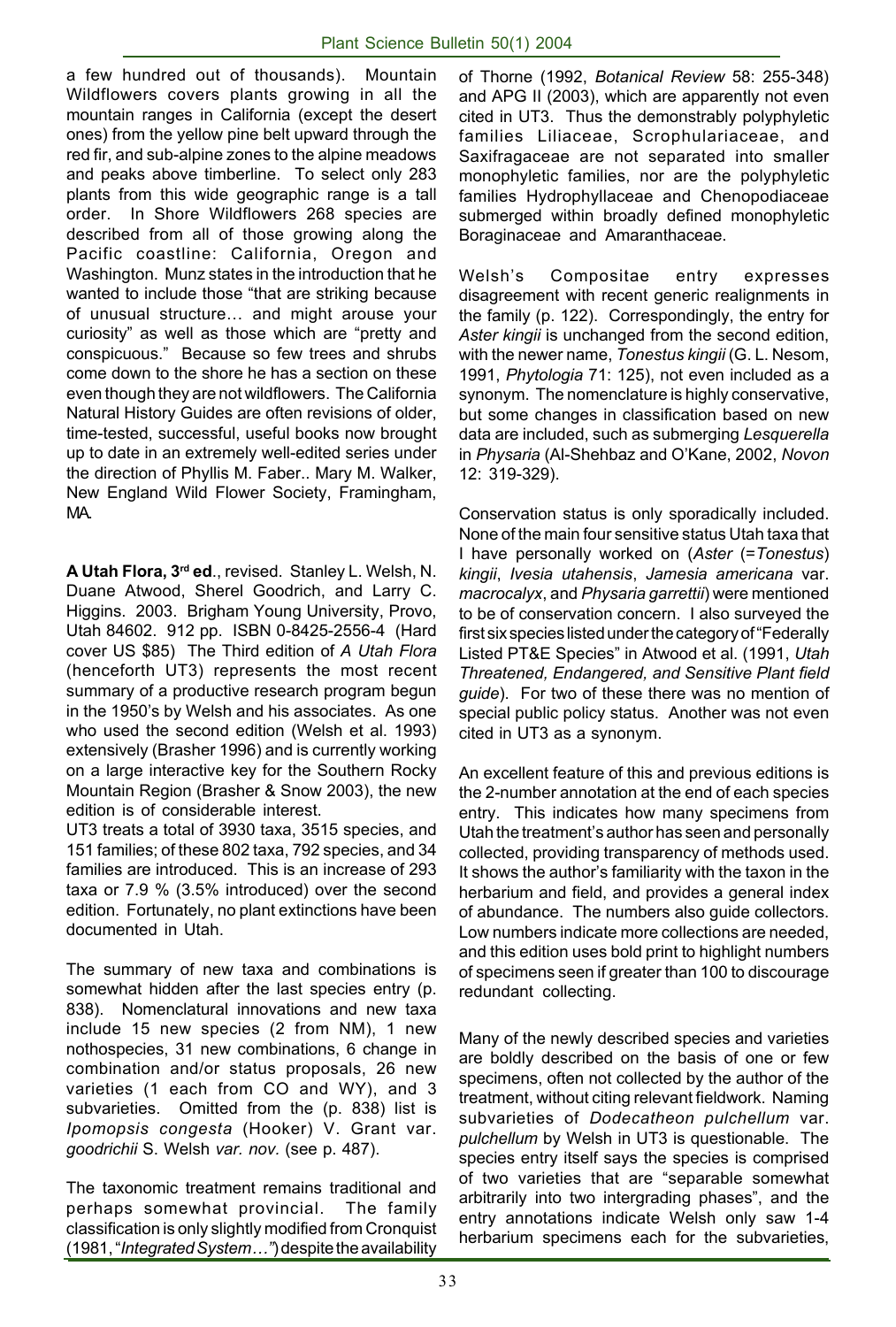a few hundred out of thousands). Mountain Wildflowers covers plants growing in all the mountain ranges in California (except the desert ones) from the yellow pine belt upward through the red fir, and sub-alpine zones to the alpine meadows and peaks above timberline. To select only 283 plants from this wide geographic range is a tall order. In Shore Wildflowers 268 species are described from all of those growing along the Pacific coastline: California, Oregon and Washington. Munz states in the introduction that he wanted to include those "that are striking because of unusual structure… and might arouse your curiosity" as well as those which are "pretty and conspicuous." Because so few trees and shrubs come down to the shore he has a section on these even though they are not wildflowers. The California Natural History Guides are often revisions of older, time-tested, successful, useful books now brought up to date in an extremely well-edited series under the direction of Phyllis M. Faber.. Mary M. Walker, New England Wild Flower Society, Framingham, MA.

**A Utah Flora, 3rd ed**., revised. Stanley L. Welsh, N. Duane Atwood, Sherel Goodrich, and Larry C. Higgins. 2003. Brigham Young University, Provo, Utah 84602. 912 pp. ISBN 0-8425-2556-4 (Hard cover US $85) The Third edition of *A Utah Flora* (henceforth UT3) represents the most recent summary of a productive research program begun in the 1950's by Welsh and his associates. As one who used the second edition (Welsh et al. 1993) extensively (Brasher 1996) and is currently working on a large interactive key for the Southern Rocky Mountain Region (Brasher & Snow 2003), the new edition is of considerable interest.

UT3 treats a total of 3930 taxa, 3515 species, and 151 families; of these 802 taxa, 792 species, and 34 families are introduced. This is an increase of 293 taxa or 7.9 % (3.5% introduced) over the second edition. Fortunately, no plant extinctions have been documented in Utah.

The summary of new taxa and combinations is somewhat hidden after the last species entry (p. 838). Nomenclatural innovations and new taxa include 15 new species (2 from NM), 1 new nothospecies, 31 new combinations, 6 change in combination and/or status proposals, 26 new varieties (1 each from CO and WY), and 3 subvarieties. Omitted from the (p. 838) list is *Ipomopsis congesta* (Hooker) V. Grant var. *goodrichii* S. Welsh *var. nov.* (see p. 487).

The taxonomic treatment remains traditional and perhaps somewhat provincial. The family classification is only slightly modified from Cronquist (1981, "*Integrated System…*") despite the availability of Thorne (1992, *Botanical Review* 58: 255-348) and APG II (2003), which are apparently not even cited in UT3. Thus the demonstrably polyphyletic families Liliaceae, Scrophulariaceae, and Saxifragaceae are not separated into smaller monophyletic families, nor are the polyphyletic families Hydrophyllaceae and Chenopodiaceae submerged within broadly defined monophyletic Boraginaceae and Amaranthaceae.

Welsh's Compositae entry expresses disagreement with recent generic realignments in the family (p. 122). Correspondingly, the entry for *Aster kingii* is unchanged from the second edition, with the newer name, *Tonestus kingii* (G. L. Nesom, 1991, *Phytologia* 71: 125), not even included as a synonym. The nomenclature is highly conservative, but some changes in classification based on new data are included, such as submerging *Lesquerella* in *Physaria* (Al-Shehbaz and O'Kane, 2002, *Novon* 12: 319-329).

Conservation status is only sporadically included. None of the main four sensitive status Utah taxa that I have personally worked on (*Aster* (=*Tonestus*) *kingii*, *Ivesia utahensis*, *Jamesia americana* var. *macrocalyx*, and *Physaria garrettii*) were mentioned to be of conservation concern. I also surveyed the first six species listed under the category of "Federally Listed PT&E Species" in Atwood et al. (1991, *Utah Threatened, Endangered, and Sensitive Plant field guide*). For two of these there was no mention of special public policy status. Another was not even cited in UT3 as a synonym.

An excellent feature of this and previous editions is the 2-number annotation at the end of each species entry. This indicates how many specimens from Utah the treatment's author has seen and personally collected, providing transparency of methods used. It shows the author's familiarity with the taxon in the herbarium and field, and provides a general index of abundance. The numbers also guide collectors. Low numbers indicate more collections are needed, and this edition uses bold print to highlight numbers of specimens seen if greater than 100 to discourage redundant collecting.

Many of the newly described species and varieties are boldly described on the basis of one or few specimens, often not collected by the author of the treatment, without citing relevant fieldwork. Naming subvarieties of *Dodecatheon pulchellum* var. *pulchellum* by Welsh in UT3 is questionable. The species entry itself says the species is comprised of two varieties that are "separable somewhat arbitrarily into two intergrading phases", and the entry annotations indicate Welsh only saw 1-4 herbarium specimens each for the subvarieties,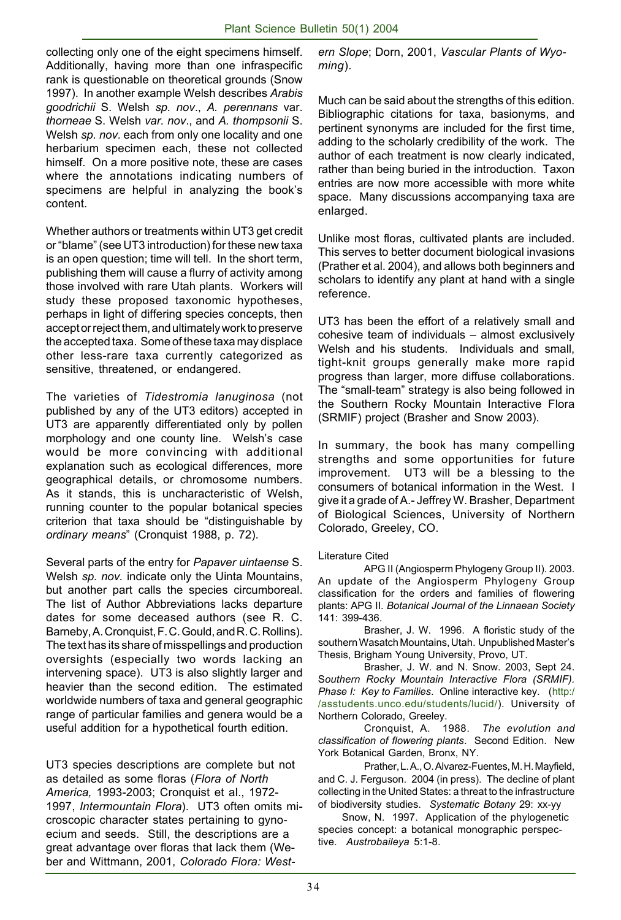collecting only one of the eight specimens himself. Additionally, having more than one infraspecific rank is questionable on theoretical grounds (Snow 1997). In another example Welsh describes *Arabis goodrichii* S. Welsh *sp. nov*., *A. perennans* var. *thorneae* S. Welsh *var. nov*., and *A. thompsonii* S. Welsh *sp. nov*. each from only one locality and one herbarium specimen each, these not collected himself. On a more positive note, these are cases where the annotations indicating numbers of specimens are helpful in analyzing the book's content.

Whether authors or treatments within UT3 get credit or "blame" (see UT3 introduction) for these new taxa is an open question; time will tell. In the short term, publishing them will cause a flurry of activity among those involved with rare Utah plants. Workers will study these proposed taxonomic hypotheses, perhaps in light of differing species concepts, then accept or reject them, and ultimately work to preserve the accepted taxa. Some of these taxa may displace other less-rare taxa currently categorized as sensitive, threatened, or endangered.

The varieties of *Tidestromia lanuginosa* (not published by any of the UT3 editors) accepted in UT3 are apparently differentiated only by pollen morphology and one county line. Welsh's case would be more convincing with additional explanation such as ecological differences, more geographical details, or chromosome numbers. As it stands, this is uncharacteristic of Welsh, running counter to the popular botanical species criterion that taxa should be "distinguishable by *ordinary means*" (Cronquist 1988, p. 72).

Several parts of the entry for *Papaver uintaense* S. Welsh *sp. nov.* indicate only the Uinta Mountains, but another part calls the species circumboreal. The list of Author Abbreviations lacks departure dates for some deceased authors (see R. C. Barneby, A. Cronquist, F. C. Gould, and R. C. Rollins). The text has its share of misspellings and production oversights (especially two words lacking an intervening space). UT3 is also slightly larger and heavier than the second edition. The estimated worldwide numbers of taxa and general geographic range of particular families and genera would be a useful addition for a hypothetical fourth edition.

UT3 species descriptions are complete but not as detailed as some floras (*Flora of North America,* 1993-2003; Cronquist et al., 1972-1997, *Intermountain Flora*). UT3 often omits microscopic character states pertaining to gynoecium and seeds. Still, the descriptions are a great advantage over floras that lack them (Weber and Wittmann, 2001, *Colorado Flora: Western Slope*; Dorn, 2001, *Vascular Plants of Wyoming*).

Much can be said about the strengths of this edition. Bibliographic citations for taxa, basionyms, and pertinent synonyms are included for the first time, adding to the scholarly credibility of the work. The author of each treatment is now clearly indicated, rather than being buried in the introduction. Taxon entries are now more accessible with more white space. Many discussions accompanying taxa are enlarged.

Unlike most floras, cultivated plants are included. This serves to better document biological invasions (Prather et al. 2004), and allows both beginners and scholars to identify any plant at hand with a single reference.

UT3 has been the effort of a relatively small and cohesive team of individuals – almost exclusively Welsh and his students. Individuals and small, tight-knit groups generally make more rapid progress than larger, more diffuse collaborations. The "small-team" strategy is also being followed in the Southern Rocky Mountain Interactive Flora (SRMIF) project (Brasher and Snow 2003).

In summary, the book has many compelling strengths and some opportunities for future improvement. UT3 will be a blessing to the consumers of botanical information in the West. I give it a grade of A.- Jeffrey W. Brasher, Department of Biological Sciences, University of Northern Colorado, Greeley, CO.

Literature Cited

APG II (Angiosperm Phylogeny Group II). 2003. An update of the Angiosperm Phylogeny Group classification for the orders and families of flowering plants: APG II. *Botanical Journal of the Linnaean Society* 141: 399-436.

Brasher, J. W. 1996. A floristic study of the southern Wasatch Mountains, Utah. Unpublished Master's Thesis, Brigham Young University, Provo, UT.

Brasher, J. W. and N. Snow. 2003, Sept 24. *Southern Rocky Mountain Interactive Flora (SRMIF). Phase I: Key to Families*. Online interactive key. (http://asstudents.unco.edu/students/lucid/). University of Northern Colorado, Greeley.

Cronquist, A. 1988. *The evolution and classification of flowering plants*. Second Edition. New York Botanical Garden, Bronx, NY.

Prather, L. A., O. Alvarez-Fuentes, M. H. Mayfield, and C. J. Ferguson. 2004 (in press). The decline of plant collecting in the United States: a threat to the infrastructure of biodiversity studies. *Systematic Botany* 29: xx-yy

Snow, N. 1997. Application of the phylogenetic species concept: a botanical monographic perspective. *Austrobaileya* 5:1-8.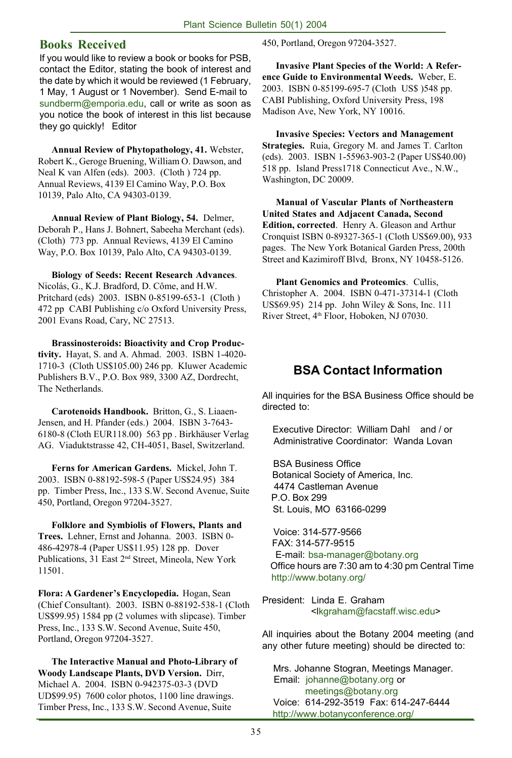## Books Received

If you would like to review a book or books for PSB, contact the Editor, stating the book of interest and the date by which it would be reviewed (1 February, 1 May, 1 August or 1 November). Send E-mail to sundberm@emporia.edu, call or write as soon as you notice the book of interest in this list because they go quickly! Editor

**Annual Review of Phytopathology, 41.** Webster, Robert K., Geroge Bruening, William O. Dawson, and Neal K van Alfen (eds). 2003. (Cloth ) 724 pp. Annual Reviews, 4139 El Camino Way, P.O. Box 10139, Palo Alto, CA 94303-0139.

**Annual Review of Plant Biology, 54.** Delmer, Deborah P., Hans J. Bohnert, Sabeeha Merchant (eds). (Cloth) 773 pp. Annual Reviews, 4139 El Camino Way, P.O. Box 10139, Palo Alto, CA 94303-0139.

**Biology of Seeds: Recent Research Advances**. Nicolás, G., K.J. Bradford, D. Côme, and H.W. Pritchard (eds) 2003. ISBN 0-85199-653-1 (Cloth ) 472 pp CABI Publishing c/o Oxford University Press, 2001 Evans Road, Cary, NC 27513.

**Brassinosteroids: Bioactivity and Crop Productivity.** Hayat, S. and A. Ahmad. 2003. ISBN 1-4020-1710-3 (Cloth US$105.00) 246 pp. Kluwer Academic Publishers B.V., P.O. Box 989, 3300 AZ, Dordrecht, The Netherlands.

**Carotenoids Handbook.** Britton, G., S. Liaaen-Jensen, and H. Pfander (eds.) 2004. ISBN 3-7643-6180-8 (Cloth EUR118.00) 563 pp . Birkhäuser Verlag AG. Viaduktstrasse 42, CH-4051, Basel, Switzerland.

**Ferns for American Gardens.** Mickel, John T. 2003. ISBN 0-88192-598-5 (Paper US$24.95) 384 pp. Timber Press, Inc., 133 S.W. Second Avenue, Suite 450, Portland, Oregon 97204-3527.

**Folklore and Symbiolis of Flowers, Plants and Trees.** Lehner, Ernst and Johanna. 2003. ISBN 0-486-42978-4 (Paper US$11.95) 128 pp. Dover Publications, 31 East 2nd Street, Mineola, New York 11501.

**Flora: A Gardener's Encyclopedia.** Hogan, Sean (Chief Consultant). 2003. ISBN 0-88192-538-1 (Cloth US$99.95) 1584 pp (2 volumes with slipcase). Timber Press, Inc., 133 S.W. Second Avenue, Suite 450, Portland, Oregon 97204-3527.

**The Interactive Manual and Photo-Library of Woody Landscape Plants, DVD Version.** Dirr, Michael A. 2004. ISBN 0-942375-03-3 (DVD UD$99.95) 7600 color photos, 1100 line drawings. Timber Press, Inc., 133 S.W. Second Avenue, Suite 450, Portland, Oregon 97204-3527.

**Invasive Plant Species of the World: A Reference Guide to Environmental Weeds.** Weber, E. 2003. ISBN 0-85199-695-7 (Cloth US$ )548 pp. CABI Publishing, Oxford University Press, 198 Madison Ave, New York, NY 10016.

**Invasive Species: Vectors and Management Strategies.** Ruia, Gregory M. and James T. Carlton (eds). 2003. ISBN 1-55963-903-2 (Paper US$40.00) 518 pp. Island Press1718 Connecticut Ave., N.W., Washington, DC 20009.

**Manual of Vascular Plants of Northeastern United States and Adjacent Canada, Second Edition, corrected**. Henry A. Gleason and Arthur Cronquist ISBN 0-89327-365-1 (Cloth US$69.00), 933 pages. The New York Botanical Garden Press, 200th Street and Kazimiroff Blvd, Bronx, NY 10458-5126.

**Plant Genomics and Proteomics**. Cullis, Christopher A. 2004. ISBN 0-471-37314-1 (Cloth US$69.95) 214 pp. John Wiley & Sons, Inc. 111 River Street, 4th Floor, Hoboken, NJ 07030.

## BSA Contact Information

All inquiries for the BSA Business Office should be directed to:

Executive Director: William Dahl and / or
Administrative Coordinator: Wanda Lovan

BSA Business Office
Botanical Society of America, Inc.
4474 Castleman Avenue
P.O. Box 299
St. Louis, MO 63166-0299

Voice: 314-577-9566
FAX: 314-577-9515
E-mail: bsa-manager@botany.org
Office hours are 7:30 am to 4:30 pm Central Time
http://www.botany.org/

President: Linda E. Graham
<lkgraham@facstaff.wisc.edu>

All inquiries about the Botany 2004 meeting (and any other future meeting) should be directed to:

Mrs. Johanne Stogran, Meetings Manager.
Email: johanne@botany.org or
meetings@botany.org
Voice: 614-292-3519 Fax: 614-247-6444
http://www.botanyconference.org/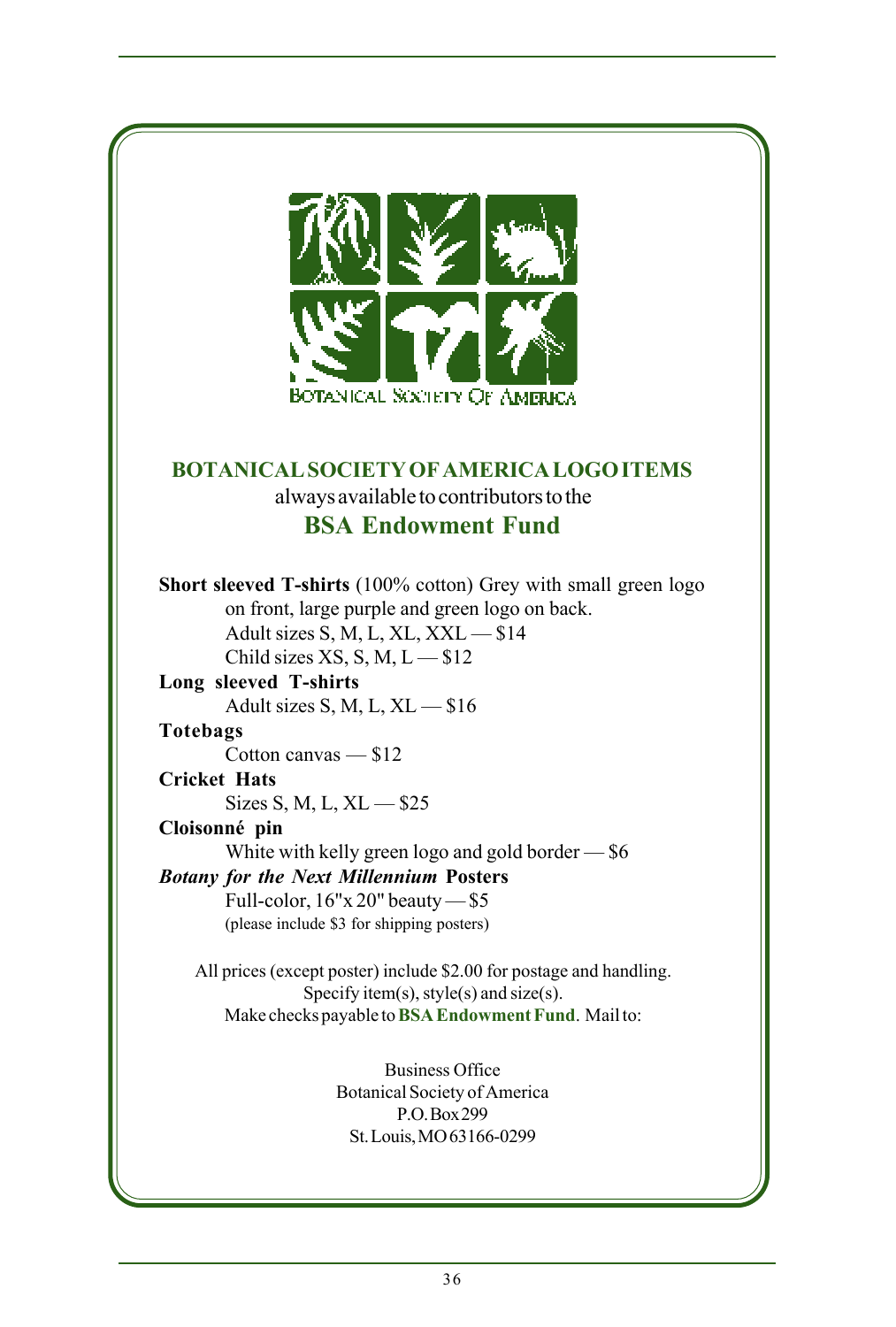BOTANICAL SOCIETY OF AMERICA

## BOTANICAL SOCIETY OF AMERICA LOGO ITEMS

always available to contributors to the

## BSA Endowment Fund

**Short sleeved T-shirts** (100% cotton) Grey with small green logo on front, large purple and green logo on back.
Adult sizes S, M, L, XL, XXL — $14
Child sizes XS, S, M, L — $12

**Long sleeved T-shirts**
Adult sizes S, M, L, XL — $16

**Totebags**
Cotton canvas — $12

**Cricket Hats**
Sizes S, M, L, XL — $25

**Cloisonné pin**
White with kelly green logo and gold border — $6

***Botany for the Next Millennium* Posters**
Full-color, 16"x 20" beauty — $5
(please include $3 for shipping posters)

All prices (except poster) include $2.00 for postage and handling.
Specify item(s), style(s) and size(s).
Make checks payable to **BSA Endowment Fund**. Mail to:

Business Office
Botanical Society of America
P.O. Box 299
St. Louis, MO 63166-0299